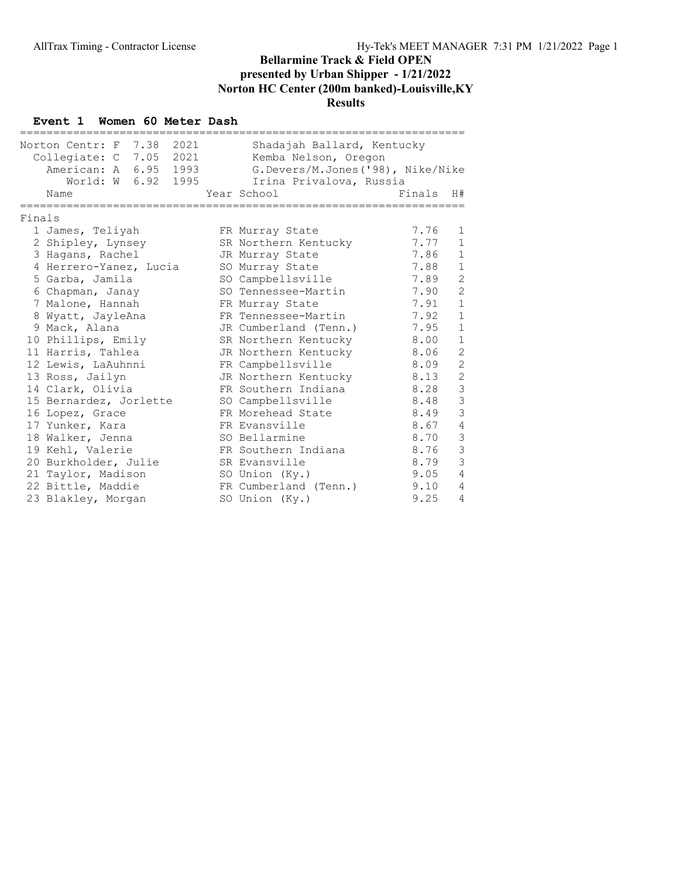# Bellarmine Track & Field OPEN

## presented by Urban Shipper - 1/21/2022

## Norton HC Center (200m banked)-Louisville,KY

## Results

### Event 1 Women 60 Meter Dash

| Record | Mark | Year | Holder |
|---|---|---|---|
| Norton Centr: F | 7.38 | 2021 | Shadajah Ballard, Kentucky |
| Collegiate: C | 7.05 | 2021 | Kemba Nelson, Oregon |
| American: A | 6.95 | 1993 | G.Devers/M.Jones('98), Nike/Nike |
| World: W | 6.92 | 1995 | Irina Privalova, Russia |

**Finals**

| Place | Name | Year | School | Finals | H# |
|---|---|---|---|---|---|
| 1 | James, Teliyah | FR | Murray State | 7.76 | 1 |
| 2 | Shipley, Lynsey | SR | Northern Kentucky | 7.77 | 1 |
| 3 | Hagans, Rachel | JR | Murray State | 7.86 | 1 |
| 4 | Herrero-Yanez, Lucia | SO | Murray State | 7.88 | 1 |
| 5 | Garba, Jamila | SO | Campbellsville | 7.89 | 2 |
| 6 | Chapman, Janay | SO | Tennessee-Martin | 7.90 | 2 |
| 7 | Malone, Hannah | FR | Murray State | 7.91 | 1 |
| 8 | Wyatt, JayleAna | FR | Tennessee-Martin | 7.92 | 1 |
| 9 | Mack, Alana | JR | Cumberland (Tenn.) | 7.95 | 1 |
| 10 | Phillips, Emily | SR | Northern Kentucky | 8.00 | 1 |
| 11 | Harris, Tahlea | JR | Northern Kentucky | 8.06 | 2 |
| 12 | Lewis, LaAuhnni | FR | Campbellsville | 8.09 | 2 |
| 13 | Ross, Jailyn | JR | Northern Kentucky | 8.13 | 2 |
| 14 | Clark, Olivia | FR | Southern Indiana | 8.28 | 3 |
| 15 | Bernardez, Jorlette | SO | Campbellsville | 8.48 | 3 |
| 16 | Lopez, Grace | FR | Morehead State | 8.49 | 3 |
| 17 | Yunker, Kara | FR | Evansville | 8.67 | 4 |
| 18 | Walker, Jenna | SO | Bellarmine | 8.70 | 3 |
| 19 | Kehl, Valerie | FR | Southern Indiana | 8.76 | 3 |
| 20 | Burkholder, Julie | SR | Evansville | 8.79 | 3 |
| 21 | Taylor, Madison | SO | Union (Ky.) | 9.05 | 4 |
| 22 | Bittle, Maddie | FR | Cumberland (Tenn.) | 9.10 | 4 |
| 23 | Blakley, Morgan | SO | Union (Ky.) | 9.25 | 4 |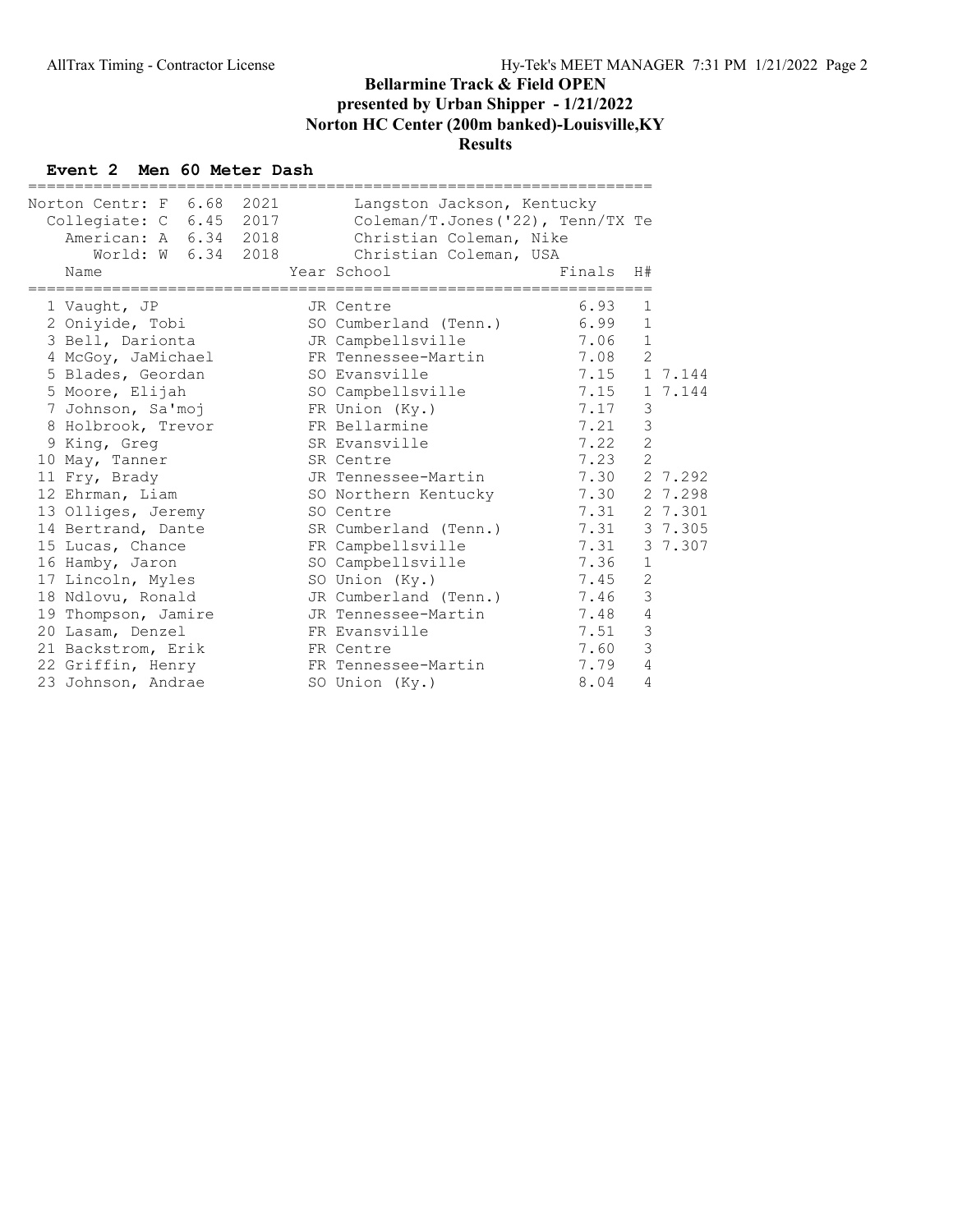# Bellarmine Track & Field OPEN

## presented by Urban Shipper - 1/21/2022

## Norton HC Center (200m banked)-Louisville,KY

## Results

### Event 2 Men 60 Meter Dash

| Record | Mark | Year | Holder |
|---|---|---|---|
| Norton Centr: F | 6.68 | 2021 | Langston Jackson, Kentucky |
| Collegiate: C | 6.45 | 2017 | Coleman/T.Jones('22), Tenn/TX Te |
| American: A | 6.34 | 2018 | Christian Coleman, Nike |
| World: W | 6.34 | 2018 | Christian Coleman, USA |

| Place | Name | Year | School | Finals | H# | |
|---|---|---|---|---|---|---|
| 1 | Vaught, JP | JR | Centre | 6.93 | 1 | |
| 2 | Oniyide, Tobi | SO | Cumberland (Tenn.) | 6.99 | 1 | |
| 3 | Bell, Darionta | JR | Campbellsville | 7.06 | 1 | |
| 4 | McGoy, JaMichael | FR | Tennessee-Martin | 7.08 | 2 | |
| 5 | Blades, Geordan | SO | Evansville | 7.15 | 1 | 7.144 |
| 5 | Moore, Elijah | SO | Campbellsville | 7.15 | 1 | 7.144 |
| 7 | Johnson, Sa'moj | FR | Union (Ky.) | 7.17 | 3 | |
| 8 | Holbrook, Trevor | FR | Bellarmine | 7.21 | 3 | |
| 9 | King, Greg | SR | Evansville | 7.22 | 2 | |
| 10 | May, Tanner | SR | Centre | 7.23 | 2 | |
| 11 | Fry, Brady | JR | Tennessee-Martin | 7.30 | 2 | 7.292 |
| 12 | Ehrman, Liam | SO | Northern Kentucky | 7.30 | 2 | 7.298 |
| 13 | Olliges, Jeremy | SO | Centre | 7.31 | 2 | 7.301 |
| 14 | Bertrand, Dante | SR | Cumberland (Tenn.) | 7.31 | 3 | 7.305 |
| 15 | Lucas, Chance | FR | Campbellsville | 7.31 | 3 | 7.307 |
| 16 | Hamby, Jaron | SO | Campbellsville | 7.36 | 1 | |
| 17 | Lincoln, Myles | SO | Union (Ky.) | 7.45 | 2 | |
| 18 | Ndlovu, Ronald | JR | Cumberland (Tenn.) | 7.46 | 3 | |
| 19 | Thompson, Jamire | JR | Tennessee-Martin | 7.48 | 4 | |
| 20 | Lasam, Denzel | FR | Evansville | 7.51 | 3 | |
| 21 | Backstrom, Erik | FR | Centre | 7.60 | 3 | |
| 22 | Griffin, Henry | FR | Tennessee-Martin | 7.79 | 4 | |
| 23 | Johnson, Andrae | SO | Union (Ky.) | 8.04 | 4 | |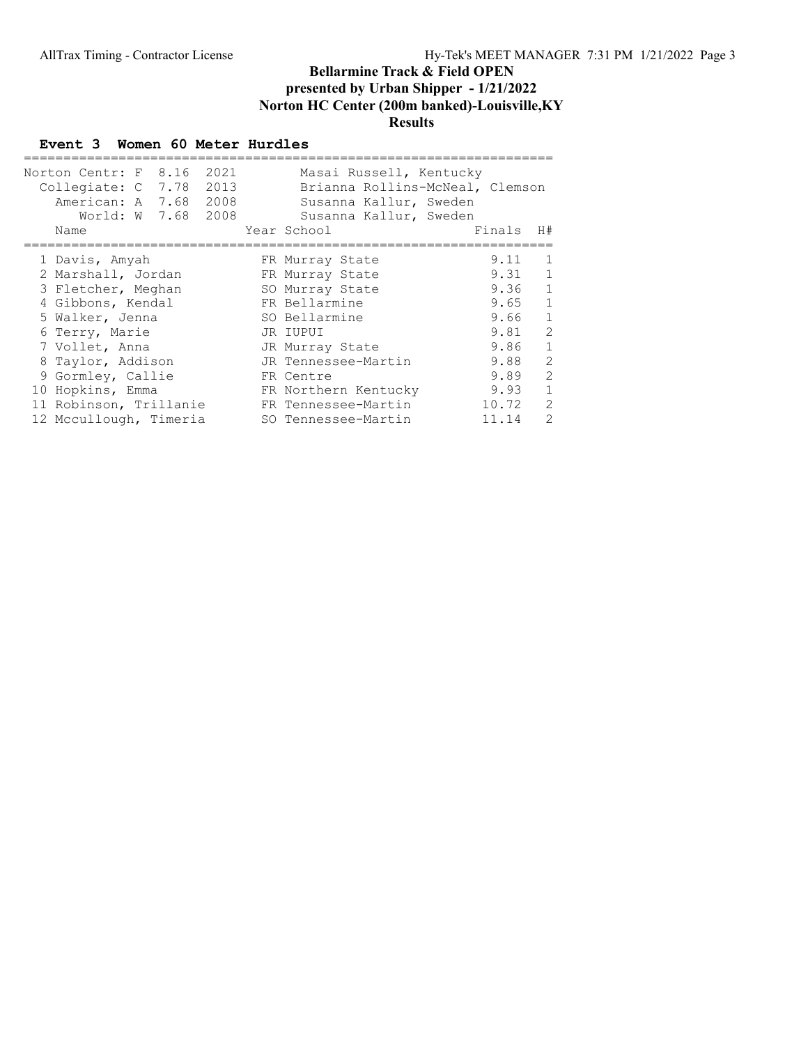# Bellarmine Track & Field OPEN

## presented by Urban Shipper - 1/21/2022

## Norton HC Center (200m banked)-Louisville,KY

## Results

### Event 3 Women 60 Meter Hurdles

| Record | Mark | Year | Holder |
|---|---|---|---|
| Norton Centr: F | 8.16 | 2021 | Masai Russell, Kentucky |
| Collegiate: C | 7.78 | 2013 | Brianna Rollins-McNeal, Clemson |
| American: A | 7.68 | 2008 | Susanna Kallur, Sweden |
| World: W | 7.68 | 2008 | Susanna Kallur, Sweden |

| Place | Name | Year | School | Finals | H# |
|---|---|---|---|---|---|
| 1 | Davis, Amyah | FR | Murray State | 9.11 | 1 |
| 2 | Marshall, Jordan | FR | Murray State | 9.31 | 1 |
| 3 | Fletcher, Meghan | SO | Murray State | 9.36 | 1 |
| 4 | Gibbons, Kendal | FR | Bellarmine | 9.65 | 1 |
| 5 | Walker, Jenna | SO | Bellarmine | 9.66 | 1 |
| 6 | Terry, Marie | JR | IUPUI | 9.81 | 2 |
| 7 | Vollet, Anna | JR | Murray State | 9.86 | 1 |
| 8 | Taylor, Addison | JR | Tennessee-Martin | 9.88 | 2 |
| 9 | Gormley, Callie | FR | Centre | 9.89 | 2 |
| 10 | Hopkins, Emma | FR | Northern Kentucky | 9.93 | 1 |
| 11 | Robinson, Trillanie | FR | Tennessee-Martin | 10.72 | 2 |
| 12 | Mccullough, Timeria | SO | Tennessee-Martin | 11.14 | 2 |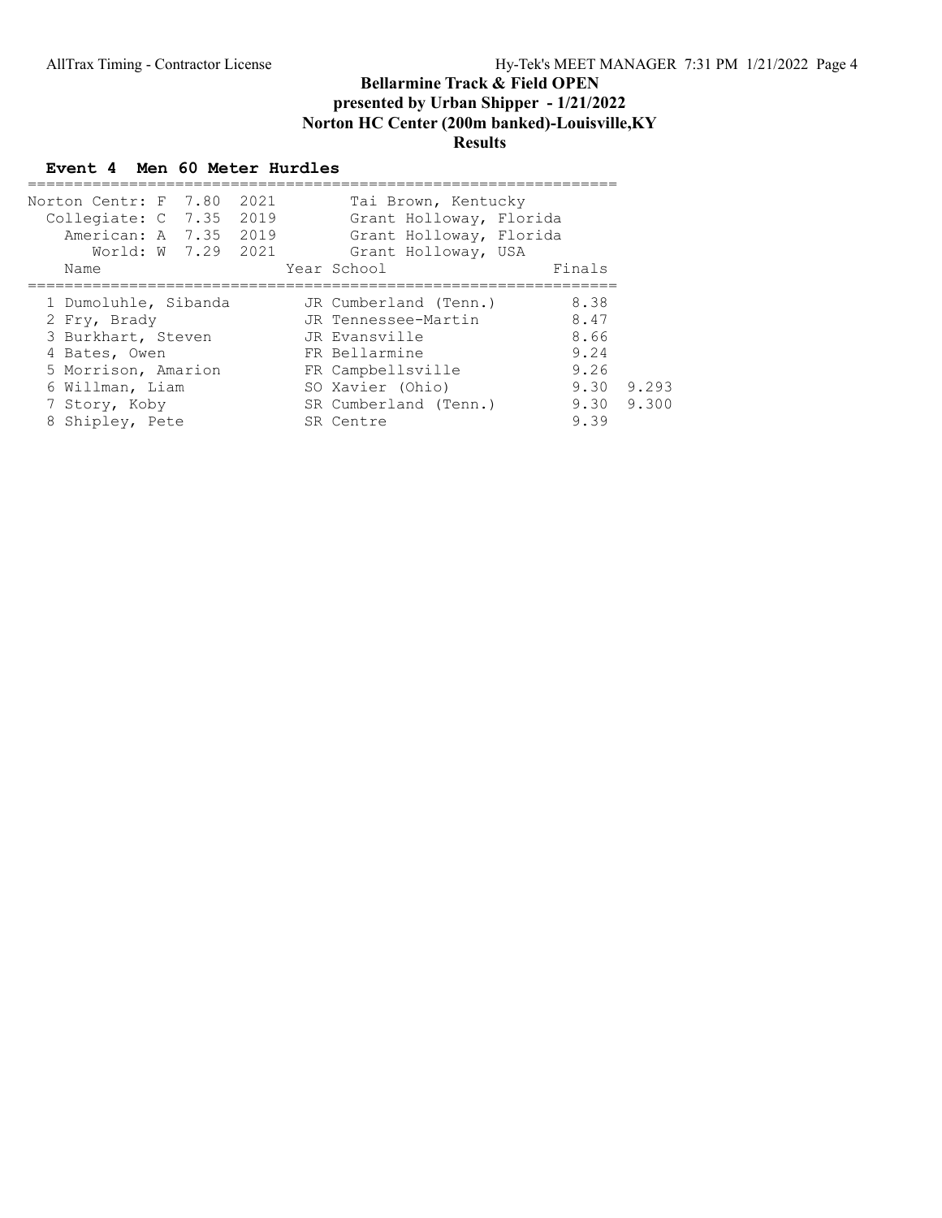# Bellarmine Track & Field OPEN
## presented by Urban Shipper - 1/21/2022
## Norton HC Center (200m banked)-Louisville,KY
## Results

### Event 4 Men 60 Meter Hurdles

| Record | | Mark | Year | Holder |
|---|---|---|---|---|
| Norton Centr: | F | 7.80 | 2021 | Tai Brown, Kentucky |
| Collegiate: | C | 7.35 | 2019 | Grant Holloway, Florida |
| American: | A | 7.35 | 2019 | Grant Holloway, Florida |
| World: | W | 7.29 | 2021 | Grant Holloway, USA |

| Place | Name | Year | School | Finals | |
|---|---|---|---|---|---|
| 1 | Dumoluhle, Sibanda | JR | Cumberland (Tenn.) | 8.38 | |
| 2 | Fry, Brady | JR | Tennessee-Martin | 8.47 | |
| 3 | Burkhart, Steven | JR | Evansville | 8.66 | |
| 4 | Bates, Owen | FR | Bellarmine | 9.24 | |
| 5 | Morrison, Amarion | FR | Campbellsville | 9.26 | |
| 6 | Willman, Liam | SO | Xavier (Ohio) | 9.30 | 9.293 |
| 7 | Story, Koby | SR | Cumberland (Tenn.) | 9.30 | 9.300 |
| 8 | Shipley, Pete | SR | Centre | 9.39 | |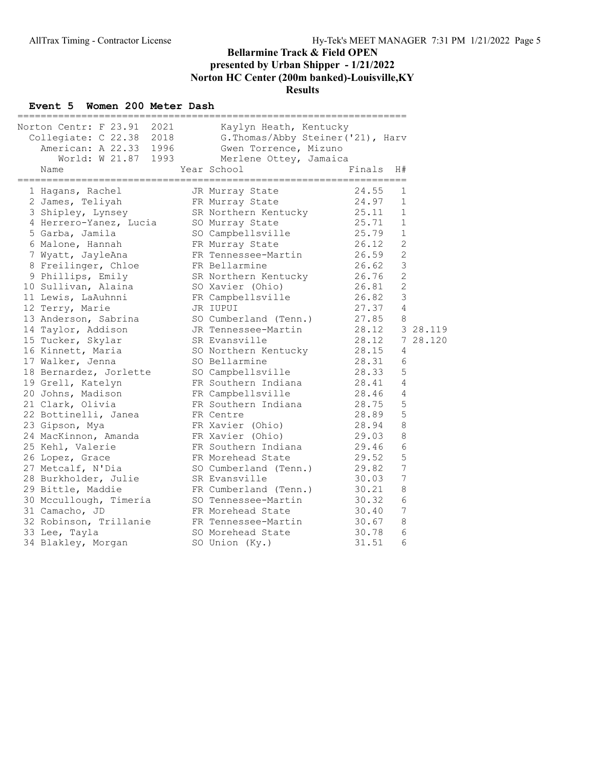# Bellarmine Track & Field OPEN
## presented by Urban Shipper - 1/21/2022
## Norton HC Center (200m banked)-Louisville,KY
## Results

### Event 5 Women 200 Meter Dash

| Record | Mark | Year | Holder |
|---|---|---|---|
| Norton Centr: F | 23.91 | 2021 | Kaylyn Heath, Kentucky |
| Collegiate: C | 22.38 | 2018 | G.Thomas/Abby Steiner('21), Harv |
| American: A | 22.33 | 1996 | Gwen Torrence, Mizuno |
| World: W | 21.87 | 1993 | Merlene Ottey, Jamaica |

| Place | Name | Year | School | Finals | H# | |
|---|---|---|---|---|---|---|
| 1 | Hagans, Rachel | JR | Murray State | 24.55 | 1 | |
| 2 | James, Teliyah | FR | Murray State | 24.97 | 1 | |
| 3 | Shipley, Lynsey | SR | Northern Kentucky | 25.11 | 1 | |
| 4 | Herrero-Yanez, Lucia | SO | Murray State | 25.71 | 1 | |
| 5 | Garba, Jamila | SO | Campbellsville | 25.79 | 1 | |
| 6 | Malone, Hannah | FR | Murray State | 26.12 | 2 | |
| 7 | Wyatt, JayleAna | FR | Tennessee-Martin | 26.59 | 2 | |
| 8 | Freilinger, Chloe | FR | Bellarmine | 26.62 | 3 | |
| 9 | Phillips, Emily | SR | Northern Kentucky | 26.76 | 2 | |
| 10 | Sullivan, Alaina | SO | Xavier (Ohio) | 26.81 | 2 | |
| 11 | Lewis, LaAuhnni | FR | Campbellsville | 26.82 | 3 | |
| 12 | Terry, Marie | JR | IUPUI | 27.37 | 4 | |
| 13 | Anderson, Sabrina | SO | Cumberland (Tenn.) | 27.85 | 8 | |
| 14 | Taylor, Addison | JR | Tennessee-Martin | 28.12 | 3 | 28.119 |
| 15 | Tucker, Skylar | SR | Evansville | 28.12 | 7 | 28.120 |
| 16 | Kinnett, Maria | SO | Northern Kentucky | 28.15 | 4 | |
| 17 | Walker, Jenna | SO | Bellarmine | 28.31 | 6 | |
| 18 | Bernardez, Jorlette | SO | Campbellsville | 28.33 | 5 | |
| 19 | Grell, Katelyn | FR | Southern Indiana | 28.41 | 4 | |
| 20 | Johns, Madison | FR | Campbellsville | 28.46 | 4 | |
| 21 | Clark, Olivia | FR | Southern Indiana | 28.75 | 5 | |
| 22 | Bottinelli, Janea | FR | Centre | 28.89 | 5 | |
| 23 | Gipson, Mya | FR | Xavier (Ohio) | 28.94 | 8 | |
| 24 | MacKinnon, Amanda | FR | Xavier (Ohio) | 29.03 | 8 | |
| 25 | Kehl, Valerie | FR | Southern Indiana | 29.46 | 6 | |
| 26 | Lopez, Grace | FR | Morehead State | 29.52 | 5 | |
| 27 | Metcalf, N'Dia | SO | Cumberland (Tenn.) | 29.82 | 7 | |
| 28 | Burkholder, Julie | SR | Evansville | 30.03 | 7 | |
| 29 | Bittle, Maddie | FR | Cumberland (Tenn.) | 30.21 | 8 | |
| 30 | Mccullough, Timeria | SO | Tennessee-Martin | 30.32 | 6 | |
| 31 | Camacho, JD | FR | Morehead State | 30.40 | 7 | |
| 32 | Robinson, Trillanie | FR | Tennessee-Martin | 30.67 | 8 | |
| 33 | Lee, Tayla | SO | Morehead State | 30.78 | 6 | |
| 34 | Blakley, Morgan | SO | Union (Ky.) | 31.51 | 6 | |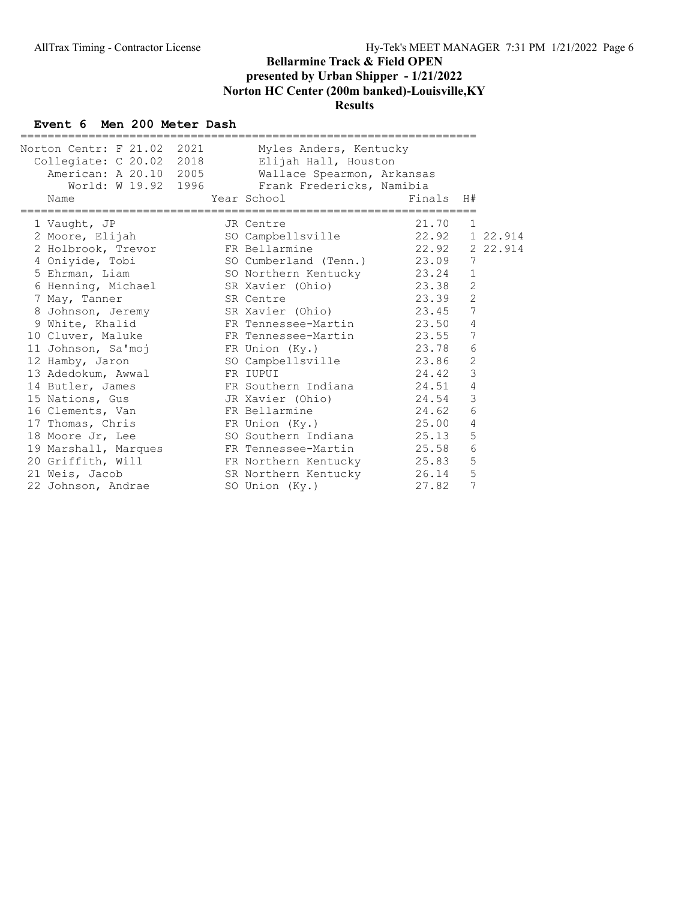# Bellarmine Track & Field OPEN

## presented by Urban Shipper - 1/21/2022

## Norton HC Center (200m banked)-Louisville,KY

## Results

### Event 6 Men 200 Meter Dash

| Record | Mark | Year | Holder |
|---|---|---|---|
| Norton Centr: | F 21.02 | 2021 | Myles Anders, Kentucky |
| Collegiate: | C 20.02 | 2018 | Elijah Hall, Houston |
| American: | A 20.10 | 2005 | Wallace Spearmon, Arkansas |
| World: | W 19.92 | 1996 | Frank Fredericks, Namibia |

| Place | Name | Year | School | Finals | H# | |
|---|---|---|---|---|---|---|
| 1 | Vaught, JP | JR | Centre | 21.70 | 1 | |
| 2 | Moore, Elijah | SO | Campbellsville | 22.92 | 1 | 22.914 |
| 2 | Holbrook, Trevor | FR | Bellarmine | 22.92 | 2 | 22.914 |
| 4 | Oniyide, Tobi | SO | Cumberland (Tenn.) | 23.09 | 7 | |
| 5 | Ehrman, Liam | SO | Northern Kentucky | 23.24 | 1 | |
| 6 | Henning, Michael | SR | Xavier (Ohio) | 23.38 | 2 | |
| 7 | May, Tanner | SR | Centre | 23.39 | 2 | |
| 8 | Johnson, Jeremy | SR | Xavier (Ohio) | 23.45 | 7 | |
| 9 | White, Khalid | FR | Tennessee-Martin | 23.50 | 4 | |
| 10 | Cluver, Maluke | FR | Tennessee-Martin | 23.55 | 7 | |
| 11 | Johnson, Sa'moj | FR | Union (Ky.) | 23.78 | 6 | |
| 12 | Hamby, Jaron | SO | Campbellsville | 23.86 | 2 | |
| 13 | Adedokum, Awwal | FR | IUPUI | 24.42 | 3 | |
| 14 | Butler, James | FR | Southern Indiana | 24.51 | 4 | |
| 15 | Nations, Gus | JR | Xavier (Ohio) | 24.54 | 3 | |
| 16 | Clements, Van | FR | Bellarmine | 24.62 | 6 | |
| 17 | Thomas, Chris | FR | Union (Ky.) | 25.00 | 4 | |
| 18 | Moore Jr, Lee | SO | Southern Indiana | 25.13 | 5 | |
| 19 | Marshall, Marques | FR | Tennessee-Martin | 25.58 | 6 | |
| 20 | Griffith, Will | FR | Northern Kentucky | 25.83 | 5 | |
| 21 | Weis, Jacob | SR | Northern Kentucky | 26.14 | 5 | |
| 22 | Johnson, Andrae | SO | Union (Ky.) | 27.82 | 7 | |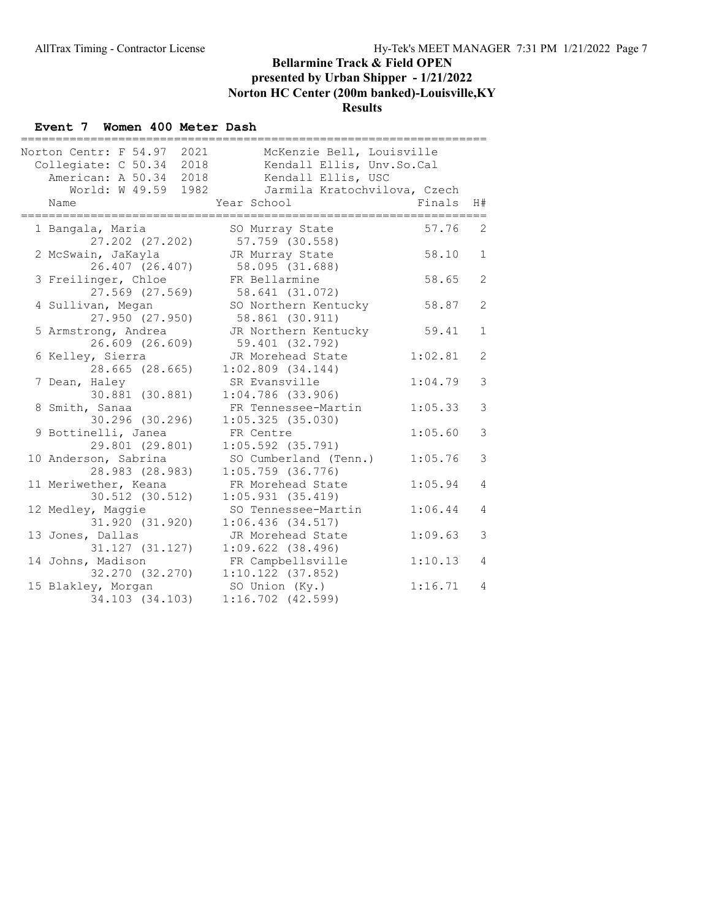# Bellarmine Track & Field OPEN
## presented by Urban Shipper - 1/21/2022
## Norton HC Center (200m banked)-Louisville,KY
## Results

### Event 7 Women 400 Meter Dash

| Record | Mark | Year | Holder |
|---|---|---|---|
| Norton Centr: F | 54.97 | 2021 | McKenzie Bell, Louisville |
| Collegiate: C | 50.34 | 2018 | Kendall Ellis, Unv.So.Cal |
| American: A | 50.34 | 2018 | Kendall Ellis, USC |
| World: W | 49.59 | 1982 | Jarmila Kratochvilova, Czech |

| Place | Name | Year | School | Finals | H# | Splits |
|---|---|---|---|---|---|---|
| 1 | Bangala, Maria | SO | Murray State | 57.76 | 2 | 27.202 (27.202) 57.759 (30.558) |
| 2 | McSwain, JaKayla | JR | Murray State | 58.10 | 1 | 26.407 (26.407) 58.095 (31.688) |
| 3 | Freilinger, Chloe | FR | Bellarmine | 58.65 | 2 | 27.569 (27.569) 58.641 (31.072) |
| 4 | Sullivan, Megan | SO | Northern Kentucky | 58.87 | 2 | 27.950 (27.950) 58.861 (30.911) |
| 5 | Armstrong, Andrea | JR | Northern Kentucky | 59.41 | 1 | 26.609 (26.609) 59.401 (32.792) |
| 6 | Kelley, Sierra | JR | Morehead State | 1:02.81 | 2 | 28.665 (28.665) 1:02.809 (34.144) |
| 7 | Dean, Haley | SR | Evansville | 1:04.79 | 3 | 30.881 (30.881) 1:04.786 (33.906) |
| 8 | Smith, Sanaa | FR | Tennessee-Martin | 1:05.33 | 3 | 30.296 (30.296) 1:05.325 (35.030) |
| 9 | Bottinelli, Janea | FR | Centre | 1:05.60 | 3 | 29.801 (29.801) 1:05.592 (35.791) |
| 10 | Anderson, Sabrina | SO | Cumberland (Tenn.) | 1:05.76 | 3 | 28.983 (28.983) 1:05.759 (36.776) |
| 11 | Meriwether, Keana | FR | Morehead State | 1:05.94 | 4 | 30.512 (30.512) 1:05.931 (35.419) |
| 12 | Medley, Maggie | SO | Tennessee-Martin | 1:06.44 | 4 | 31.920 (31.920) 1:06.436 (34.517) |
| 13 | Jones, Dallas | JR | Morehead State | 1:09.63 | 3 | 31.127 (31.127) 1:09.622 (38.496) |
| 14 | Johns, Madison | FR | Campbellsville | 1:10.13 | 4 | 32.270 (32.270) 1:10.122 (37.852) |
| 15 | Blakley, Morgan | SO | Union (Ky.) | 1:16.71 | 4 | 34.103 (34.103) 1:16.702 (42.599) |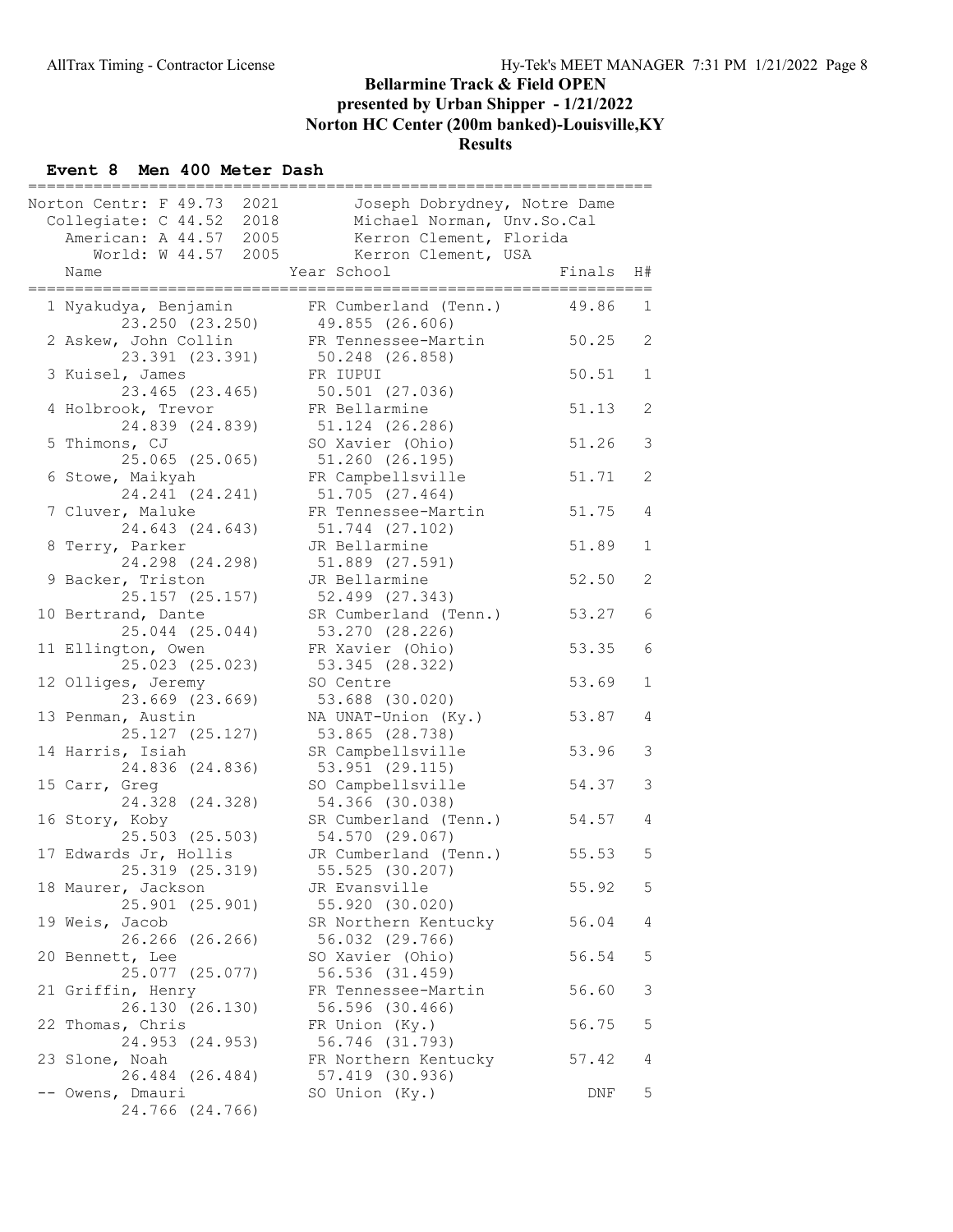# Bellarmine Track & Field OPEN

## presented by Urban Shipper - 1/21/2022

## Norton HC Center (200m banked)-Louisville,KY

## Results

### Event 8 Men 400 Meter Dash

| Record | Mark | Year | Holder |
|---|---|---|---|
| Norton Centr: F | 49.73 | 2021 | Joseph Dobrydney, Notre Dame |
| Collegiate: C | 44.52 | 2018 | Michael Norman, Unv.So.Cal |
| American: A | 44.57 | 2005 | Kerron Clement, Florida |
| World: W | 44.57 | 2005 | Kerron Clement, USA |

| Place | Name | Year | School | Finals | H# | Splits |
|---|---|---|---|---|---|---|
| 1 | Nyakudya, Benjamin | FR | Cumberland (Tenn.) | 49.86 | 1 | 23.250 (23.250) 49.855 (26.606) |
| 2 | Askew, John Collin | FR | Tennessee-Martin | 50.25 | 2 | 23.391 (23.391) 50.248 (26.858) |
| 3 | Kuisel, James | FR | IUPUI | 50.51 | 1 | 23.465 (23.465) 50.501 (27.036) |
| 4 | Holbrook, Trevor | FR | Bellarmine | 51.13 | 2 | 24.839 (24.839) 51.124 (26.286) |
| 5 | Thimons, CJ | SO | Xavier (Ohio) | 51.26 | 3 | 25.065 (25.065) 51.260 (26.195) |
| 6 | Stowe, Maikyah | FR | Campbellsville | 51.71 | 2 | 24.241 (24.241) 51.705 (27.464) |
| 7 | Cluver, Maluke | FR | Tennessee-Martin | 51.75 | 4 | 24.643 (24.643) 51.744 (27.102) |
| 8 | Terry, Parker | JR | Bellarmine | 51.89 | 1 | 24.298 (24.298) 51.889 (27.591) |
| 9 | Backer, Triston | JR | Bellarmine | 52.50 | 2 | 25.157 (25.157) 52.499 (27.343) |
| 10 | Bertrand, Dante | SR | Cumberland (Tenn.) | 53.27 | 6 | 25.044 (25.044) 53.270 (28.226) |
| 11 | Ellington, Owen | FR | Xavier (Ohio) | 53.35 | 6 | 25.023 (25.023) 53.345 (28.322) |
| 12 | Olliges, Jeremy | SO | Centre | 53.69 | 1 | 23.669 (23.669) 53.688 (30.020) |
| 13 | Penman, Austin | NA | UNAT-Union (Ky.) | 53.87 | 4 | 25.127 (25.127) 53.865 (28.738) |
| 14 | Harris, Isiah | SR | Campbellsville | 53.96 | 3 | 24.836 (24.836) 53.951 (29.115) |
| 15 | Carr, Greg | SO | Campbellsville | 54.37 | 3 | 24.328 (24.328) 54.366 (30.038) |
| 16 | Story, Koby | SR | Cumberland (Tenn.) | 54.57 | 4 | 25.503 (25.503) 54.570 (29.067) |
| 17 | Edwards Jr, Hollis | JR | Cumberland (Tenn.) | 55.53 | 5 | 25.319 (25.319) 55.525 (30.207) |
| 18 | Maurer, Jackson | JR | Evansville | 55.92 | 5 | 25.901 (25.901) 55.920 (30.020) |
| 19 | Weis, Jacob | SR | Northern Kentucky | 56.04 | 4 | 26.266 (26.266) 56.032 (29.766) |
| 20 | Bennett, Lee | SO | Xavier (Ohio) | 56.54 | 5 | 25.077 (25.077) 56.536 (31.459) |
| 21 | Griffin, Henry | FR | Tennessee-Martin | 56.60 | 3 | 26.130 (26.130) 56.596 (30.466) |
| 22 | Thomas, Chris | FR | Union (Ky.) | 56.75 | 5 | 24.953 (24.953) 56.746 (31.793) |
| 23 | Slone, Noah | FR | Northern Kentucky | 57.42 | 4 | 26.484 (26.484) 57.419 (30.936) |
| -- | Owens, Dmauri | SO | Union (Ky.) | DNF | 5 | 24.766 (24.766) |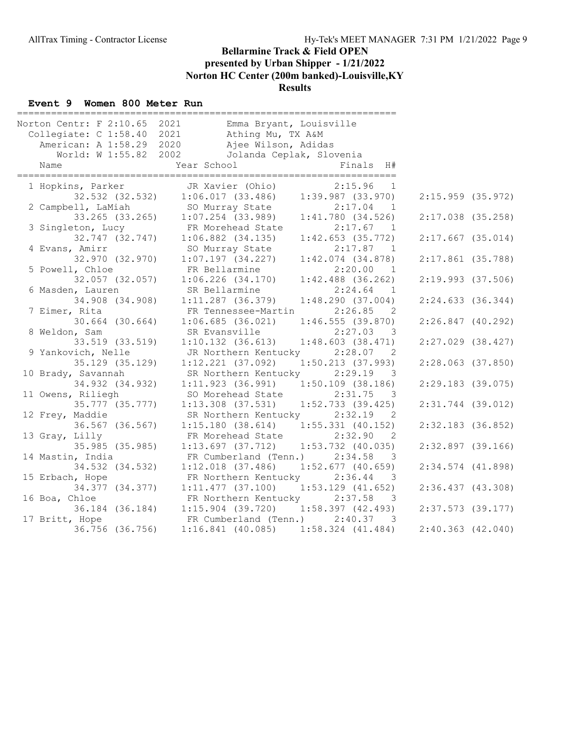# Bellarmine Track & Field OPEN

## presented by Urban Shipper - 1/21/2022

## Norton HC Center (200m banked)-Louisville,KY

## Results

### Event 9 Women 800 Meter Run

| Record | Mark | Year | Holder |
|---|---|---|---|
| Norton Centr: F | 2:10.65 | 2021 | Emma Bryant, Louisville |
| Collegiate: C | 1:58.40 | 2021 | Athing Mu, TX A&M |
| American: A | 1:58.29 | 2020 | Ajee Wilson, Adidas |
| World: W | 1:55.82 | 2002 | Jolanda Ceplak, Slovenia |

| Place | Name | Year | School | Finals | H# | Split 1 | Split 2 | Split 3 | Split 4 |
|---|---|---|---|---|---|---|---|---|---|
| 1 | Hopkins, Parker | JR | Xavier (Ohio) | 2:15.96 | 1 | 32.532 (32.532) | 1:06.017 (33.486) | 1:39.987 (33.970) | 2:15.959 (35.972) |
| 2 | Campbell, LaMiah | SO | Murray State | 2:17.04 | 1 | 33.265 (33.265) | 1:07.254 (33.989) | 1:41.780 (34.526) | 2:17.038 (35.258) |
| 3 | Singleton, Lucy | FR | Morehead State | 2:17.67 | 1 | 32.747 (32.747) | 1:06.882 (34.135) | 1:42.653 (35.772) | 2:17.667 (35.014) |
| 4 | Evans, Amirr | SO | Murray State | 2:17.87 | 1 | 32.970 (32.970) | 1:07.197 (34.227) | 1:42.074 (34.878) | 2:17.861 (35.788) |
| 5 | Powell, Chloe | FR | Bellarmine | 2:20.00 | 1 | 32.057 (32.057) | 1:06.226 (34.170) | 1:42.488 (36.262) | 2:19.993 (37.506) |
| 6 | Masden, Lauren | SR | Bellarmine | 2:24.64 | 1 | 34.908 (34.908) | 1:11.287 (36.379) | 1:48.290 (37.004) | 2:24.633 (36.344) |
| 7 | Eimer, Rita | FR | Tennessee-Martin | 2:26.85 | 2 | 30.664 (30.664) | 1:06.685 (36.021) | 1:46.555 (39.870) | 2:26.847 (40.292) |
| 8 | Weldon, Sam | SR | Evansville | 2:27.03 | 3 | 33.519 (33.519) | 1:10.132 (36.613) | 1:48.603 (38.471) | 2:27.029 (38.427) |
| 9 | Yankovich, Nelle | JR | Northern Kentucky | 2:28.07 | 2 | 35.129 (35.129) | 1:12.221 (37.092) | 1:50.213 (37.993) | 2:28.063 (37.850) |
| 10 | Brady, Savannah | SR | Northern Kentucky | 2:29.19 | 3 | 34.932 (34.932) | 1:11.923 (36.991) | 1:50.109 (38.186) | 2:29.183 (39.075) |
| 11 | Owens, Riliegh | SO | Morehead State | 2:31.75 | 3 | 35.777 (35.777) | 1:13.308 (37.531) | 1:52.733 (39.425) | 2:31.744 (39.012) |
| 12 | Frey, Maddie | SR | Northern Kentucky | 2:32.19 | 2 | 36.567 (36.567) | 1:15.180 (38.614) | 1:55.331 (40.152) | 2:32.183 (36.852) |
| 13 | Gray, Lilly | FR | Morehead State | 2:32.90 | 2 | 35.985 (35.985) | 1:13.697 (37.712) | 1:53.732 (40.035) | 2:32.897 (39.166) |
| 14 | Mastin, India | FR | Cumberland (Tenn.) | 2:34.58 | 3 | 34.532 (34.532) | 1:12.018 (37.486) | 1:52.677 (40.659) | 2:34.574 (41.898) |
| 15 | Erbach, Hope | FR | Northern Kentucky | 2:36.44 | 3 | 34.377 (34.377) | 1:11.477 (37.100) | 1:53.129 (41.652) | 2:36.437 (43.308) |
| 16 | Boa, Chloe | FR | Northern Kentucky | 2:37.58 | 3 | 36.184 (36.184) | 1:15.904 (39.720) | 1:58.397 (42.493) | 2:37.573 (39.177) |
| 17 | Britt, Hope | FR | Cumberland (Tenn.) | 2:40.37 | 3 | 36.756 (36.756) | 1:16.841 (40.085) | 1:58.324 (41.484) | 2:40.363 (42.040) |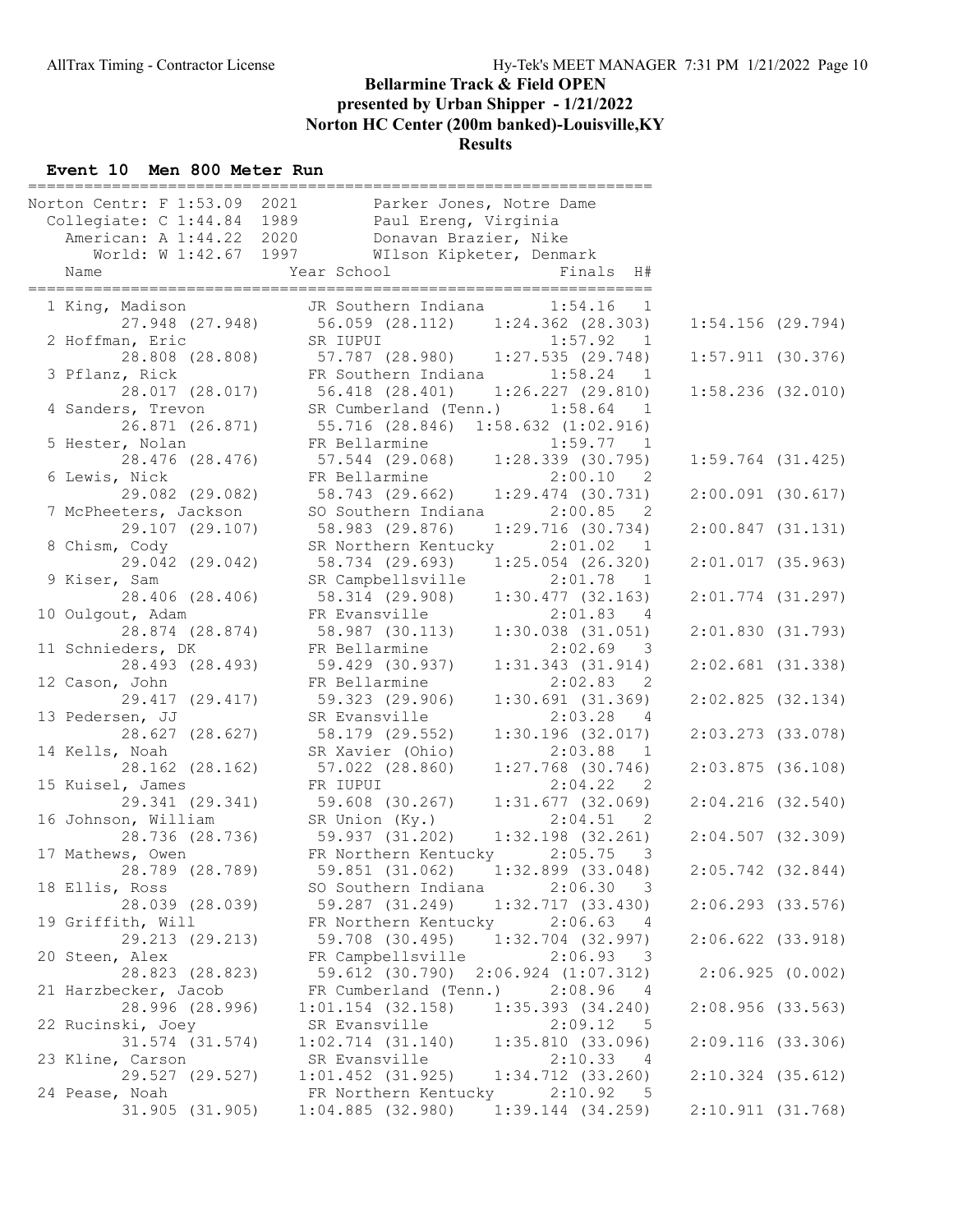# Bellarmine Track & Field OPEN

**presented by Urban Shipper - 1/21/2022**

**Norton HC Center (200m banked)-Louisville,KY**

**Results**

## Event 10 Men 800 Meter Run

| Record | Mark | Year | Holder |
|---|---|---|---|
| Norton Centr: F | 1:53.09 | 2021 | Parker Jones, Notre Dame |
| Collegiate: C | 1:44.84 | 1989 | Paul Ereng, Virginia |
| American: A | 1:44.22 | 2020 | Donavan Brazier, Nike |
| World: W | 1:42.67 | 1997 | WIlson Kipketer, Denmark |

| Place | Name | Year | School | Finals | H# | Split 1 | Split 2 | Split 3 | Split 4 |
|---|---|---|---|---|---|---|---|---|---|
| 1 | King, Madison | JR | Southern Indiana | 1:54.16 | 1 | 27.948 (27.948) | 56.059 (28.112) | 1:24.362 (28.303) | 1:54.156 (29.794) |
| 2 | Hoffman, Eric | SR | IUPUI | 1:57.92 | 1 | 28.808 (28.808) | 57.787 (28.980) | 1:27.535 (29.748) | 1:57.911 (30.376) |
| 3 | Pflanz, Rick | FR | Southern Indiana | 1:58.24 | 1 | 28.017 (28.017) | 56.418 (28.401) | 1:26.227 (29.810) | 1:58.236 (32.010) |
| 4 | Sanders, Trevon | SR | Cumberland (Tenn.) | 1:58.64 | 1 | 26.871 (26.871) | 55.716 (28.846) | 1:58.632 (1:02.916) | |
| 5 | Hester, Nolan | FR | Bellarmine | 1:59.77 | 1 | 28.476 (28.476) | 57.544 (29.068) | 1:28.339 (30.795) | 1:59.764 (31.425) |
| 6 | Lewis, Nick | FR | Bellarmine | 2:00.10 | 2 | 29.082 (29.082) | 58.743 (29.662) | 1:29.474 (30.731) | 2:00.091 (30.617) |
| 7 | McPheeters, Jackson | SO | Southern Indiana | 2:00.85 | 2 | 29.107 (29.107) | 58.983 (29.876) | 1:29.716 (30.734) | 2:00.847 (31.131) |
| 8 | Chism, Cody | SR | Northern Kentucky | 2:01.02 | 1 | 29.042 (29.042) | 58.734 (29.693) | 1:25.054 (26.320) | 2:01.017 (35.963) |
| 9 | Kiser, Sam | SR | Campbellsville | 2:01.78 | 1 | 28.406 (28.406) | 58.314 (29.908) | 1:30.477 (32.163) | 2:01.774 (31.297) |
| 10 | Oulgout, Adam | FR | Evansville | 2:01.83 | 4 | 28.874 (28.874) | 58.987 (30.113) | 1:30.038 (31.051) | 2:01.830 (31.793) |
| 11 | Schnieders, DK | FR | Bellarmine | 2:02.69 | 3 | 28.493 (28.493) | 59.429 (30.937) | 1:31.343 (31.914) | 2:02.681 (31.338) |
| 12 | Cason, John | FR | Bellarmine | 2:02.83 | 2 | 29.417 (29.417) | 59.323 (29.906) | 1:30.691 (31.369) | 2:02.825 (32.134) |
| 13 | Pedersen, JJ | SR | Evansville | 2:03.28 | 4 | 28.627 (28.627) | 58.179 (29.552) | 1:30.196 (32.017) | 2:03.273 (33.078) |
| 14 | Kells, Noah | SR | Xavier (Ohio) | 2:03.88 | 1 | 28.162 (28.162) | 57.022 (28.860) | 1:27.768 (30.746) | 2:03.875 (36.108) |
| 15 | Kuisel, James | FR | IUPUI | 2:04.22 | 2 | 29.341 (29.341) | 59.608 (30.267) | 1:31.677 (32.069) | 2:04.216 (32.540) |
| 16 | Johnson, William | SR | Union (Ky.) | 2:04.51 | 2 | 28.736 (28.736) | 59.937 (31.202) | 1:32.198 (32.261) | 2:04.507 (32.309) |
| 17 | Mathews, Owen | FR | Northern Kentucky | 2:05.75 | 3 | 28.789 (28.789) | 59.851 (31.062) | 1:32.899 (33.048) | 2:05.742 (32.844) |
| 18 | Ellis, Ross | SO | Southern Indiana | 2:06.30 | 3 | 28.039 (28.039) | 59.287 (31.249) | 1:32.717 (33.430) | 2:06.293 (33.576) |
| 19 | Griffith, Will | FR | Northern Kentucky | 2:06.63 | 4 | 29.213 (29.213) | 59.708 (30.495) | 1:32.704 (32.997) | 2:06.622 (33.918) |
| 20 | Steen, Alex | FR | Campbellsville | 2:06.93 | 3 | 28.823 (28.823) | 59.612 (30.790) | 2:06.924 (1:07.312) | 2:06.925 (0.002) |
| 21 | Harzbecker, Jacob | FR | Cumberland (Tenn.) | 2:08.96 | 4 | 28.996 (28.996) | 1:01.154 (32.158) | 1:35.393 (34.240) | 2:08.956 (33.563) |
| 22 | Rucinski, Joey | SR | Evansville | 2:09.12 | 5 | 31.574 (31.574) | 1:02.714 (31.140) | 1:35.810 (33.096) | 2:09.116 (33.306) |
| 23 | Kline, Carson | SR | Evansville | 2:10.33 | 4 | 29.527 (29.527) | 1:01.452 (31.925) | 1:34.712 (33.260) | 2:10.324 (35.612) |
| 24 | Pease, Noah | FR | Northern Kentucky | 2:10.92 | 5 | 31.905 (31.905) | 1:04.885 (32.980) | 1:39.144 (34.259) | 2:10.911 (31.768) |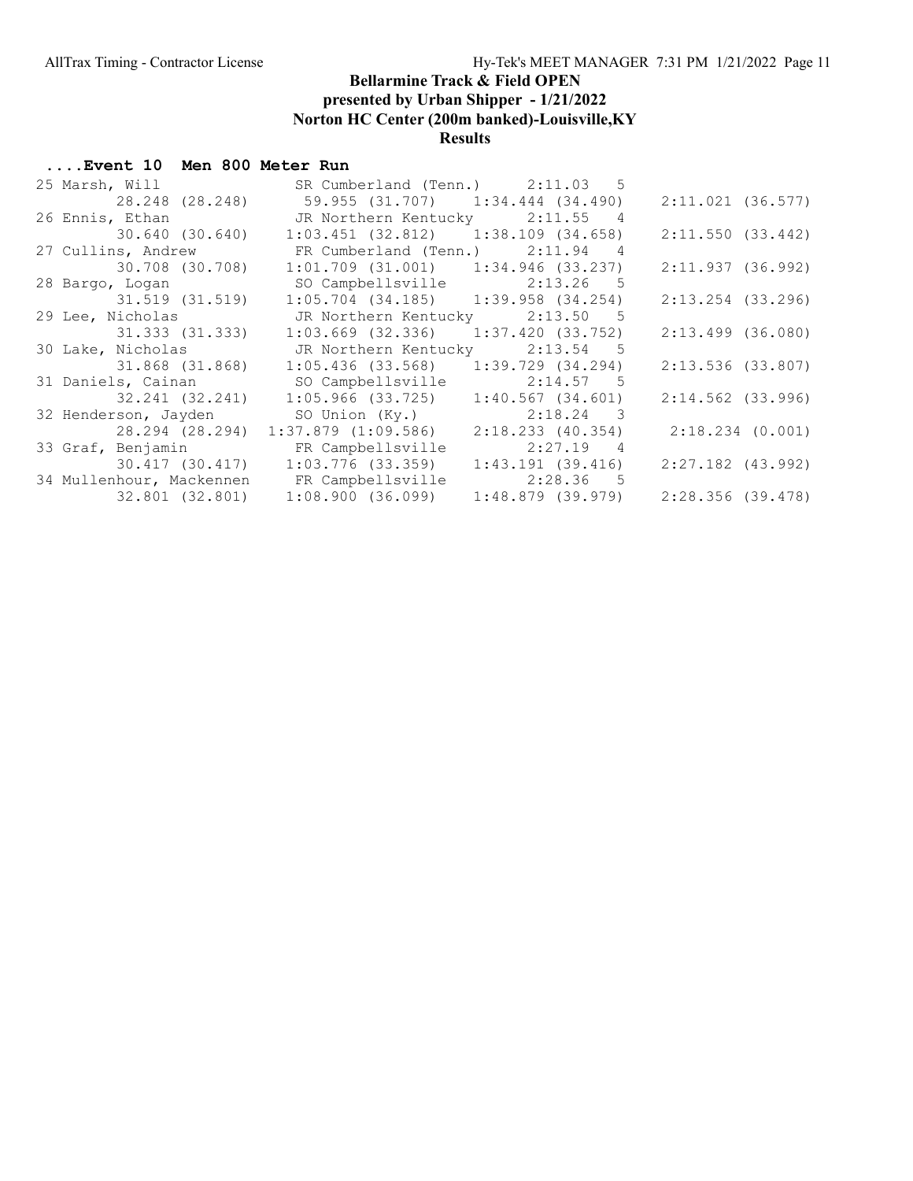# Bellarmine Track & Field OPEN

## presented by Urban Shipper - 1/21/2022

## Norton HC Center (200m banked)-Louisville,KY

## Results

### ....Event 10 Men 800 Meter Run

```
 25 Marsh, Will               SR Cumberland (Tenn.)     2:11.03  5 
         28.248 (28.248)       59.955 (31.707)    1:34.444 (34.490)    2:11.021 (36.577)
 26 Ennis, Ethan              JR Northern Kentucky      2:11.55  4 
         30.640 (30.640)     1:03.451 (32.812)    1:38.109 (34.658)    2:11.550 (33.442)
 27 Cullins, Andrew           FR Cumberland (Tenn.)     2:11.94  4 
         30.708 (30.708)     1:01.709 (31.001)    1:34.946 (33.237)    2:11.937 (36.992)
 28 Bargo, Logan              SO Campbellsville         2:13.26  5 
         31.519 (31.519)     1:05.704 (34.185)    1:39.958 (34.254)    2:13.254 (33.296)
 29 Lee, Nicholas             JR Northern Kentucky      2:13.50  5 
         31.333 (31.333)     1:03.669 (32.336)    1:37.420 (33.752)    2:13.499 (36.080)
 30 Lake, Nicholas            JR Northern Kentucky      2:13.54  5 
         31.868 (31.868)     1:05.436 (33.568)    1:39.729 (34.294)    2:13.536 (33.807)
 31 Daniels, Cainan           SO Campbellsville         2:14.57  5 
         32.241 (32.241)     1:05.966 (33.725)    1:40.567 (34.601)    2:14.562 (33.996)
 32 Henderson, Jayden         SO Union (Ky.)            2:18.24  3 
         28.294 (28.294)   1:37.879 (1:09.586)    2:18.233 (40.354)    2:18.234 (0.001)
 33 Graf, Benjamin            FR Campbellsville         2:27.19  4 
         30.417 (30.417)     1:03.776 (33.359)    1:43.191 (39.416)    2:27.182 (43.992)
 34 Mullenhour, Mackennen     FR Campbellsville         2:28.36  5 
         32.801 (32.801)     1:08.900 (36.099)    1:48.879 (39.979)    2:28.356 (39.478)
```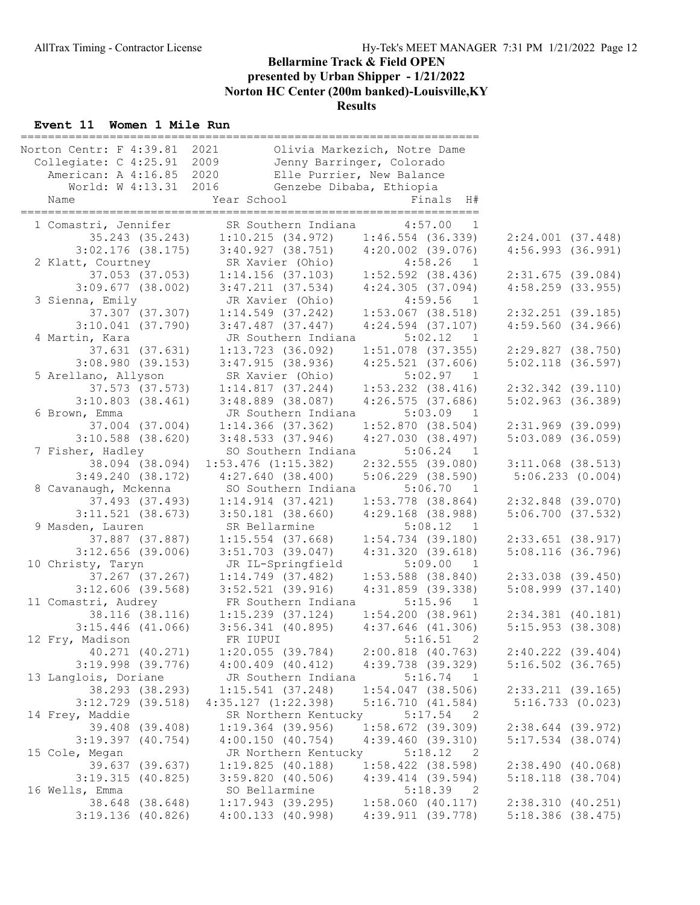## Bellarmine Track & Field OPEN
### presented by Urban Shipper - 1/21/2022
### Norton HC Center (200m banked)-Louisville,KY
### Results

#### Event 11 Women 1 Mile Run

```
===================================================================
Norton Centr: F 4:39.81  2021        Olivia Markezich, Notre Dame
  Collegiate: C 4:25.91  2009        Jenny Barringer, Colorado
    American: A 4:16.85  2020        Elle Purrier, New Balance
       World: W 4:13.31  2016        Genzebe Dibaba, Ethiopia
    Name                    Year School                  Finals  H#
===================================================================
  1 Comastri, Jennifer       SR Southern Indiana       4:57.00   1
         35.243 (35.243)     1:10.215 (34.972)     1:46.554 (36.339)     2:24.001 (37.448)
       3:02.176 (38.175)     3:40.927 (38.751)     4:20.002 (39.076)     4:56.993 (36.991)
  2 Klatt, Courtney          SR Xavier (Ohio)          4:58.26   1
         37.053 (37.053)     1:14.156 (37.103)     1:52.592 (38.436)     2:31.675 (39.084)
       3:09.677 (38.002)     3:47.211 (37.534)     4:24.305 (37.094)     4:58.259 (33.955)
  3 Sienna, Emily            JR Xavier (Ohio)          4:59.56   1
         37.307 (37.307)     1:14.549 (37.242)     1:53.067 (38.518)     2:32.251 (39.185)
       3:10.041 (37.790)     3:47.487 (37.447)     4:24.594 (37.107)     4:59.560 (34.966)
  4 Martin, Kara             JR Southern Indiana       5:02.12   1
         37.631 (37.631)     1:13.723 (36.092)     1:51.078 (37.355)     2:29.827 (38.750)
       3:08.980 (39.153)     3:47.915 (38.936)     4:25.521 (37.606)     5:02.118 (36.597)
  5 Arellano, Allyson        SR Xavier (Ohio)          5:02.97   1
         37.573 (37.573)     1:14.817 (37.244)     1:53.232 (38.416)     2:32.342 (39.110)
       3:10.803 (38.461)     3:48.889 (38.087)     4:26.575 (37.686)     5:02.963 (36.389)
  6 Brown, Emma              JR Southern Indiana       5:03.09   1
         37.004 (37.004)     1:14.366 (37.362)     1:52.870 (38.504)     2:31.969 (39.099)
       3:10.588 (38.620)     3:48.533 (37.946)     4:27.030 (38.497)     5:03.089 (36.059)
  7 Fisher, Hadley           SO Southern Indiana       5:06.24   1
         38.094 (38.094)  1:53.476 (1:15.382)     2:32.555 (39.080)     3:11.068 (38.513)
       3:49.240 (38.172)     4:27.640 (38.400)     5:06.229 (38.590)      5:06.233 (0.004)
  8 Cavanaugh, Mckenna       SO Southern Indiana       5:06.70   1
         37.493 (37.493)     1:14.914 (37.421)     1:53.778 (38.864)     2:32.848 (39.070)
       3:11.521 (38.673)     3:50.181 (38.660)     4:29.168 (38.988)     5:06.700 (37.532)
  9 Masden, Lauren           SR Bellarmine             5:08.12   1
         37.887 (37.887)     1:15.554 (37.668)     1:54.734 (39.180)     2:33.651 (38.917)
       3:12.656 (39.006)     3:51.703 (39.047)     4:31.320 (39.618)     5:08.116 (36.796)
 10 Christy, Taryn           JR IL-Springfield         5:09.00   1
         37.267 (37.267)     1:14.749 (37.482)     1:53.588 (38.840)     2:33.038 (39.450)
       3:12.606 (39.568)     3:52.521 (39.916)     4:31.859 (39.338)     5:08.999 (37.140)
 11 Comastri, Audrey         FR Southern Indiana       5:15.96   1
         38.116 (38.116)     1:15.239 (37.124)     1:54.200 (38.961)     2:34.381 (40.181)
       3:15.446 (41.066)     3:56.341 (40.895)     4:37.646 (41.306)     5:15.953 (38.308)
 12 Fry, Madison             FR IUPUI                  5:16.51   2
         40.271 (40.271)     1:20.055 (39.784)     2:00.818 (40.763)     2:40.222 (39.404)
       3:19.998 (39.776)     4:00.409 (40.412)     4:39.738 (39.329)     5:16.502 (36.765)
 13 Langlois, Doriane        JR Southern Indiana       5:16.74   1
         38.293 (38.293)     1:15.541 (37.248)     1:54.047 (38.506)     2:33.211 (39.165)
       3:12.729 (39.518)  4:35.127 (1:22.398)     5:16.710 (41.584)      5:16.733 (0.023)
 14 Frey, Maddie             SR Northern Kentucky      5:17.54   2
         39.408 (39.408)     1:19.364 (39.956)     1:58.672 (39.309)     2:38.644 (39.972)
       3:19.397 (40.754)     4:00.150 (40.754)     4:39.460 (39.310)     5:17.534 (38.074)
 15 Cole, Megan              JR Northern Kentucky      5:18.12   2
         39.637 (39.637)     1:19.825 (40.188)     1:58.422 (38.598)     2:38.490 (40.068)
       3:19.315 (40.825)     3:59.820 (40.506)     4:39.414 (39.594)     5:18.118 (38.704)
 16 Wells, Emma              SO Bellarmine             5:18.39   2
         38.648 (38.648)     1:17.943 (39.295)     1:58.060 (40.117)     2:38.310 (40.251)
       3:19.136 (40.826)     4:00.133 (40.998)     4:39.911 (39.778)     5:18.386 (38.475)
```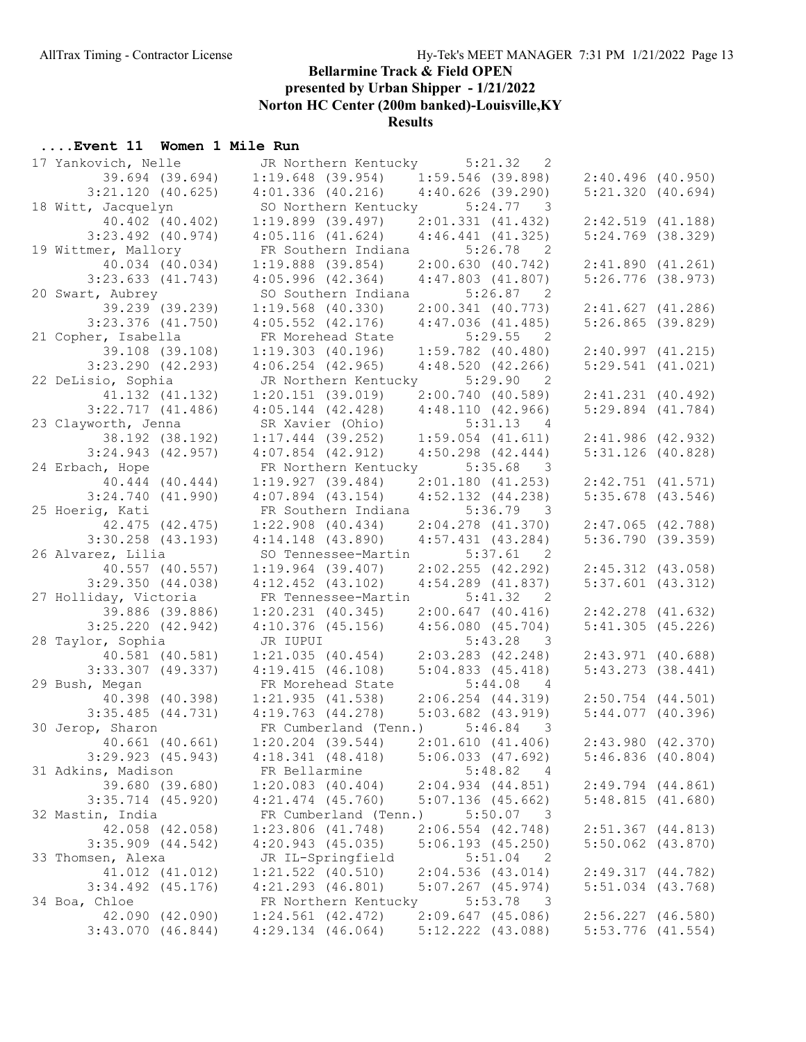# Bellarmine Track & Field OPEN

## presented by Urban Shipper - 1/21/2022

## Norton HC Center (200m banked)-Louisville,KY

## Results

### ....Event 11 Women 1 Mile Run

```
 17 Yankovich, Nelle        JR Northern Kentucky      5:21.32   2 
         39.694 (39.694)    1:19.648 (39.954)     1:59.546 (39.898)     2:40.496 (40.950)
       3:21.120 (40.625)    4:01.336 (40.216)     4:40.626 (39.290)     5:21.320 (40.694)
 18 Witt, Jacquelyn         SO Northern Kentucky      5:24.77   3 
         40.402 (40.402)    1:19.899 (39.497)     2:01.331 (41.432)     2:42.519 (41.188)
       3:23.492 (40.974)    4:05.116 (41.624)     4:46.441 (41.325)     5:24.769 (38.329)
 19 Wittmer, Mallory        FR Southern Indiana       5:26.78   2 
         40.034 (40.034)    1:19.888 (39.854)     2:00.630 (40.742)     2:41.890 (41.261)
       3:23.633 (41.743)    4:05.996 (42.364)     4:47.803 (41.807)     5:26.776 (38.973)
 20 Swart, Aubrey           SO Southern Indiana       5:26.87   2 
         39.239 (39.239)    1:19.568 (40.330)     2:00.341 (40.773)     2:41.627 (41.286)
       3:23.376 (41.750)    4:05.552 (42.176)     4:47.036 (41.485)     5:26.865 (39.829)
 21 Copher, Isabella        FR Morehead State         5:29.55   2 
         39.108 (39.108)    1:19.303 (40.196)     1:59.782 (40.480)     2:40.997 (41.215)
       3:23.290 (42.293)    4:06.254 (42.965)     4:48.520 (42.266)     5:29.541 (41.021)
 22 DeLisio, Sophia         JR Northern Kentucky      5:29.90   2 
         41.132 (41.132)    1:20.151 (39.019)     2:00.740 (40.589)     2:41.231 (40.492)
       3:22.717 (41.486)    4:05.144 (42.428)     4:48.110 (42.966)     5:29.894 (41.784)
 23 Clayworth, Jenna        SR Xavier (Ohio)          5:31.13   4 
         38.192 (38.192)    1:17.444 (39.252)     1:59.054 (41.611)     2:41.986 (42.932)
       3:24.943 (42.957)    4:07.854 (42.912)     4:50.298 (42.444)     5:31.126 (40.828)
 24 Erbach, Hope            FR Northern Kentucky      5:35.68   3 
         40.444 (40.444)    1:19.927 (39.484)     2:01.180 (41.253)     2:42.751 (41.571)
       3:24.740 (41.990)    4:07.894 (43.154)     4:52.132 (44.238)     5:35.678 (43.546)
 25 Hoerig, Kati            FR Southern Indiana       5:36.79   3 
         42.475 (42.475)    1:22.908 (40.434)     2:04.278 (41.370)     2:47.065 (42.788)
       3:30.258 (43.193)    4:14.148 (43.890)     4:57.431 (43.284)     5:36.790 (39.359)
 26 Alvarez, Lilia          SO Tennessee-Martin       5:37.61   2 
         40.557 (40.557)    1:19.964 (39.407)     2:02.255 (42.292)     2:45.312 (43.058)
       3:29.350 (44.038)    4:12.452 (43.102)     4:54.289 (41.837)     5:37.601 (43.312)
 27 Holliday, Victoria      FR Tennessee-Martin       5:41.32   2 
         39.886 (39.886)    1:20.231 (40.345)     2:00.647 (40.416)     2:42.278 (41.632)
       3:25.220 (42.942)    4:10.376 (45.156)     4:56.080 (45.704)     5:41.305 (45.226)
 28 Taylor, Sophia          JR IUPUI                  5:43.28   3 
         40.581 (40.581)    1:21.035 (40.454)     2:03.283 (42.248)     2:43.971 (40.688)
       3:33.307 (49.337)    4:19.415 (46.108)     5:04.833 (45.418)     5:43.273 (38.441)
 29 Bush, Megan             FR Morehead State         5:44.08   4 
         40.398 (40.398)    1:21.935 (41.538)     2:06.254 (44.319)     2:50.754 (44.501)
       3:35.485 (44.731)    4:19.763 (44.278)     5:03.682 (43.919)     5:44.077 (40.396)
 30 Jerop, Sharon           FR Cumberland (Tenn.)     5:46.84   3 
         40.661 (40.661)    1:20.204 (39.544)     2:01.610 (41.406)     2:43.980 (42.370)
       3:29.923 (45.943)    4:18.341 (48.418)     5:06.033 (47.692)     5:46.836 (40.804)
 31 Adkins, Madison         FR Bellarmine             5:48.82   4 
         39.680 (39.680)    1:20.083 (40.404)     2:04.934 (44.851)     2:49.794 (44.861)
       3:35.714 (45.920)    4:21.474 (45.760)     5:07.136 (45.662)     5:48.815 (41.680)
 32 Mastin, India           FR Cumberland (Tenn.)     5:50.07   3 
         42.058 (42.058)    1:23.806 (41.748)     2:06.554 (42.748)     2:51.367 (44.813)
       3:35.909 (44.542)    4:20.943 (45.035)     5:06.193 (45.250)     5:50.062 (43.870)
 33 Thomsen, Alexa          JR IL-Springfield         5:51.04   2 
         41.012 (41.012)    1:21.522 (40.510)     2:04.536 (43.014)     2:49.317 (44.782)
       3:34.492 (45.176)    4:21.293 (46.801)     5:07.267 (45.974)     5:51.034 (43.768)
 34 Boa, Chloe              FR Northern Kentucky      5:53.78   3 
         42.090 (42.090)    1:24.561 (42.472)     2:09.647 (45.086)     2:56.227 (46.580)
       3:43.070 (46.844)    4:29.134 (46.064)     5:12.222 (43.088)     5:53.776 (41.554)
```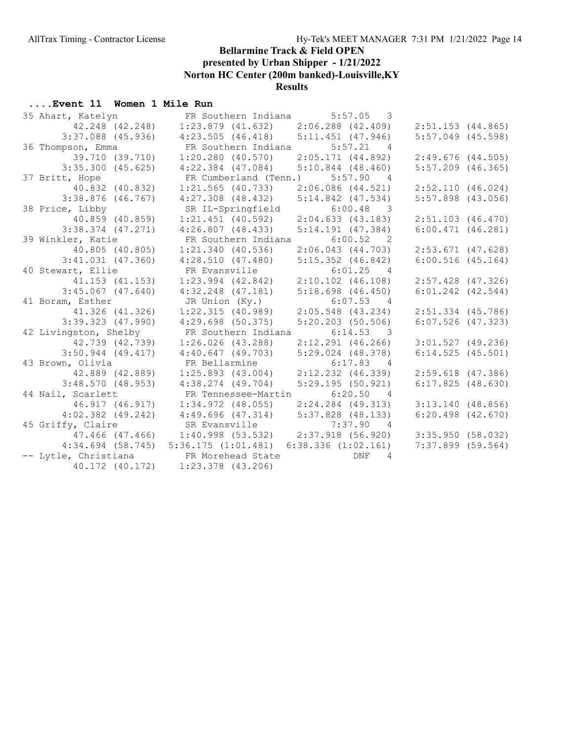## Bellarmine Track & Field OPEN
## presented by Urban Shipper - 1/21/2022
## Norton HC Center (200m banked)-Louisville,KY
## Results

### ....Event 11 Women 1 Mile Run

```
 35 Ahart, Katelyn          FR Southern Indiana        5:57.05   3 
         42.248 (42.248)     1:23.879 (41.632)     2:06.288 (42.409)     2:51.153 (44.865)
       3:37.088 (45.936)     4:23.505 (46.418)     5:11.451 (47.946)     5:57.049 (45.598)
 36 Thompson, Emma          FR Southern Indiana        5:57.21   4 
         39.710 (39.710)     1:20.280 (40.570)     2:05.171 (44.892)     2:49.676 (44.505)
       3:35.300 (45.625)     4:22.384 (47.084)     5:10.844 (48.460)     5:57.209 (46.365)
 37 Britt, Hope             FR Cumberland (Tenn.)      5:57.90   4 
         40.832 (40.832)     1:21.565 (40.733)     2:06.086 (44.521)     2:52.110 (46.024)
       3:38.876 (46.767)     4:27.308 (48.432)     5:14.842 (47.534)     5:57.898 (43.056)
 38 Price, Libby            SR IL-Springfield          6:00.48   3 
         40.859 (40.859)     1:21.451 (40.592)     2:04.633 (43.183)     2:51.103 (46.470)
       3:38.374 (47.271)     4:26.807 (48.433)     5:14.191 (47.384)     6:00.471 (46.281)
 39 Winkler, Katie          FR Southern Indiana        6:00.52   2 
         40.805 (40.805)     1:21.340 (40.536)     2:06.043 (44.703)     2:53.671 (47.628)
       3:41.031 (47.360)     4:28.510 (47.480)     5:15.352 (46.842)     6:00.516 (45.164)
 40 Stewart, Ellie          FR Evansville              6:01.25   4 
         41.153 (41.153)     1:23.994 (42.842)     2:10.102 (46.108)     2:57.428 (47.326)
       3:45.067 (47.640)     4:32.248 (47.181)     5:18.698 (46.450)     6:01.242 (42.544)
 41 Boram, Esther           JR Union (Ky.)             6:07.53   4 
         41.326 (41.326)     1:22.315 (40.989)     2:05.548 (43.234)     2:51.334 (45.786)
       3:39.323 (47.990)     4:29.698 (50.375)     5:20.203 (50.506)     6:07.526 (47.323)
 42 Livingston, Shelby      FR Southern Indiana        6:14.53   3 
         42.739 (42.739)     1:26.026 (43.288)     2:12.291 (46.266)     3:01.527 (49.236)
       3:50.944 (49.417)     4:40.647 (49.703)     5:29.024 (48.378)     6:14.525 (45.501)
 43 Brown, Olivia           FR Bellarmine              6:17.83   4 
         42.889 (42.889)     1:25.893 (43.004)     2:12.232 (46.339)     2:59.618 (47.386)
       3:48.570 (48.953)     4:38.274 (49.704)     5:29.195 (50.921)     6:17.825 (48.630)
 44 Nail, Scarlett          FR Tennessee-Martin        6:20.50   4 
         46.917 (46.917)     1:34.972 (48.055)     2:24.284 (49.313)     3:13.140 (48.856)
       4:02.382 (49.242)     4:49.696 (47.314)     5:37.828 (48.133)     6:20.498 (42.670)
 45 Griffy, Claire          SR Evansville              7:37.90   4 
         47.466 (47.466)     1:40.998 (53.532)     2:37.918 (56.920)     3:35.950 (58.032)
       4:34.694 (58.745)   5:36.175 (1:01.481)   6:38.336 (1:02.161)     7:37.899 (59.564)
 -- Lytle, Christiana       FR Morehead State              DNF   4 
         40.172 (40.172)     1:23.378 (43.206)
```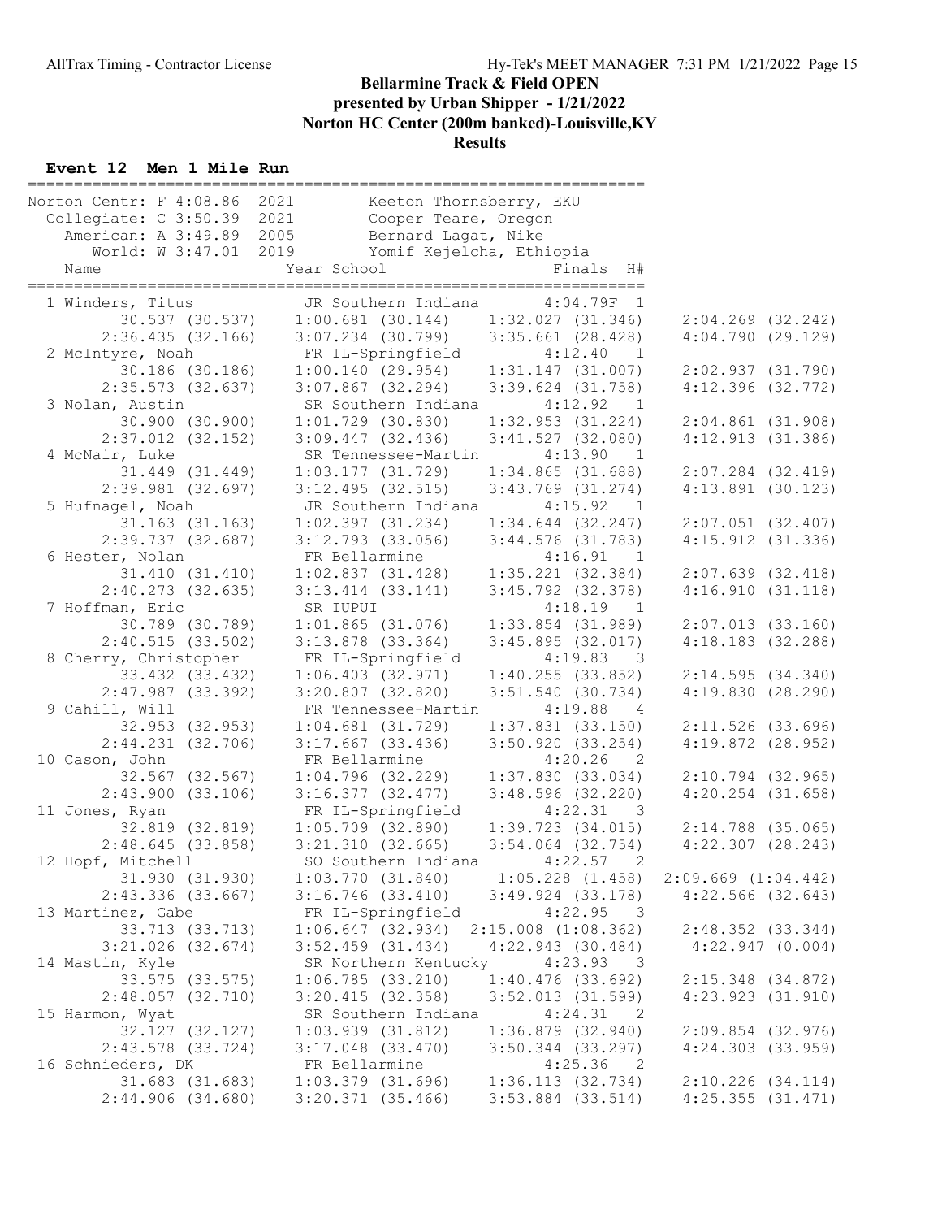## Bellarmine Track & Field OPEN
## presented by Urban Shipper - 1/21/2022
## Norton HC Center (200m banked)-Louisville,KY
## Results

### Event 12 Men 1 Mile Run

| Record | Time | Year | Holder |
|---|---|---|---|
| Norton Centr: F | 4:08.86 | 2021 | Keeton Thornsberry, EKU |
| Collegiate: C | 3:50.39 | 2021 | Cooper Teare, Oregon |
| American: A | 3:49.89 | 2005 | Bernard Lagat, Nike |
| World: W | 3:47.01 | 2019 | Yomif Kejelcha, Ethiopia |

| Place | Name | Year | School | Finals | H# |
|---|---|---|---|---|---|
| 1 | Winders, Titus | JR | Southern Indiana | 4:04.79F | 1 |
| | 30.537 (30.537) | 1:00.681 (30.144) | 1:32.027 (31.346) | 2:04.269 (32.242) | |
| | 2:36.435 (32.166) | 3:07.234 (30.799) | 3:35.661 (28.428) | 4:04.790 (29.129) | |
| 2 | McIntyre, Noah | FR | IL-Springfield | 4:12.40 | 1 |
| | 30.186 (30.186) | 1:00.140 (29.954) | 1:31.147 (31.007) | 2:02.937 (31.790) | |
| | 2:35.573 (32.637) | 3:07.867 (32.294) | 3:39.624 (31.758) | 4:12.396 (32.772) | |
| 3 | Nolan, Austin | SR | Southern Indiana | 4:12.92 | 1 |
| | 30.900 (30.900) | 1:01.729 (30.830) | 1:32.953 (31.224) | 2:04.861 (31.908) | |
| | 2:37.012 (32.152) | 3:09.447 (32.436) | 3:41.527 (32.080) | 4:12.913 (31.386) | |
| 4 | McNair, Luke | SR | Tennessee-Martin | 4:13.90 | 1 |
| | 31.449 (31.449) | 1:03.177 (31.729) | 1:34.865 (31.688) | 2:07.284 (32.419) | |
| | 2:39.981 (32.697) | 3:12.495 (32.515) | 3:43.769 (31.274) | 4:13.891 (30.123) | |
| 5 | Hufnagel, Noah | JR | Southern Indiana | 4:15.92 | 1 |
| | 31.163 (31.163) | 1:02.397 (31.234) | 1:34.644 (32.247) | 2:07.051 (32.407) | |
| | 2:39.737 (32.687) | 3:12.793 (33.056) | 3:44.576 (31.783) | 4:15.912 (31.336) | |
| 6 | Hester, Nolan | FR | Bellarmine | 4:16.91 | 1 |
| | 31.410 (31.410) | 1:02.837 (31.428) | 1:35.221 (32.384) | 2:07.639 (32.418) | |
| | 2:40.273 (32.635) | 3:13.414 (33.141) | 3:45.792 (32.378) | 4:16.910 (31.118) | |
| 7 | Hoffman, Eric | SR | IUPUI | 4:18.19 | 1 |
| | 30.789 (30.789) | 1:01.865 (31.076) | 1:33.854 (31.989) | 2:07.013 (33.160) | |
| | 2:40.515 (33.502) | 3:13.878 (33.364) | 3:45.895 (32.017) | 4:18.183 (32.288) | |
| 8 | Cherry, Christopher | FR | IL-Springfield | 4:19.83 | 3 |
| | 33.432 (33.432) | 1:06.403 (32.971) | 1:40.255 (33.852) | 2:14.595 (34.340) | |
| | 2:47.987 (33.392) | 3:20.807 (32.820) | 3:51.540 (30.734) | 4:19.830 (28.290) | |
| 9 | Cahill, Will | FR | Tennessee-Martin | 4:19.88 | 4 |
| | 32.953 (32.953) | 1:04.681 (31.729) | 1:37.831 (33.150) | 2:11.526 (33.696) | |
| | 2:44.231 (32.706) | 3:17.667 (33.436) | 3:50.920 (33.254) | 4:19.872 (28.952) | |
| 10 | Cason, John | FR | Bellarmine | 4:20.26 | 2 |
| | 32.567 (32.567) | 1:04.796 (32.229) | 1:37.830 (33.034) | 2:10.794 (32.965) | |
| | 2:43.900 (33.106) | 3:16.377 (32.477) | 3:48.596 (32.220) | 4:20.254 (31.658) | |
| 11 | Jones, Ryan | FR | IL-Springfield | 4:22.31 | 3 |
| | 32.819 (32.819) | 1:05.709 (32.890) | 1:39.723 (34.015) | 2:14.788 (35.065) | |
| | 2:48.645 (33.858) | 3:21.310 (32.665) | 3:54.064 (32.754) | 4:22.307 (28.243) | |
| 12 | Hopf, Mitchell | SO | Southern Indiana | 4:22.57 | 2 |
| | 31.930 (31.930) | 1:03.770 (31.840) | 1:05.228 (1.458) | 2:09.669 (1:04.442) | |
| | 2:43.336 (33.667) | 3:16.746 (33.410) | 3:49.924 (33.178) | 4:22.566 (32.643) | |
| 13 | Martinez, Gabe | FR | IL-Springfield | 4:22.95 | 3 |
| | 33.713 (33.713) | 1:06.647 (32.934) | 2:15.008 (1:08.362) | 2:48.352 (33.344) | |
| | 3:21.026 (32.674) | 3:52.459 (31.434) | 4:22.943 (30.484) | 4:22.947 (0.004) | |
| 14 | Mastin, Kyle | SR | Northern Kentucky | 4:23.93 | 3 |
| | 33.575 (33.575) | 1:06.785 (33.210) | 1:40.476 (33.692) | 2:15.348 (34.872) | |
| | 2:48.057 (32.710) | 3:20.415 (32.358) | 3:52.013 (31.599) | 4:23.923 (31.910) | |
| 15 | Harmon, Wyat | SR | Southern Indiana | 4:24.31 | 2 |
| | 32.127 (32.127) | 1:03.939 (31.812) | 1:36.879 (32.940) | 2:09.854 (32.976) | |
| | 2:43.578 (33.724) | 3:17.048 (33.470) | 3:50.344 (33.297) | 4:24.303 (33.959) | |
| 16 | Schnieders, DK | FR | Bellarmine | 4:25.36 | 2 |
| | 31.683 (31.683) | 1:03.379 (31.696) | 1:36.113 (32.734) | 2:10.226 (34.114) | |
| | 2:44.906 (34.680) | 3:20.371 (35.466) | 3:53.884 (33.514) | 4:25.355 (31.471) | |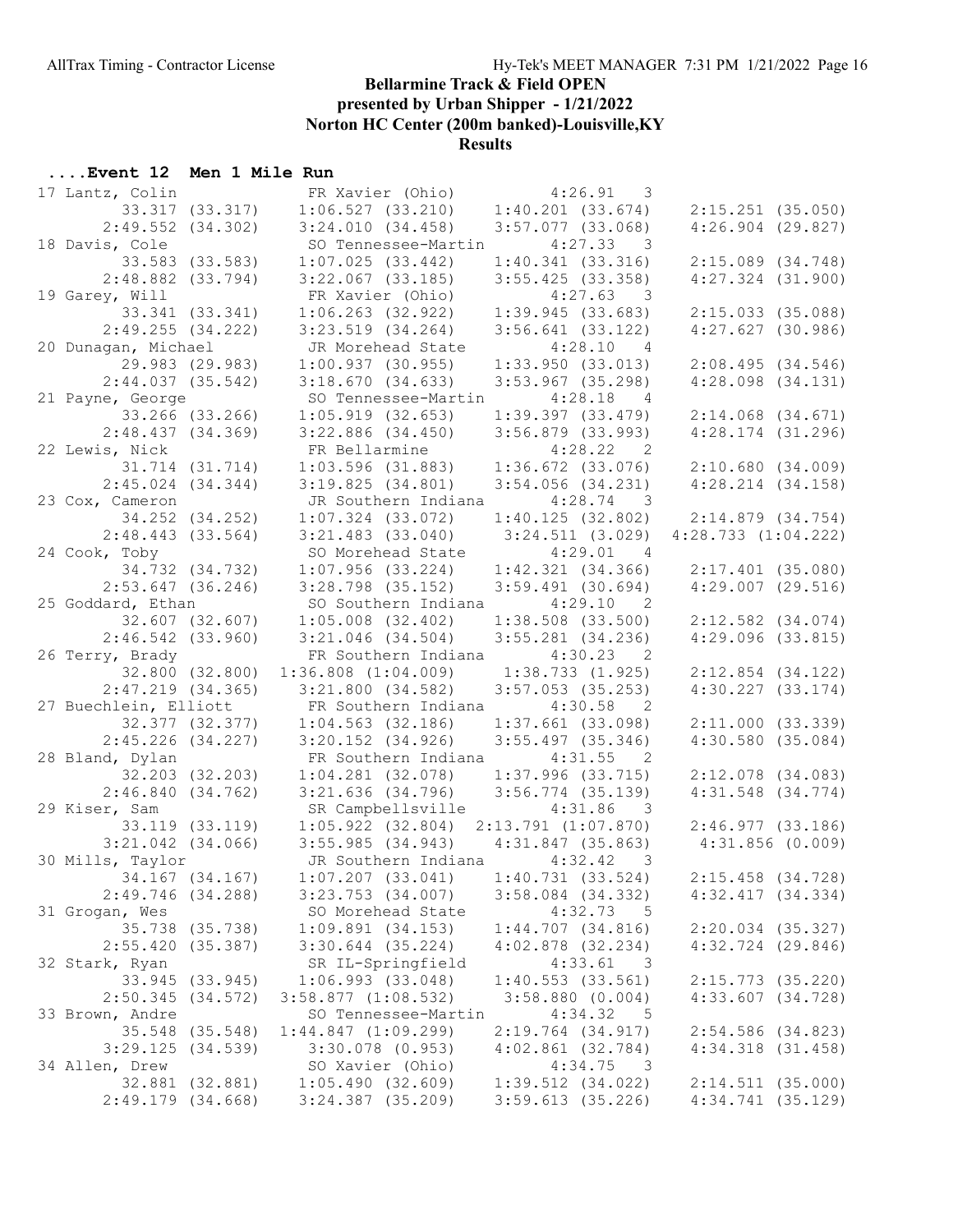# Bellarmine Track & Field OPEN

**presented by Urban Shipper - 1/21/2022**

**Norton HC Center (200m banked)-Louisville,KY**

**Results**

## ....Event 12 Men 1 Mile Run

```
 17 Lantz, Colin             FR Xavier (Ohio)         4:26.91   3 
          33.317 (33.317)    1:06.527 (33.210)    1:40.201 (33.674)    2:15.251 (35.050)
        2:49.552 (34.302)    3:24.010 (34.458)    3:57.077 (33.068)    4:26.904 (29.827)
 18 Davis, Cole              SO Tennessee-Martin      4:27.33   3 
          33.583 (33.583)    1:07.025 (33.442)    1:40.341 (33.316)    2:15.089 (34.748)
        2:48.882 (33.794)    3:22.067 (33.185)    3:55.425 (33.358)    4:27.324 (31.900)
 19 Garey, Will              FR Xavier (Ohio)         4:27.63   3 
          33.341 (33.341)    1:06.263 (32.922)    1:39.945 (33.683)    2:15.033 (35.088)
        2:49.255 (34.222)    3:23.519 (34.264)    3:56.641 (33.122)    4:27.627 (30.986)
 20 Dunagan, Michael         JR Morehead State        4:28.10   4 
          29.983 (29.983)    1:00.937 (30.955)    1:33.950 (33.013)    2:08.495 (34.546)
        2:44.037 (35.542)    3:18.670 (34.633)    3:53.967 (35.298)    4:28.098 (34.131)
 21 Payne, George            SO Tennessee-Martin      4:28.18   4 
          33.266 (33.266)    1:05.919 (32.653)    1:39.397 (33.479)    2:14.068 (34.671)
        2:48.437 (34.369)    3:22.886 (34.450)    3:56.879 (33.993)    4:28.174 (31.296)
 22 Lewis, Nick              FR Bellarmine            4:28.22   2 
          31.714 (31.714)    1:03.596 (31.883)    1:36.672 (33.076)    2:10.680 (34.009)
        2:45.024 (34.344)    3:19.825 (34.801)    3:54.056 (34.231)    4:28.214 (34.158)
 23 Cox, Cameron             JR Southern Indiana      4:28.74   3 
          34.252 (34.252)    1:07.324 (33.072)    1:40.125 (32.802)    2:14.879 (34.754)
        2:48.443 (33.564)    3:21.483 (33.040)    3:24.511 (3.029)   4:28.733 (1:04.222)
 24 Cook, Toby               SO Morehead State        4:29.01   4 
          34.732 (34.732)    1:07.956 (33.224)    1:42.321 (34.366)    2:17.401 (35.080)
        2:53.647 (36.246)    3:28.798 (35.152)    3:59.491 (30.694)    4:29.007 (29.516)
 25 Goddard, Ethan           SO Southern Indiana      4:29.10   2 
          32.607 (32.607)    1:05.008 (32.402)    1:38.508 (33.500)    2:12.582 (34.074)
        2:46.542 (33.960)    3:21.046 (34.504)    3:55.281 (34.236)    4:29.096 (33.815)
 26 Terry, Brady             FR Southern Indiana      4:30.23   2 
          32.800 (32.800)  1:36.808 (1:04.009)    1:38.733 (1.925)     2:12.854 (34.122)
        2:47.219 (34.365)    3:21.800 (34.582)    3:57.053 (35.253)    4:30.227 (33.174)
 27 Buechlein, Elliott       FR Southern Indiana      4:30.58   2 
          32.377 (32.377)    1:04.563 (32.186)    1:37.661 (33.098)    2:11.000 (33.339)
        2:45.226 (34.227)    3:20.152 (34.926)    3:55.497 (35.346)    4:30.580 (35.084)
 28 Bland, Dylan             FR Southern Indiana      4:31.55   2 
          32.203 (32.203)    1:04.281 (32.078)    1:37.996 (33.715)    2:12.078 (34.083)
        2:46.840 (34.762)    3:21.636 (34.796)    3:56.774 (35.139)    4:31.548 (34.774)
 29 Kiser, Sam               SR Campbellsville        4:31.86   3 
          33.119 (33.119)    1:05.922 (32.804)  2:13.791 (1:07.870)    2:46.977 (33.186)
        3:21.042 (34.066)    3:55.985 (34.943)    4:31.847 (35.863)    4:31.856 (0.009)
 30 Mills, Taylor            JR Southern Indiana      4:32.42   3 
          34.167 (34.167)    1:07.207 (33.041)    1:40.731 (33.524)    2:15.458 (34.728)
        2:49.746 (34.288)    3:23.753 (34.007)    3:58.084 (34.332)    4:32.417 (34.334)
 31 Grogan, Wes              SO Morehead State        4:32.73   5 
          35.738 (35.738)    1:09.891 (34.153)    1:44.707 (34.816)    2:20.034 (35.327)
        2:55.420 (35.387)    3:30.644 (35.224)    4:02.878 (32.234)    4:32.724 (29.846)
 32 Stark, Ryan              SR IL-Springfield        4:33.61   3 
          33.945 (33.945)    1:06.993 (33.048)    1:40.553 (33.561)    2:15.773 (35.220)
        2:50.345 (34.572)  3:58.877 (1:08.532)    3:58.880 (0.004)     4:33.607 (34.728)
 33 Brown, Andre             SO Tennessee-Martin      4:34.32   5 
          35.548 (35.548)  1:44.847 (1:09.299)    2:19.764 (34.917)    2:54.586 (34.823)
        3:29.125 (34.539)    3:30.078 (0.953)     4:02.861 (32.784)    4:34.318 (31.458)
 34 Allen, Drew              SO Xavier (Ohio)         4:34.75   3 
          32.881 (32.881)    1:05.490 (32.609)    1:39.512 (34.022)    2:14.511 (35.000)
        2:49.179 (34.668)    3:24.387 (35.209)    3:59.613 (35.226)    4:34.741 (35.129)
```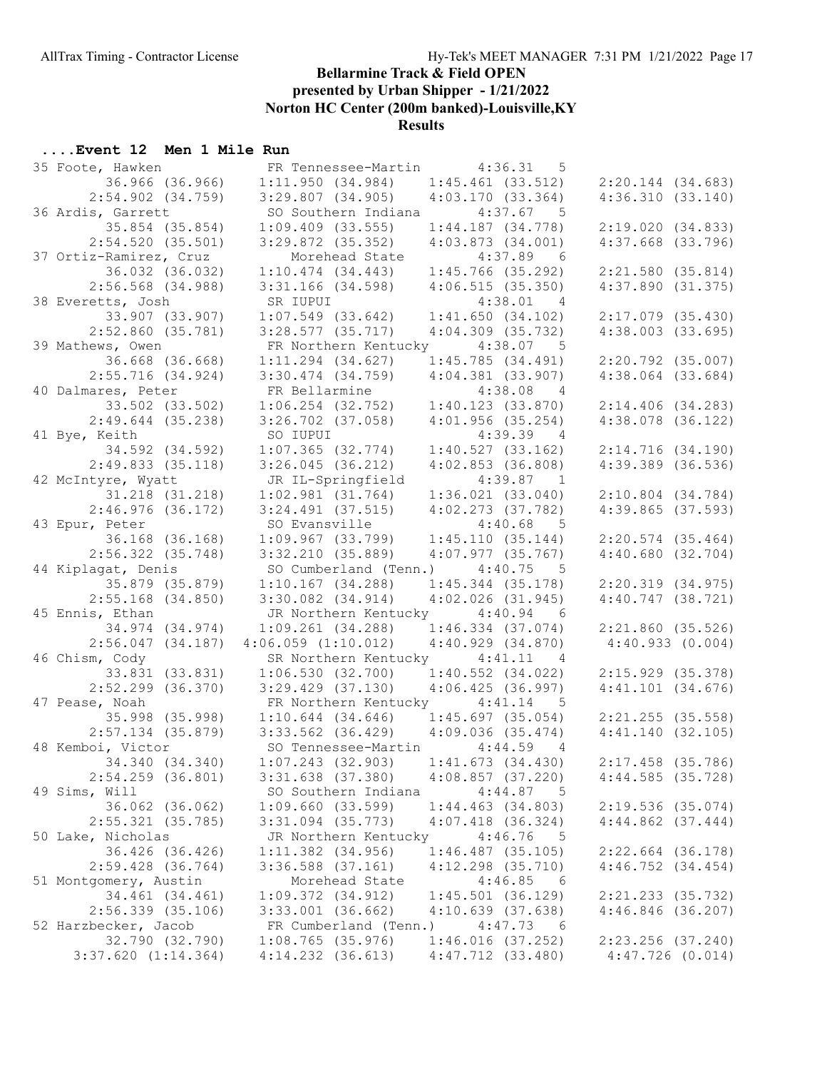# Bellarmine Track & Field OPEN

## presented by Urban Shipper - 1/21/2022

## Norton HC Center (200m banked)-Louisville,KY

## Results

### ....Event 12 Men 1 Mile Run

```
 35 Foote, Hawken           FR Tennessee-Martin      4:36.31   5 
         36.966 (36.966)    1:11.950 (34.984)    1:45.461 (33.512)    2:20.144 (34.683)
       2:54.902 (34.759)    3:29.807 (34.905)    4:03.170 (33.364)    4:36.310 (33.140)
 36 Ardis, Garrett          SO Southern Indiana      4:37.67   5 
         35.854 (35.854)    1:09.409 (33.555)    1:44.187 (34.778)    2:19.020 (34.833)
       2:54.520 (35.501)    3:29.872 (35.352)    4:03.873 (34.001)    4:37.668 (33.796)
 37 Ortiz-Ramirez, Cruz        Morehead State        4:37.89   6 
         36.032 (36.032)    1:10.474 (34.443)    1:45.766 (35.292)    2:21.580 (35.814)
       2:56.568 (34.988)    3:31.166 (34.598)    4:06.515 (35.350)    4:37.890 (31.375)
 38 Everetts, Josh          SR IUPUI                 4:38.01   4 
         33.907 (33.907)    1:07.549 (33.642)    1:41.650 (34.102)    2:17.079 (35.430)
       2:52.860 (35.781)    3:28.577 (35.717)    4:04.309 (35.732)    4:38.003 (33.695)
 39 Mathews, Owen           FR Northern Kentucky     4:38.07   5 
         36.668 (36.668)    1:11.294 (34.627)    1:45.785 (34.491)    2:20.792 (35.007)
       2:55.716 (34.924)    3:30.474 (34.759)    4:04.381 (33.907)    4:38.064 (33.684)
 40 Dalmares, Peter         FR Bellarmine            4:38.08   4 
         33.502 (33.502)    1:06.254 (32.752)    1:40.123 (33.870)    2:14.406 (34.283)
       2:49.644 (35.238)    3:26.702 (37.058)    4:01.956 (35.254)    4:38.078 (36.122)
 41 Bye, Keith              SO IUPUI                 4:39.39   4 
         34.592 (34.592)    1:07.365 (32.774)    1:40.527 (33.162)    2:14.716 (34.190)
       2:49.833 (35.118)    3:26.045 (36.212)    4:02.853 (36.808)    4:39.389 (36.536)
 42 McIntyre, Wyatt         JR IL-Springfield        4:39.87   1 
         31.218 (31.218)    1:02.981 (31.764)    1:36.021 (33.040)    2:10.804 (34.784)
       2:46.976 (36.172)    3:24.491 (37.515)    4:02.273 (37.782)    4:39.865 (37.593)
 43 Epur, Peter             SO Evansville            4:40.68   5 
         36.168 (36.168)    1:09.967 (33.799)    1:45.110 (35.144)    2:20.574 (35.464)
       2:56.322 (35.748)    3:32.210 (35.889)    4:07.977 (35.767)    4:40.680 (32.704)
 44 Kiplagat, Denis         SO Cumberland (Tenn.)    4:40.75   5 
         35.879 (35.879)    1:10.167 (34.288)    1:45.344 (35.178)    2:20.319 (34.975)
       2:55.168 (34.850)    3:30.082 (34.914)    4:02.026 (31.945)    4:40.747 (38.721)
 45 Ennis, Ethan            JR Northern Kentucky     4:40.94   6 
         34.974 (34.974)    1:09.261 (34.288)    1:46.334 (37.074)    2:21.860 (35.526)
       2:56.047 (34.187)  4:06.059 (1:10.012)    4:40.929 (34.870)    4:40.933 (0.004)
 46 Chism, Cody             SR Northern Kentucky     4:41.11   4 
         33.831 (33.831)    1:06.530 (32.700)    1:40.552 (34.022)    2:15.929 (35.378)
       2:52.299 (36.370)    3:29.429 (37.130)    4:06.425 (36.997)    4:41.101 (34.676)
 47 Pease, Noah             FR Northern Kentucky     4:41.14   5 
         35.998 (35.998)    1:10.644 (34.646)    1:45.697 (35.054)    2:21.255 (35.558)
       2:57.134 (35.879)    3:33.562 (36.429)    4:09.036 (35.474)    4:41.140 (32.105)
 48 Kemboi, Victor          SO Tennessee-Martin      4:44.59   4 
         34.340 (34.340)    1:07.243 (32.903)    1:41.673 (34.430)    2:17.458 (35.786)
       2:54.259 (36.801)    3:31.638 (37.380)    4:08.857 (37.220)    4:44.585 (35.728)
 49 Sims, Will              SO Southern Indiana      4:44.87   5 
         36.062 (36.062)    1:09.660 (33.599)    1:44.463 (34.803)    2:19.536 (35.074)
       2:55.321 (35.785)    3:31.094 (35.773)    4:07.418 (36.324)    4:44.862 (37.444)
 50 Lake, Nicholas          JR Northern Kentucky     4:46.76   5 
         36.426 (36.426)    1:11.382 (34.956)    1:46.487 (35.105)    2:22.664 (36.178)
       2:59.428 (36.764)    3:36.588 (37.161)    4:12.298 (35.710)    4:46.752 (34.454)
 51 Montgomery, Austin         Morehead State        4:46.85   6 
         34.461 (34.461)    1:09.372 (34.912)    1:45.501 (36.129)    2:21.233 (35.732)
       2:56.339 (35.106)    3:33.001 (36.662)    4:10.639 (37.638)    4:46.846 (36.207)
 52 Harzbecker, Jacob       FR Cumberland (Tenn.)    4:47.73   6 
         32.790 (32.790)    1:08.765 (35.976)    1:46.016 (37.252)    2:23.256 (37.240)
     3:37.620 (1:14.364)    4:14.232 (36.613)    4:47.712 (33.480)    4:47.726 (0.014)
```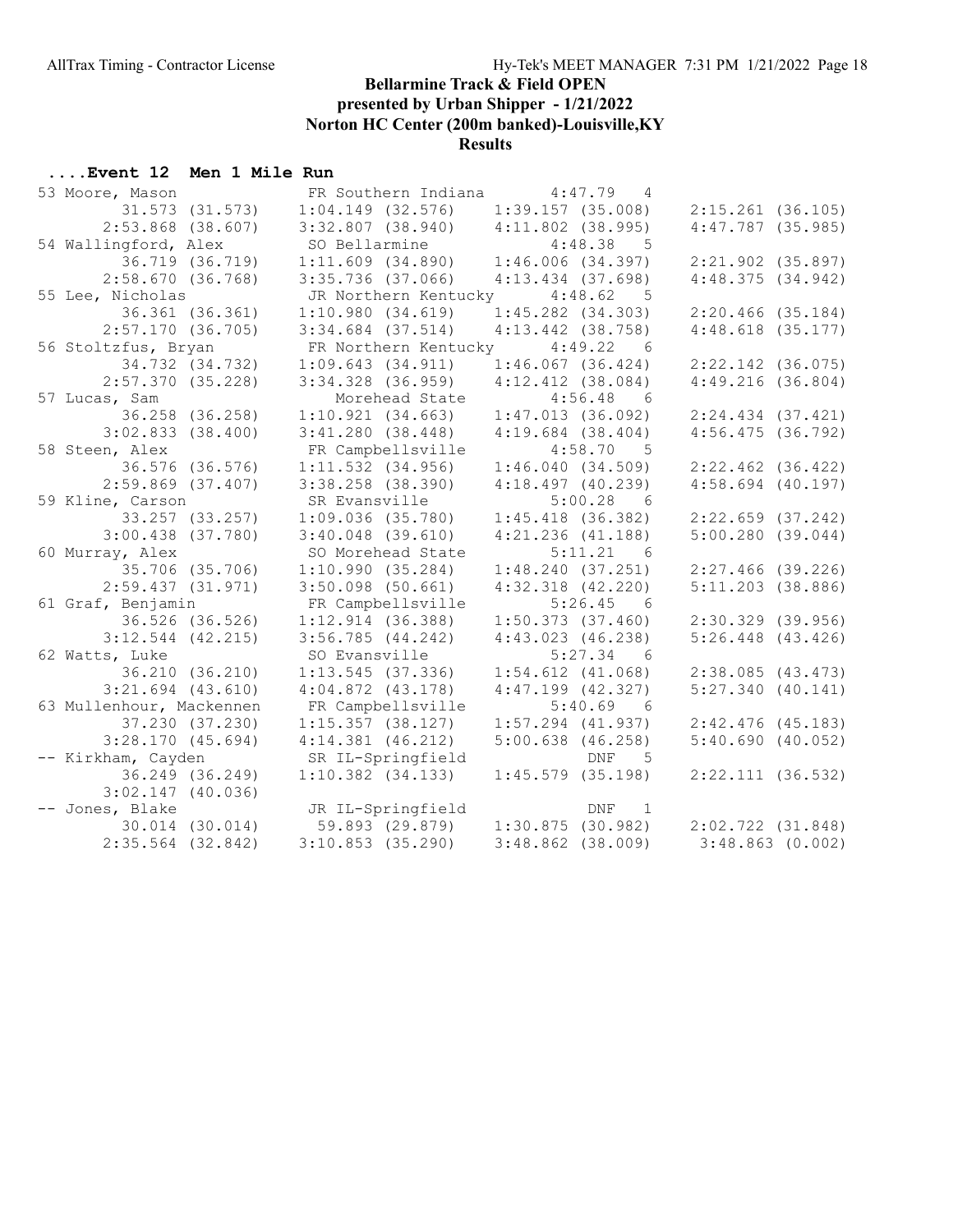# Bellarmine Track & Field OPEN

## presented by Urban Shipper - 1/21/2022

## Norton HC Center (200m banked)-Louisville,KY

## Results

### ....Event 12 Men 1 Mile Run

```
 53 Moore, Mason               FR Southern Indiana        4:47.79   4 
         31.573 (31.573)     1:04.149 (32.576)     1:39.157 (35.008)     2:15.261 (36.105)
       2:53.868 (38.607)     3:32.807 (38.940)     4:11.802 (38.995)     4:47.787 (35.985)
 54 Wallingford, Alex          SO Bellarmine              4:48.38   5 
         36.719 (36.719)     1:11.609 (34.890)     1:46.006 (34.397)     2:21.902 (35.897)
       2:58.670 (36.768)     3:35.736 (37.066)     4:13.434 (37.698)     4:48.375 (34.942)
 55 Lee, Nicholas              JR Northern Kentucky       4:48.62   5 
         36.361 (36.361)     1:10.980 (34.619)     1:45.282 (34.303)     2:20.466 (35.184)
       2:57.170 (36.705)     3:34.684 (37.514)     4:13.442 (38.758)     4:48.618 (35.177)
 56 Stoltzfus, Bryan           FR Northern Kentucky       4:49.22   6 
         34.732 (34.732)     1:09.643 (34.911)     1:46.067 (36.424)     2:22.142 (36.075)
       2:57.370 (35.228)     3:34.328 (36.959)     4:12.412 (38.084)     4:49.216 (36.804)
 57 Lucas, Sam                    Morehead State          4:56.48   6 
         36.258 (36.258)     1:10.921 (34.663)     1:47.013 (36.092)     2:24.434 (37.421)
       3:02.833 (38.400)     3:41.280 (38.448)     4:19.684 (38.404)     4:56.475 (36.792)
 58 Steen, Alex                FR Campbellsville          4:58.70   5 
         36.576 (36.576)     1:11.532 (34.956)     1:46.040 (34.509)     2:22.462 (36.422)
       2:59.869 (37.407)     3:38.258 (38.390)     4:18.497 (40.239)     4:58.694 (40.197)
 59 Kline, Carson              SR Evansville              5:00.28   6 
         33.257 (33.257)     1:09.036 (35.780)     1:45.418 (36.382)     2:22.659 (37.242)
       3:00.438 (37.780)     3:40.048 (39.610)     4:21.236 (41.188)     5:00.280 (39.044)
 60 Murray, Alex               SO Morehead State          5:11.21   6 
         35.706 (35.706)     1:10.990 (35.284)     1:48.240 (37.251)     2:27.466 (39.226)
       2:59.437 (31.971)     3:50.098 (50.661)     4:32.318 (42.220)     5:11.203 (38.886)
 61 Graf, Benjamin             FR Campbellsville          5:26.45   6 
         36.526 (36.526)     1:12.914 (36.388)     1:50.373 (37.460)     2:30.329 (39.956)
       3:12.544 (42.215)     3:56.785 (44.242)     4:43.023 (46.238)     5:26.448 (43.426)
 62 Watts, Luke                SO Evansville              5:27.34   6 
         36.210 (36.210)     1:13.545 (37.336)     1:54.612 (41.068)     2:38.085 (43.473)
       3:21.694 (43.610)     4:04.872 (43.178)     4:47.199 (42.327)     5:27.340 (40.141)
 63 Mullenhour, Mackennen      FR Campbellsville          5:40.69   6 
         37.230 (37.230)     1:15.357 (38.127)     1:57.294 (41.937)     2:42.476 (45.183)
       3:28.170 (45.694)     4:14.381 (46.212)     5:00.638 (46.258)     5:40.690 (40.052)
 -- Kirkham, Cayden            SR IL-Springfield              DNF   5 
         36.249 (36.249)     1:10.382 (34.133)     1:45.579 (35.198)     2:22.111 (36.532)
       3:02.147 (40.036)
 -- Jones, Blake               JR IL-Springfield              DNF   1 
         30.014 (30.014)       59.893 (29.879)     1:30.875 (30.982)     2:02.722 (31.848)
       2:35.564 (32.842)     3:10.853 (35.290)     3:48.862 (38.009)     3:48.863 (0.002)
```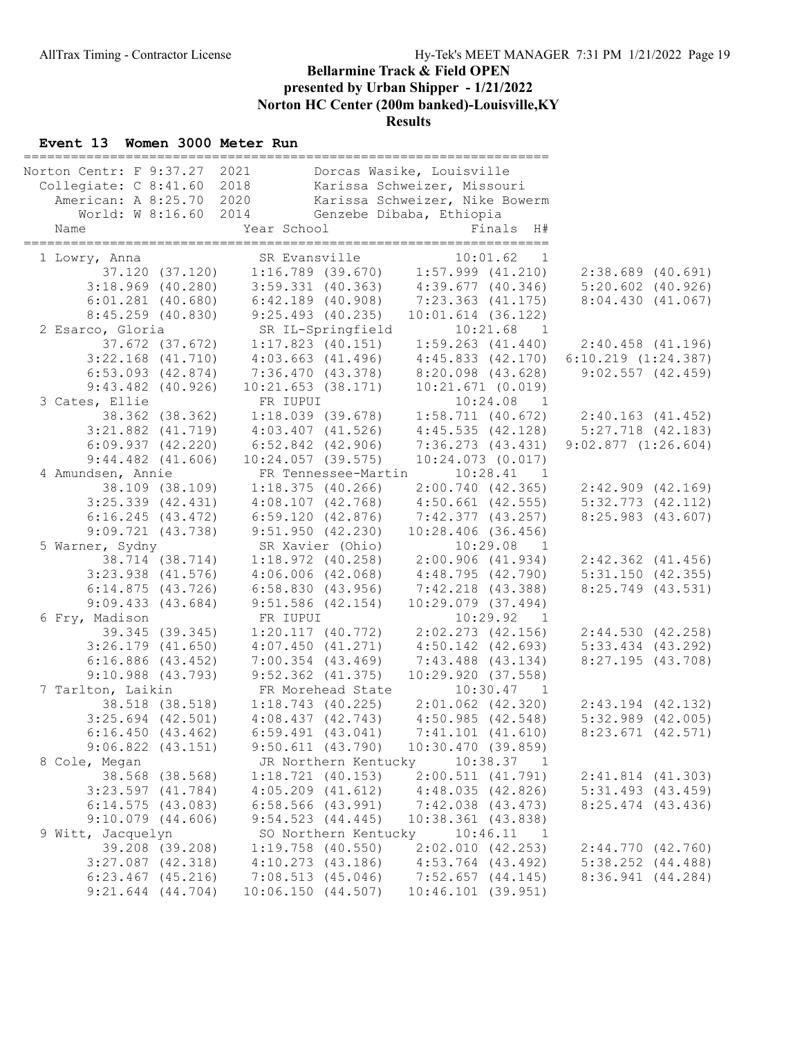# Bellarmine Track & Field OPEN

**presented by Urban Shipper - 1/21/2022**

**Norton HC Center (200m banked)-Louisville,KY**

**Results**

## Event 13 Women 3000 Meter Run

```
===================================================================
Norton Centr: F 9:37.27  2021        Dorcas Wasike, Louisville
  Collegiate: C 8:41.60  2018        Karissa Schweizer, Missouri
    American: A 8:25.70  2020        Karissa Schweizer, Nike Bowerm
       World: W 8:16.60  2014        Genzebe Dibaba, Ethiopia
    Name                    Year School                  Finals  H#
===================================================================
  1 Lowry, Anna             SR Evansville              10:01.62   1
         37.120 (37.120)     1:16.789 (39.670)     1:57.999 (41.210)     2:38.689 (40.691)
       3:18.969 (40.280)     3:59.331 (40.363)     4:39.677 (40.346)     5:20.602 (40.926)
       6:01.281 (40.680)     6:42.189 (40.908)     7:23.363 (41.175)     8:04.430 (41.067)
       8:45.259 (40.830)     9:25.493 (40.235)    10:01.614 (36.122)
  2 Esarco, Gloria          SR IL-Springfield          10:21.68   1
         37.672 (37.672)     1:17.823 (40.151)     1:59.263 (41.440)     2:40.458 (41.196)
       3:22.168 (41.710)     4:03.663 (41.496)     4:45.833 (42.170)   6:10.219 (1:24.387)
       6:53.093 (42.874)     7:36.470 (43.378)     8:20.098 (43.628)     9:02.557 (42.459)
       9:43.482 (40.926)    10:21.653 (38.171)    10:21.671 (0.019)
  3 Cates, Ellie            FR IUPUI                   10:24.08   1
         38.362 (38.362)     1:18.039 (39.678)     1:58.711 (40.672)     2:40.163 (41.452)
       3:21.882 (41.719)     4:03.407 (41.526)     4:45.535 (42.128)     5:27.718 (42.183)
       6:09.937 (42.220)     6:52.842 (42.906)     7:36.273 (43.431)   9:02.877 (1:26.604)
       9:44.482 (41.606)    10:24.057 (39.575)    10:24.073 (0.017)
  4 Amundsen, Annie         FR Tennessee-Martin        10:28.41   1
         38.109 (38.109)     1:18.375 (40.266)     2:00.740 (42.365)     2:42.909 (42.169)
       3:25.339 (42.431)     4:08.107 (42.768)     4:50.661 (42.555)     5:32.773 (42.112)
       6:16.245 (43.472)     6:59.120 (42.876)     7:42.377 (43.257)     8:25.983 (43.607)
       9:09.721 (43.738)     9:51.950 (42.230)    10:28.406 (36.456)
  5 Warner, Sydny           SR Xavier (Ohio)           10:29.08   1
         38.714 (38.714)     1:18.972 (40.258)     2:00.906 (41.934)     2:42.362 (41.456)
       3:23.938 (41.576)     4:06.006 (42.068)     4:48.795 (42.790)     5:31.150 (42.355)
       6:14.875 (43.726)     6:58.830 (43.956)     7:42.218 (43.388)     8:25.749 (43.531)
       9:09.433 (43.684)     9:51.586 (42.154)    10:29.079 (37.494)
  6 Fry, Madison            FR IUPUI                   10:29.92   1
         39.345 (39.345)     1:20.117 (40.772)     2:02.273 (42.156)     2:44.530 (42.258)
       3:26.179 (41.650)     4:07.450 (41.271)     4:50.142 (42.693)     5:33.434 (43.292)
       6:16.886 (43.452)     7:00.354 (43.469)     7:43.488 (43.134)     8:27.195 (43.708)
       9:10.988 (43.793)     9:52.362 (41.375)    10:29.920 (37.558)
  7 Tarlton, Laikin         FR Morehead State          10:30.47   1
         38.518 (38.518)     1:18.743 (40.225)     2:01.062 (42.320)     2:43.194 (42.132)
       3:25.694 (42.501)     4:08.437 (42.743)     4:50.985 (42.548)     5:32.989 (42.005)
       6:16.450 (43.462)     6:59.491 (43.041)     7:41.101 (41.610)     8:23.671 (42.571)
       9:06.822 (43.151)     9:50.611 (43.790)    10:30.470 (39.859)
  8 Cole, Megan             JR Northern Kentucky       10:38.37   1
         38.568 (38.568)     1:18.721 (40.153)     2:00.511 (41.791)     2:41.814 (41.303)
       3:23.597 (41.784)     4:05.209 (41.612)     4:48.035 (42.826)     5:31.493 (43.459)
       6:14.575 (43.083)     6:58.566 (43.991)     7:42.038 (43.473)     8:25.474 (43.436)
       9:10.079 (44.606)     9:54.523 (44.445)    10:38.361 (43.838)
  9 Witt, Jacquelyn         SO Northern Kentucky       10:46.11   1
         39.208 (39.208)     1:19.758 (40.550)     2:02.010 (42.253)     2:44.770 (42.760)
       3:27.087 (42.318)     4:10.273 (43.186)     4:53.764 (43.492)     5:38.252 (44.488)
       6:23.467 (45.216)     7:08.513 (45.046)     7:52.657 (44.145)     8:36.941 (44.284)
       9:21.644 (44.704)    10:06.150 (44.507)    10:46.101 (39.951)
```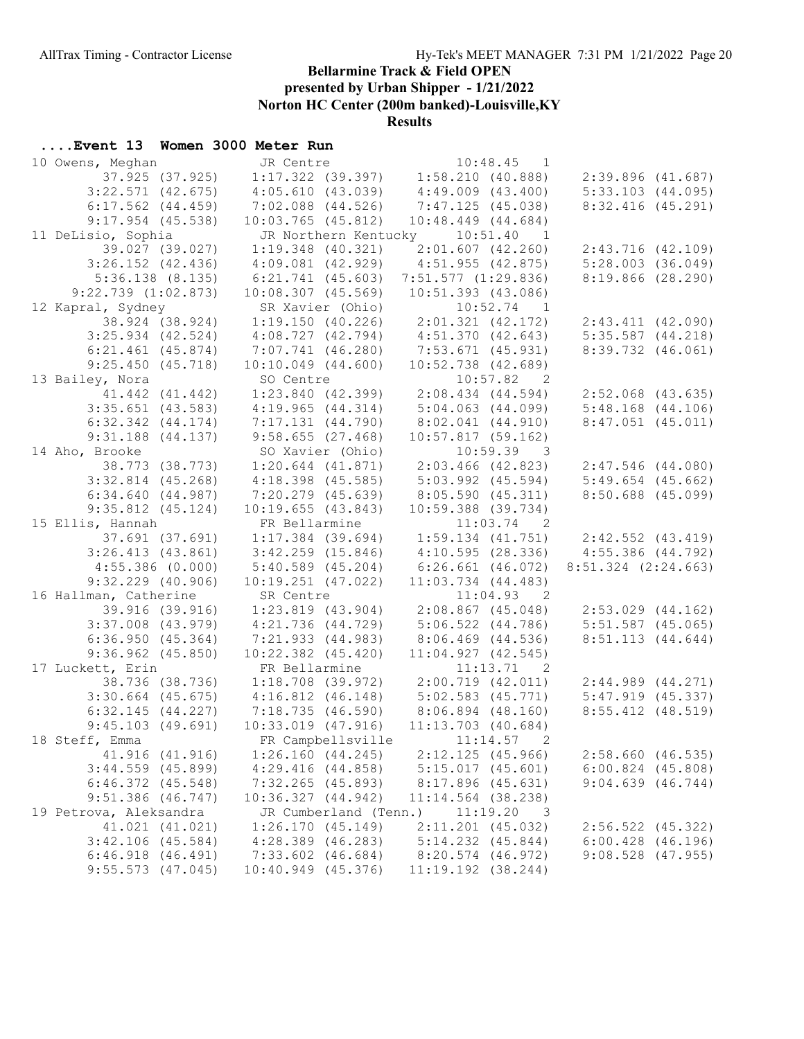# Bellarmine Track & Field OPEN

**presented by Urban Shipper - 1/21/2022**

**Norton HC Center (200m banked)-Louisville,KY**

**Results**

## ....Event 13 Women 3000 Meter Run

```
10 Owens, Meghan             JR Centre                   10:48.45   1
        37.925 (37.925)     1:17.322 (39.397)     1:58.210 (40.888)     2:39.896 (41.687)
      3:22.571 (42.675)     4:05.610 (43.039)     4:49.009 (43.400)     5:33.103 (44.095)
      6:17.562 (44.459)     7:02.088 (44.526)     7:47.125 (45.038)     8:32.416 (45.291)
      9:17.954 (45.538)    10:03.765 (45.812)    10:48.449 (44.684)
11 DeLisio, Sophia           JR Northern Kentucky        10:51.40   1
        39.027 (39.027)     1:19.348 (40.321)     2:01.607 (42.260)     2:43.716 (42.109)
      3:26.152 (42.436)     4:09.081 (42.929)     4:51.955 (42.875)     5:28.003 (36.049)
      5:36.138 (8.135)      6:21.741 (45.603)     7:51.577 (1:29.836)   8:19.866 (28.290)
      9:22.739 (1:02.873)  10:08.307 (45.569)    10:51.393 (43.086)
12 Kapral, Sydney            SR Xavier (Ohio)            10:52.74   1
        38.924 (38.924)     1:19.150 (40.226)     2:01.321 (42.172)     2:43.411 (42.090)
      3:25.934 (42.524)     4:08.727 (42.794)     4:51.370 (42.643)     5:35.587 (44.218)
      6:21.461 (45.874)     7:07.741 (46.280)     7:53.671 (45.931)     8:39.732 (46.061)
      9:25.450 (45.718)    10:10.049 (44.600)    10:52.738 (42.689)
13 Bailey, Nora              SO Centre                   10:57.82   2
        41.442 (41.442)     1:23.840 (42.399)     2:08.434 (44.594)     2:52.068 (43.635)
      3:35.651 (43.583)     4:19.965 (44.314)     5:04.063 (44.099)     5:48.168 (44.106)
      6:32.342 (44.174)     7:17.131 (44.790)     8:02.041 (44.910)     8:47.051 (45.011)
      9:31.188 (44.137)     9:58.655 (27.468)    10:57.817 (59.162)
14 Aho, Brooke               SO Xavier (Ohio)            10:59.39   3
        38.773 (38.773)     1:20.644 (41.871)     2:03.466 (42.823)     2:47.546 (44.080)
      3:32.814 (45.268)     4:18.398 (45.585)     5:03.992 (45.594)     5:49.654 (45.662)
      6:34.640 (44.987)     7:20.279 (45.639)     8:05.590 (45.311)     8:50.688 (45.099)
      9:35.812 (45.124)    10:19.655 (43.843)    10:59.388 (39.734)
15 Ellis, Hannah             FR Bellarmine               11:03.74   2
        37.691 (37.691)     1:17.384 (39.694)     1:59.134 (41.751)     2:42.552 (43.419)
      3:26.413 (43.861)     3:42.259 (15.846)     4:10.595 (28.336)     4:55.386 (44.792)
      4:55.386 (0.000)      5:40.589 (45.204)     6:26.661 (46.072)     8:51.324 (2:24.663)
      9:32.229 (40.906)    10:19.251 (47.022)    11:03.734 (44.483)
16 Hallman, Catherine        SR Centre                   11:04.93   2
        39.916 (39.916)     1:23.819 (43.904)     2:08.867 (45.048)     2:53.029 (44.162)
      3:37.008 (43.979)     4:21.736 (44.729)     5:06.522 (44.786)     5:51.587 (45.065)
      6:36.950 (45.364)     7:21.933 (44.983)     8:06.469 (44.536)     8:51.113 (44.644)
      9:36.962 (45.850)    10:22.382 (45.420)    11:04.927 (42.545)
17 Luckett, Erin             FR Bellarmine               11:13.71   2
        38.736 (38.736)     1:18.708 (39.972)     2:00.719 (42.011)     2:44.989 (44.271)
      3:30.664 (45.675)     4:16.812 (46.148)     5:02.583 (45.771)     5:47.919 (45.337)
      6:32.145 (44.227)     7:18.735 (46.590)     8:06.894 (48.160)     8:55.412 (48.519)
      9:45.103 (49.691)    10:33.019 (47.916)    11:13.703 (40.684)
18 Steff, Emma               FR Campbellsville           11:14.57   2
        41.916 (41.916)     1:26.160 (44.245)     2:12.125 (45.966)     2:58.660 (46.535)
      3:44.559 (45.899)     4:29.416 (44.858)     5:15.017 (45.601)     6:00.824 (45.808)
      6:46.372 (45.548)     7:32.265 (45.893)     8:17.896 (45.631)     9:04.639 (46.744)
      9:51.386 (46.747)    10:36.327 (44.942)    11:14.564 (38.238)
19 Petrova, Aleksandra       JR Cumberland (Tenn.)       11:19.20   3
        41.021 (41.021)     1:26.170 (45.149)     2:11.201 (45.032)     2:56.522 (45.322)
      3:42.106 (45.584)     4:28.389 (46.283)     5:14.232 (45.844)     6:00.428 (46.196)
      6:46.918 (46.491)     7:33.602 (46.684)     8:20.574 (46.972)     9:08.528 (47.955)
      9:55.573 (47.045)    10:40.949 (45.376)    11:19.192 (38.244)
```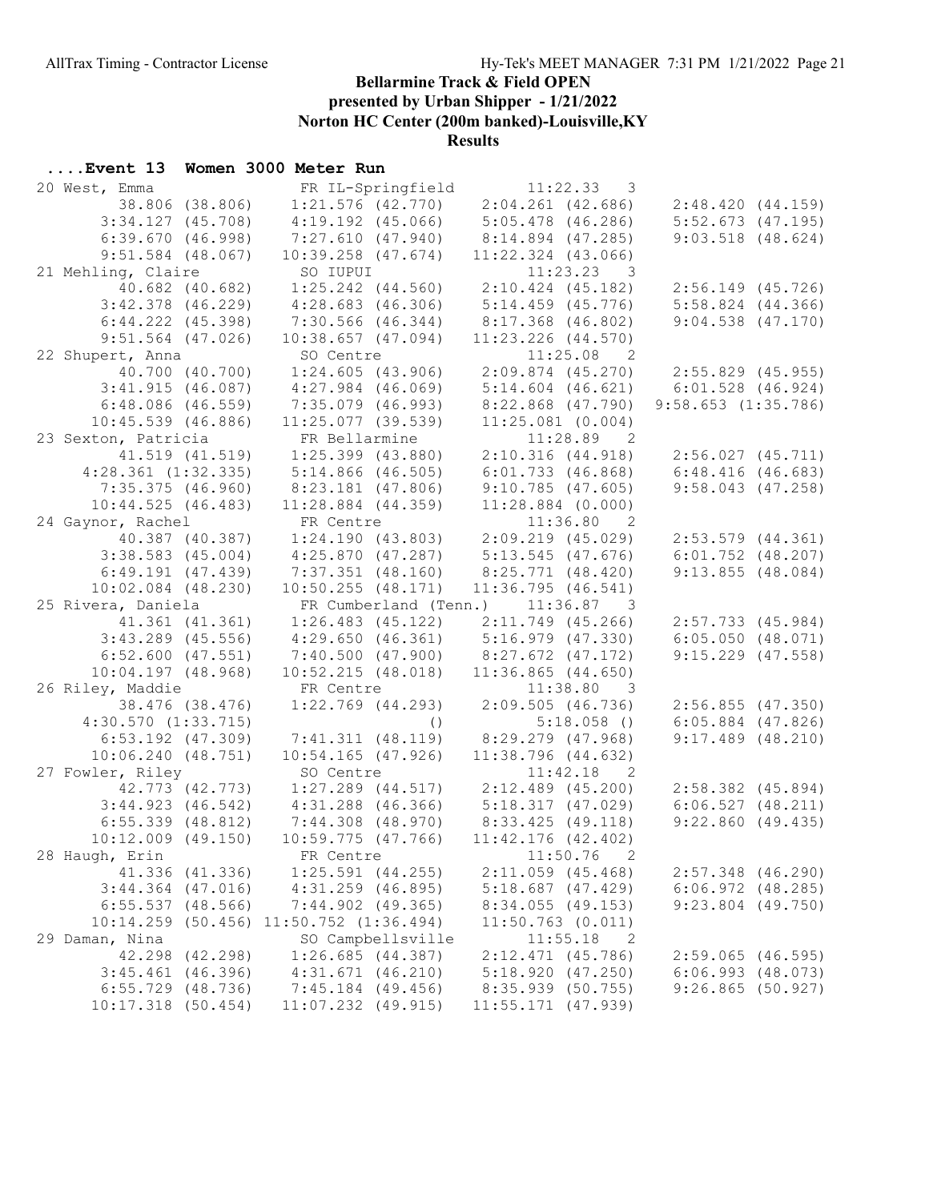# Bellarmine Track & Field OPEN

## presented by Urban Shipper - 1/21/2022

## Norton HC Center (200m banked)-Louisville,KY

## Results

### ....Event 13 Women 3000 Meter Run

```
 20 West, Emma                 FR IL-Springfield        11:22.33   3 
         38.806 (38.806)    1:21.576 (42.770)    2:04.261 (42.686)    2:48.420 (44.159)
       3:34.127 (45.708)    4:19.192 (45.066)    5:05.478 (46.286)    5:52.673 (47.195)
       6:39.670 (46.998)    7:27.610 (47.940)    8:14.894 (47.285)    9:03.518 (48.624)
       9:51.584 (48.067)   10:39.258 (47.674)   11:22.324 (43.066)
 21 Mehling, Claire            SO IUPUI                 11:23.23   3 
         40.682 (40.682)    1:25.242 (44.560)    2:10.424 (45.182)    2:56.149 (45.726)
       3:42.378 (46.229)    4:28.683 (46.306)    5:14.459 (45.776)    5:58.824 (44.366)
       6:44.222 (45.398)    7:30.566 (46.344)    8:17.368 (46.802)    9:04.538 (47.170)
       9:51.564 (47.026)   10:38.657 (47.094)   11:23.226 (44.570)
 22 Shupert, Anna              SO Centre                11:25.08   2 
         40.700 (40.700)    1:24.605 (43.906)    2:09.874 (45.270)    2:55.829 (45.955)
       3:41.915 (46.087)    4:27.984 (46.069)    5:14.604 (46.621)    6:01.528 (46.924)
       6:48.086 (46.559)    7:35.079 (46.993)    8:22.868 (47.790)   9:58.653 (1:35.786)
      10:45.539 (46.886)   11:25.077 (39.539)    11:25.081 (0.004)
 23 Sexton, Patricia           FR Bellarmine            11:28.89   2 
         41.519 (41.519)    1:25.399 (43.880)    2:10.316 (44.918)    2:56.027 (45.711)
     4:28.361 (1:32.335)    5:14.866 (46.505)    6:01.733 (46.868)    6:48.416 (46.683)
       7:35.375 (46.960)    8:23.181 (47.806)    9:10.785 (47.605)    9:58.043 (47.258)
      10:44.525 (46.483)   11:28.884 (44.359)    11:28.884 (0.000)
 24 Gaynor, Rachel             FR Centre                11:36.80   2 
         40.387 (40.387)    1:24.190 (43.803)    2:09.219 (45.029)    2:53.579 (44.361)
       3:38.583 (45.004)    4:25.870 (47.287)    5:13.545 (47.676)    6:01.752 (48.207)
       6:49.191 (47.439)    7:37.351 (48.160)    8:25.771 (48.420)    9:13.855 (48.084)
      10:02.084 (48.230)   10:50.255 (48.171)   11:36.795 (46.541)
 25 Rivera, Daniela            FR Cumberland (Tenn.)    11:36.87   3 
         41.361 (41.361)    1:26.483 (45.122)    2:11.749 (45.266)    2:57.733 (45.984)
       3:43.289 (45.556)    4:29.650 (46.361)    5:16.979 (47.330)    6:05.050 (48.071)
       6:52.600 (47.551)    7:40.500 (47.900)    8:27.672 (47.172)    9:15.229 (47.558)
      10:04.197 (48.968)   10:52.215 (48.018)   11:36.865 (44.650)
 26 Riley, Maddie              FR Centre                11:38.80   3 
         38.476 (38.476)    1:22.769 (44.293)    2:09.505 (46.736)    2:56.855 (47.350)
     4:30.570 (1:33.715)                  ()          5:18.058 ()     6:05.884 (47.826)
       6:53.192 (47.309)    7:41.311 (48.119)    8:29.279 (47.968)    9:17.489 (48.210)
      10:06.240 (48.751)   10:54.165 (47.926)   11:38.796 (44.632)
 27 Fowler, Riley              SO Centre                11:42.18   2 
         42.773 (42.773)    1:27.289 (44.517)    2:12.489 (45.200)    2:58.382 (45.894)
       3:44.923 (46.542)    4:31.288 (46.366)    5:18.317 (47.029)    6:06.527 (48.211)
       6:55.339 (48.812)    7:44.308 (48.970)    8:33.425 (49.118)    9:22.860 (49.435)
      10:12.009 (49.150)   10:59.775 (47.766)   11:42.176 (42.402)
 28 Haugh, Erin                FR Centre                11:50.76   2 
         41.336 (41.336)    1:25.591 (44.255)    2:11.059 (45.468)    2:57.348 (46.290)
       3:44.364 (47.016)    4:31.259 (46.895)    5:18.687 (47.429)    6:06.972 (48.285)
       6:55.537 (48.566)    7:44.902 (49.365)    8:34.055 (49.153)    9:23.804 (49.750)
      10:14.259 (50.456) 11:50.752 (1:36.494)    11:50.763 (0.011)
 29 Daman, Nina                SO Campbellsville        11:55.18   2 
         42.298 (42.298)    1:26.685 (44.387)    2:12.471 (45.786)    2:59.065 (46.595)
       3:45.461 (46.396)    4:31.671 (46.210)    5:18.920 (47.250)    6:06.993 (48.073)
       6:55.729 (48.736)    7:45.184 (49.456)    8:35.939 (50.755)    9:26.865 (50.927)
      10:17.318 (50.454)   11:07.232 (49.915)   11:55.171 (47.939)
```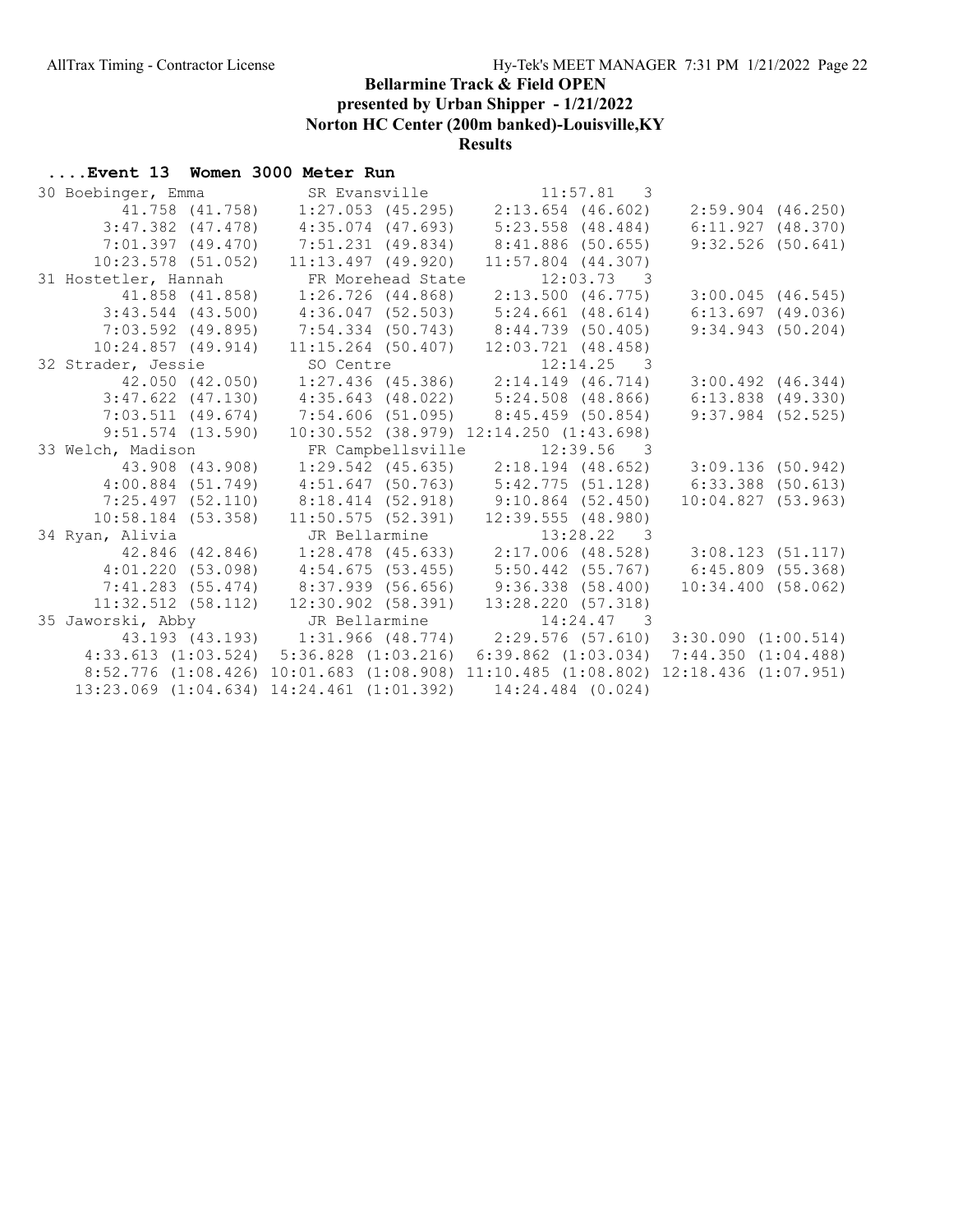# Bellarmine Track & Field OPEN

## presented by Urban Shipper - 1/21/2022

## Norton HC Center (200m banked)-Louisville,KY

## Results

### ....Event 13 Women 3000 Meter Run

```
30 Boebinger, Emma          SR Evansville             11:57.81  3
        41.758 (41.758)     1:27.053 (45.295)     2:13.654 (46.602)     2:59.904 (46.250)
      3:47.382 (47.478)     4:35.074 (47.693)     5:23.558 (48.484)     6:11.927 (48.370)
      7:01.397 (49.470)     7:51.231 (49.834)     8:41.886 (50.655)     9:32.526 (50.641)
     10:23.578 (51.052)    11:13.497 (49.920)    11:57.804 (44.307)
31 Hostetler, Hannah        FR Morehead State         12:03.73  3
        41.858 (41.858)     1:26.726 (44.868)     2:13.500 (46.775)     3:00.045 (46.545)
      3:43.544 (43.500)     4:36.047 (52.503)     5:24.661 (48.614)     6:13.697 (49.036)
      7:03.592 (49.895)     7:54.334 (50.743)     8:44.739 (50.405)     9:34.943 (50.204)
     10:24.857 (49.914)    11:15.264 (50.407)    12:03.721 (48.458)
32 Strader, Jessie          SO Centre                 12:14.25  3
        42.050 (42.050)     1:27.436 (45.386)     2:14.149 (46.714)     3:00.492 (46.344)
      3:47.622 (47.130)     4:35.643 (48.022)     5:24.508 (48.866)     6:13.838 (49.330)
      7:03.511 (49.674)     7:54.606 (51.095)     8:45.459 (50.854)     9:37.984 (52.525)
      9:51.574 (13.590)    10:30.552 (38.979) 12:14.250 (1:43.698)
33 Welch, Madison           FR Campbellsville         12:39.56  3
        43.908 (43.908)     1:29.542 (45.635)     2:18.194 (48.652)     3:09.136 (50.942)
      4:00.884 (51.749)     4:51.647 (50.763)     5:42.775 (51.128)     6:33.388 (50.613)
      7:25.497 (52.110)     8:18.414 (52.918)     9:10.864 (52.450)    10:04.827 (53.963)
     10:58.184 (53.358)    11:50.575 (52.391)    12:39.555 (48.980)
34 Ryan, Alivia             JR Bellarmine             13:28.22  3
        42.846 (42.846)     1:28.478 (45.633)     2:17.006 (48.528)     3:08.123 (51.117)
      4:01.220 (53.098)     4:54.675 (53.455)     5:50.442 (55.767)     6:45.809 (55.368)
      7:41.283 (55.474)     8:37.939 (56.656)     9:36.338 (58.400)    10:34.400 (58.062)
     11:32.512 (58.112)    12:30.902 (58.391)    13:28.220 (57.318)
35 Jaworski, Abby           JR Bellarmine             14:24.47  3
        43.193 (43.193)     1:31.966 (48.774)     2:29.576 (57.610)   3:30.090 (1:00.514)
    4:33.613 (1:03.524)   5:36.828 (1:03.216)   6:39.862 (1:03.034)   7:44.350 (1:04.488)
    8:52.776 (1:08.426)  10:01.683 (1:08.908)  11:10.485 (1:08.802)  12:18.436 (1:07.951)
   13:23.069 (1:04.634)  14:24.461 (1:01.392)     14:24.484 (0.024)
```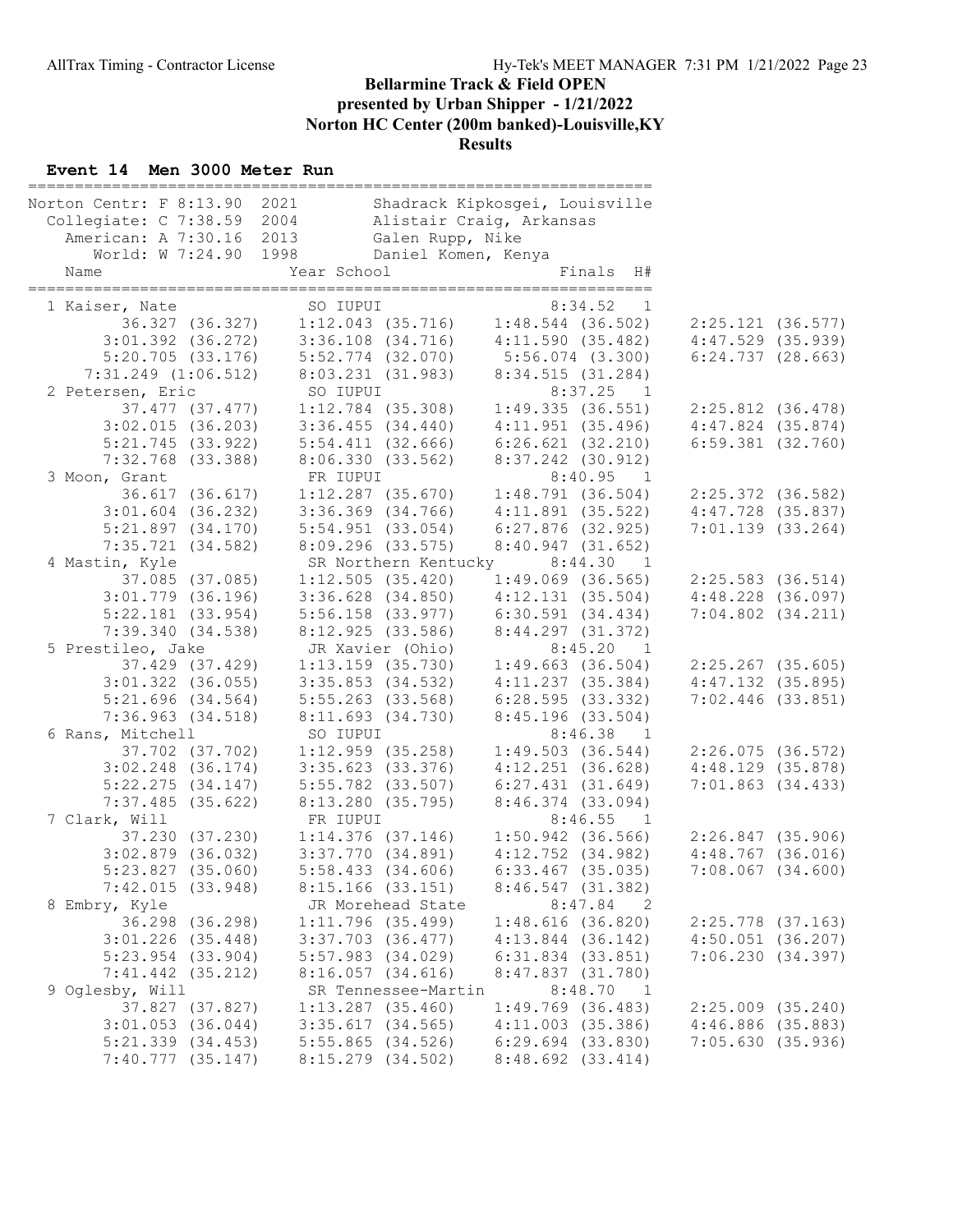# Bellarmine Track & Field OPEN
## presented by Urban Shipper - 1/21/2022
## Norton HC Center (200m banked)-Louisville,KY
## Results

### Event 14 Men 3000 Meter Run

```
=================================================================
Norton Centr: F 8:13.90  2021        Shadrack Kipkosgei, Louisville
  Collegiate: C 7:38.59  2004        Alistair Craig, Arkansas
    American: A 7:30.16  2013        Galen Rupp, Nike
       World: W 7:24.90  1998        Daniel Komen, Kenya
    Name                    Year School                 Finals  H#
=================================================================
  1 Kaiser, Nate              SO IUPUI                   8:34.52   1
          36.327 (36.327)     1:12.043 (35.716)     1:48.544 (36.502)     2:25.121 (36.577)
        3:01.392 (36.272)     3:36.108 (34.716)     4:11.590 (35.482)     4:47.529 (35.939)
        5:20.705 (33.176)     5:52.774 (32.070)     5:56.074 (3.300)      6:24.737 (28.663)
        7:31.249 (1:06.512)   8:03.231 (31.983)     8:34.515 (31.284)
  2 Petersen, Eric            SO IUPUI                   8:37.25   1
          37.477 (37.477)     1:12.784 (35.308)     1:49.335 (36.551)     2:25.812 (36.478)
        3:02.015 (36.203)     3:36.455 (34.440)     4:11.951 (35.496)     4:47.824 (35.874)
        5:21.745 (33.922)     5:54.411 (32.666)     6:26.621 (32.210)     6:59.381 (32.760)
        7:32.768 (33.388)     8:06.330 (33.562)     8:37.242 (30.912)
  3 Moon, Grant               FR IUPUI                   8:40.95   1
          36.617 (36.617)     1:12.287 (35.670)     1:48.791 (36.504)     2:25.372 (36.582)
        3:01.604 (36.232)     3:36.369 (34.766)     4:11.891 (35.522)     4:47.728 (35.837)
        5:21.897 (34.170)     5:54.951 (33.054)     6:27.876 (32.925)     7:01.139 (33.264)
        7:35.721 (34.582)     8:09.296 (33.575)     8:40.947 (31.652)
  4 Mastin, Kyle              SR Northern Kentucky       8:44.30   1
          37.085 (37.085)     1:12.505 (35.420)     1:49.069 (36.565)     2:25.583 (36.514)
        3:01.779 (36.196)     3:36.628 (34.850)     4:12.131 (35.504)     4:48.228 (36.097)
        5:22.181 (33.954)     5:56.158 (33.977)     6:30.591 (34.434)     7:04.802 (34.211)
        7:39.340 (34.538)     8:12.925 (33.586)     8:44.297 (31.372)
  5 Prestileo, Jake           JR Xavier (Ohio)           8:45.20   1
          37.429 (37.429)     1:13.159 (35.730)     1:49.663 (36.504)     2:25.267 (35.605)
        3:01.322 (36.055)     3:35.853 (34.532)     4:11.237 (35.384)     4:47.132 (35.895)
        5:21.696 (34.564)     5:55.263 (33.568)     6:28.595 (33.332)     7:02.446 (33.851)
        7:36.963 (34.518)     8:11.693 (34.730)     8:45.196 (33.504)
  6 Rans, Mitchell            SO IUPUI                   8:46.38   1
          37.702 (37.702)     1:12.959 (35.258)     1:49.503 (36.544)     2:26.075 (36.572)
        3:02.248 (36.174)     3:35.623 (33.376)     4:12.251 (36.628)     4:48.129 (35.878)
        5:22.275 (34.147)     5:55.782 (33.507)     6:27.431 (31.649)     7:01.863 (34.433)
        7:37.485 (35.622)     8:13.280 (35.795)     8:46.374 (33.094)
  7 Clark, Will               FR IUPUI                   8:46.55   1
          37.230 (37.230)     1:14.376 (37.146)     1:50.942 (36.566)     2:26.847 (35.906)
        3:02.879 (36.032)     3:37.770 (34.891)     4:12.752 (34.982)     4:48.767 (36.016)
        5:23.827 (35.060)     5:58.433 (34.606)     6:33.467 (35.035)     7:08.067 (34.600)
        7:42.015 (33.948)     8:15.166 (33.151)     8:46.547 (31.382)
  8 Embry, Kyle               JR Morehead State          8:47.84   2
          36.298 (36.298)     1:11.796 (35.499)     1:48.616 (36.820)     2:25.778 (37.163)
        3:01.226 (35.448)     3:37.703 (36.477)     4:13.844 (36.142)     4:50.051 (36.207)
        5:23.954 (33.904)     5:57.983 (34.029)     6:31.834 (33.851)     7:06.230 (34.397)
        7:41.442 (35.212)     8:16.057 (34.616)     8:47.837 (31.780)
  9 Oglesby, Will             SR Tennessee-Martin        8:48.70   1
          37.827 (37.827)     1:13.287 (35.460)     1:49.769 (36.483)     2:25.009 (35.240)
        3:01.053 (36.044)     3:35.617 (34.565)     4:11.003 (35.386)     4:46.886 (35.883)
        5:21.339 (34.453)     5:55.865 (34.526)     6:29.694 (33.830)     7:05.630 (35.936)
        7:40.777 (35.147)     8:15.279 (34.502)     8:48.692 (33.414)
```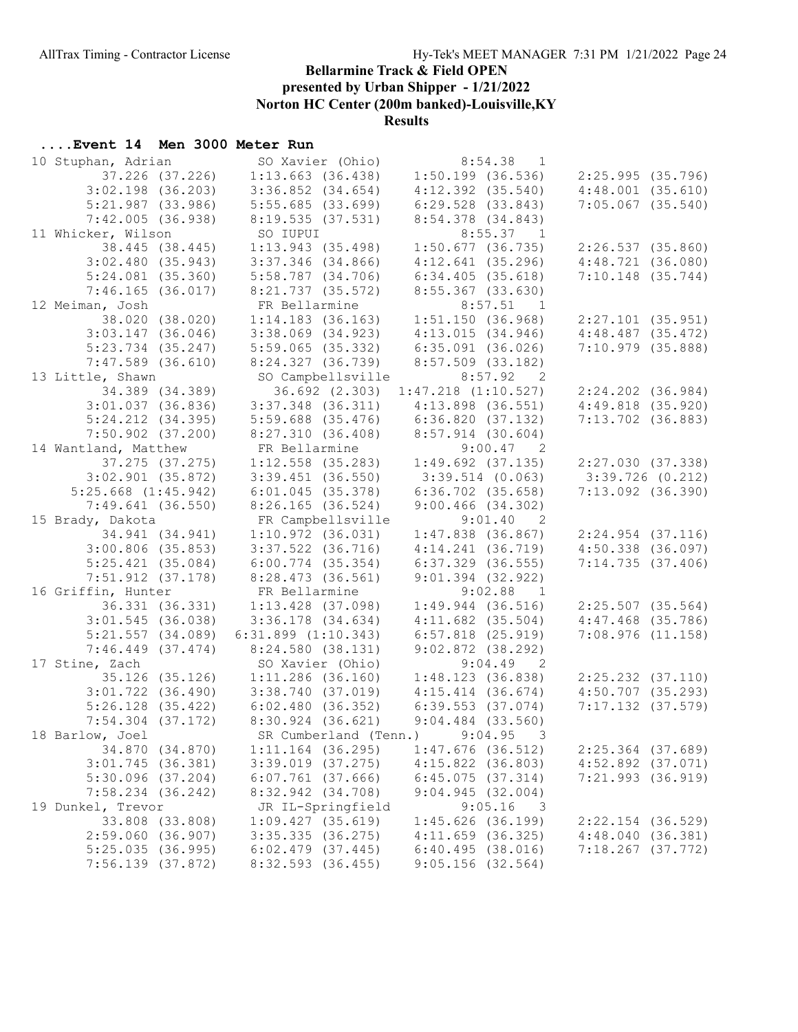# Bellarmine Track & Field OPEN

**presented by Urban Shipper - 1/21/2022**

**Norton HC Center (200m banked)-Louisville,KY**

**Results**

### ....Event 14 Men 3000 Meter Run

```
10 Stuphan, Adrian           SO Xavier (Ohio)          8:54.38   1
        37.226 (37.226)     1:13.663 (36.438)     1:50.199 (36.536)     2:25.995 (35.796)
      3:02.198 (36.203)     3:36.852 (34.654)     4:12.392 (35.540)     4:48.001 (35.610)
      5:21.987 (33.986)     5:55.685 (33.699)     6:29.528 (33.843)     7:05.067 (35.540)
      7:42.005 (36.938)     8:19.535 (37.531)     8:54.378 (34.843)
11 Whicker, Wilson           SO IUPUI                  8:55.37   1
        38.445 (38.445)     1:13.943 (35.498)     1:50.677 (36.735)     2:26.537 (35.860)
      3:02.480 (35.943)     3:37.346 (34.866)     4:12.641 (35.296)     4:48.721 (36.080)
      5:24.081 (35.360)     5:58.787 (34.706)     6:34.405 (35.618)     7:10.148 (35.744)
      7:46.165 (36.017)     8:21.737 (35.572)     8:55.367 (33.630)
12 Meiman, Josh              FR Bellarmine             8:57.51   1
        38.020 (38.020)     1:14.183 (36.163)     1:51.150 (36.968)     2:27.101 (35.951)
      3:03.147 (36.046)     3:38.069 (34.923)     4:13.015 (34.946)     4:48.487 (35.472)
      5:23.734 (35.247)     5:59.065 (35.332)     6:35.091 (36.026)     7:10.979 (35.888)
      7:47.589 (36.610)     8:24.327 (36.739)     8:57.509 (33.182)
13 Little, Shawn             SO Campbellsville         8:57.92   2
        34.389 (34.389)       36.692 (2.303)    1:47.218 (1:10.527)     2:24.202 (36.984)
      3:01.037 (36.836)     3:37.348 (36.311)     4:13.898 (36.551)     4:49.818 (35.920)
      5:24.212 (34.395)     5:59.688 (35.476)     6:36.820 (37.132)     7:13.702 (36.883)
      7:50.902 (37.200)     8:27.310 (36.408)     8:57.914 (30.604)
14 Wantland, Matthew         FR Bellarmine             9:00.47   2
        37.275 (37.275)     1:12.558 (35.283)     1:49.692 (37.135)     2:27.030 (37.338)
      3:02.901 (35.872)     3:39.451 (36.550)     3:39.514 (0.063)      3:39.726 (0.212)
    5:25.668 (1:45.942)     6:01.045 (35.378)     6:36.702 (35.658)     7:13.092 (36.390)
      7:49.641 (36.550)     8:26.165 (36.524)     9:00.466 (34.302)
15 Brady, Dakota             FR Campbellsville         9:01.40   2
        34.941 (34.941)     1:10.972 (36.031)     1:47.838 (36.867)     2:24.954 (37.116)
      3:00.806 (35.853)     3:37.522 (36.716)     4:14.241 (36.719)     4:50.338 (36.097)
      5:25.421 (35.084)     6:00.774 (35.354)     6:37.329 (36.555)     7:14.735 (37.406)
      7:51.912 (37.178)     8:28.473 (36.561)     9:01.394 (32.922)
16 Griffin, Hunter           FR Bellarmine             9:02.88   1
        36.331 (36.331)     1:13.428 (37.098)     1:49.944 (36.516)     2:25.507 (35.564)
      3:01.545 (36.038)     3:36.178 (34.634)     4:11.682 (35.504)     4:47.468 (35.786)
      5:21.557 (34.089)   6:31.899 (1:10.343)     6:57.818 (25.919)     7:08.976 (11.158)
      7:46.449 (37.474)     8:24.580 (38.131)     9:02.872 (38.292)
17 Stine, Zach               SO Xavier (Ohio)          9:04.49   2
        35.126 (35.126)     1:11.286 (36.160)     1:48.123 (36.838)     2:25.232 (37.110)
      3:01.722 (36.490)     3:38.740 (37.019)     4:15.414 (36.674)     4:50.707 (35.293)
      5:26.128 (35.422)     6:02.480 (36.352)     6:39.553 (37.074)     7:17.132 (37.579)
      7:54.304 (37.172)     8:30.924 (36.621)     9:04.484 (33.560)
18 Barlow, Joel              SR Cumberland (Tenn.)     9:04.95   3
        34.870 (34.870)     1:11.164 (36.295)     1:47.676 (36.512)     2:25.364 (37.689)
      3:01.745 (36.381)     3:39.019 (37.275)     4:15.822 (36.803)     4:52.892 (37.071)
      5:30.096 (37.204)     6:07.761 (37.666)     6:45.075 (37.314)     7:21.993 (36.919)
      7:58.234 (36.242)     8:32.942 (34.708)     9:04.945 (32.004)
19 Dunkel, Trevor            JR IL-Springfield         9:05.16   3
        33.808 (33.808)     1:09.427 (35.619)     1:45.626 (36.199)     2:22.154 (36.529)
      2:59.060 (36.907)     3:35.335 (36.275)     4:11.659 (36.325)     4:48.040 (36.381)
      5:25.035 (36.995)     6:02.479 (37.445)     6:40.495 (38.016)     7:18.267 (37.772)
      7:56.139 (37.872)     8:32.593 (36.455)     9:05.156 (32.564)
```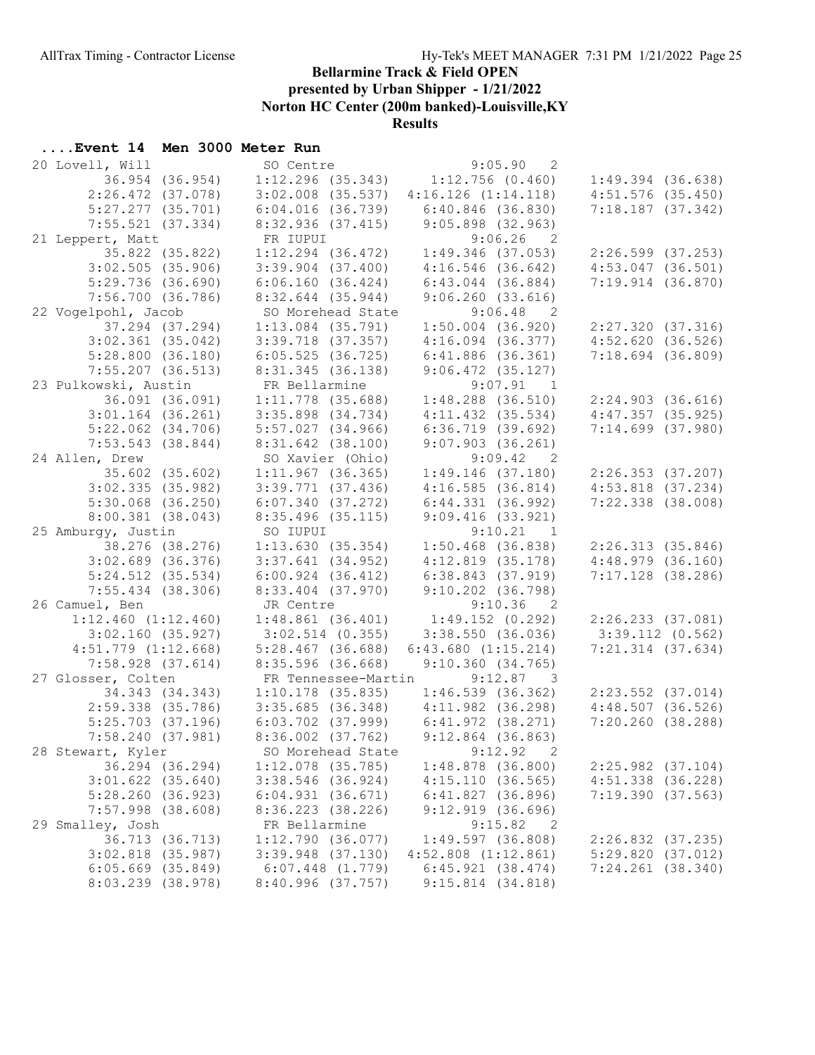# Bellarmine Track & Field OPEN

**presented by Urban Shipper - 1/21/2022**

**Norton HC Center (200m banked)-Louisville,KY**

**Results**

### ....Event 14 Men 3000 Meter Run

```
20 Lovell, Will              SO Centre                 9:05.90   2
        36.954 (36.954)     1:12.296 (35.343)     1:12.756 (0.460)      1:49.394 (36.638)
      2:26.472 (37.078)     3:02.008 (35.537)     4:16.126 (1:14.118)   4:51.576 (35.450)
      5:27.277 (35.701)     6:04.016 (36.739)     6:40.846 (36.830)     7:18.187 (37.342)
      7:55.521 (37.334)     8:32.936 (37.415)     9:05.898 (32.963)
21 Leppert, Matt             FR IUPUI                  9:06.26   2
        35.822 (35.822)     1:12.294 (36.472)     1:49.346 (37.053)     2:26.599 (37.253)
      3:02.505 (35.906)     3:39.904 (37.400)     4:16.546 (36.642)     4:53.047 (36.501)
      5:29.736 (36.690)     6:06.160 (36.424)     6:43.044 (36.884)     7:19.914 (36.870)
      7:56.700 (36.786)     8:32.644 (35.944)     9:06.260 (33.616)
22 Vogelpohl, Jacob          SO Morehead State         9:06.48   2
        37.294 (37.294)     1:13.084 (35.791)     1:50.004 (36.920)     2:27.320 (37.316)
      3:02.361 (35.042)     3:39.718 (37.357)     4:16.094 (36.377)     4:52.620 (36.526)
      5:28.800 (36.180)     6:05.525 (36.725)     6:41.886 (36.361)     7:18.694 (36.809)
      7:55.207 (36.513)     8:31.345 (36.138)     9:06.472 (35.127)
23 Pulkowski, Austin         FR Bellarmine             9:07.91   1
        36.091 (36.091)     1:11.778 (35.688)     1:48.288 (36.510)     2:24.903 (36.616)
      3:01.164 (36.261)     3:35.898 (34.734)     4:11.432 (35.534)     4:47.357 (35.925)
      5:22.062 (34.706)     5:57.027 (34.966)     6:36.719 (39.692)     7:14.699 (37.980)
      7:53.543 (38.844)     8:31.642 (38.100)     9:07.903 (36.261)
24 Allen, Drew               SO Xavier (Ohio)          9:09.42   2
        35.602 (35.602)     1:11.967 (36.365)     1:49.146 (37.180)     2:26.353 (37.207)
      3:02.335 (35.982)     3:39.771 (37.436)     4:16.585 (36.814)     4:53.818 (37.234)
      5:30.068 (36.250)     6:07.340 (37.272)     6:44.331 (36.992)     7:22.338 (38.008)
      8:00.381 (38.043)     8:35.496 (35.115)     9:09.416 (33.921)
25 Amburgy, Justin           SO IUPUI                  9:10.21   1
        38.276 (38.276)     1:13.630 (35.354)     1:50.468 (36.838)     2:26.313 (35.846)
      3:02.689 (36.376)     3:37.641 (34.952)     4:12.819 (35.178)     4:48.979 (36.160)
      5:24.512 (35.534)     6:00.924 (36.412)     6:38.843 (37.919)     7:17.128 (38.286)
      7:55.434 (38.306)     8:33.404 (37.970)     9:10.202 (36.798)
26 Camuel, Ben               JR Centre                 9:10.36   2
      1:12.460 (1:12.460)   1:48.861 (36.401)     1:49.152 (0.292)      2:26.233 (37.081)
      3:02.160 (35.927)     3:02.514 (0.355)      3:38.550 (36.036)     3:39.112 (0.562)
      4:51.779 (1:12.668)   5:28.467 (36.688)     6:43.680 (1:15.214)   7:21.314 (37.634)
      7:58.928 (37.614)     8:35.596 (36.668)     9:10.360 (34.765)
27 Glosser, Colten           FR Tennessee-Martin       9:12.87   3
        34.343 (34.343)     1:10.178 (35.835)     1:46.539 (36.362)     2:23.552 (37.014)
      2:59.338 (35.786)     3:35.685 (36.348)     4:11.982 (36.298)     4:48.507 (36.526)
      5:25.703 (37.196)     6:03.702 (37.999)     6:41.972 (38.271)     7:20.260 (38.288)
      7:58.240 (37.981)     8:36.002 (37.762)     9:12.864 (36.863)
28 Stewart, Kyler            SO Morehead State         9:12.92   2
        36.294 (36.294)     1:12.078 (35.785)     1:48.878 (36.800)     2:25.982 (37.104)
      3:01.622 (35.640)     3:38.546 (36.924)     4:15.110 (36.565)     4:51.338 (36.228)
      5:28.260 (36.923)     6:04.931 (36.671)     6:41.827 (36.896)     7:19.390 (37.563)
      7:57.998 (38.608)     8:36.223 (38.226)     9:12.919 (36.696)
29 Smalley, Josh             FR Bellarmine             9:15.82   2
        36.713 (36.713)     1:12.790 (36.077)     1:49.597 (36.808)     2:26.832 (37.235)
      3:02.818 (35.987)     3:39.948 (37.130)     4:52.808 (1:12.861)   5:29.820 (37.012)
      6:05.669 (35.849)     6:07.448 (1.779)      6:45.921 (38.474)     7:24.261 (38.340)
      8:03.239 (38.978)     8:40.996 (37.757)     9:15.814 (34.818)
```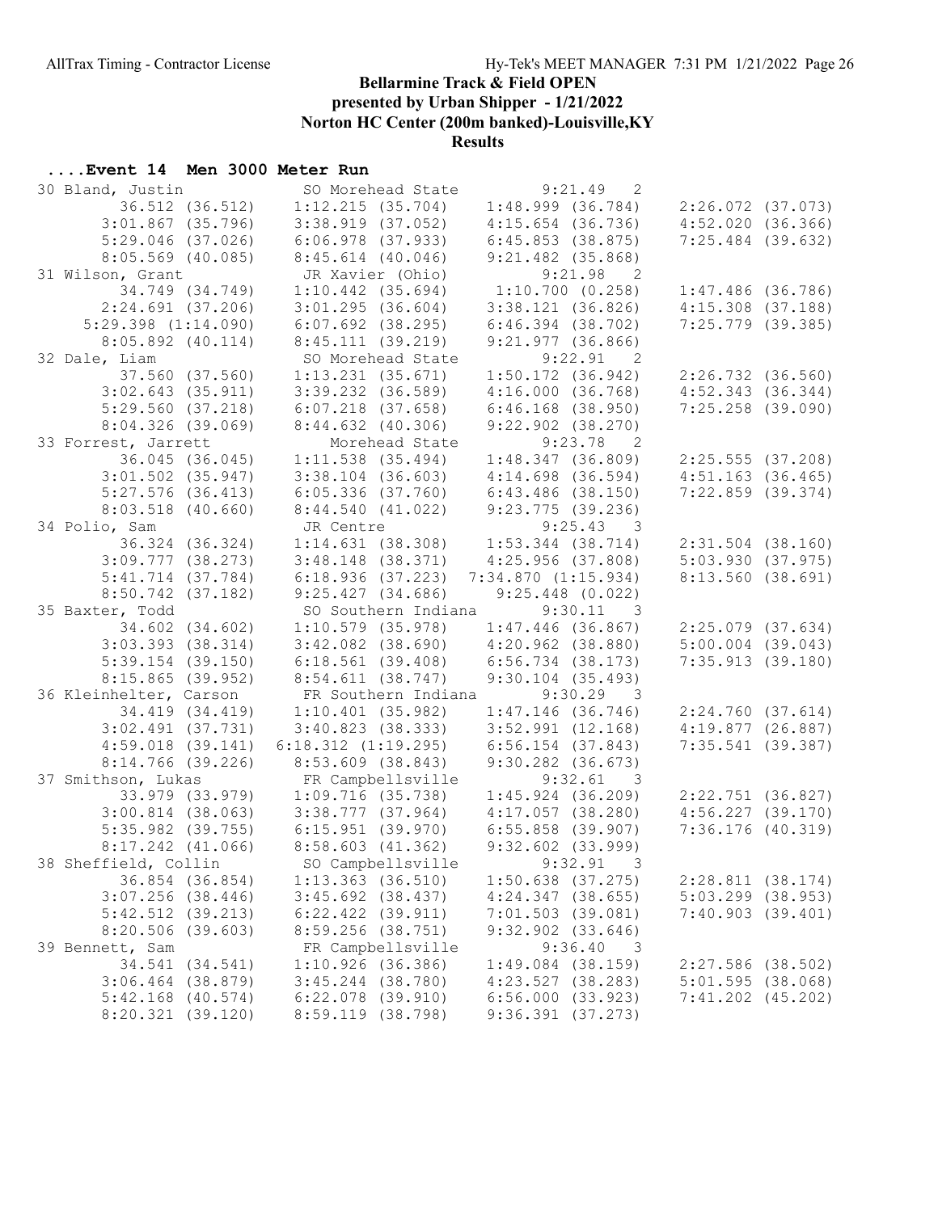# Bellarmine Track & Field OPEN

**presented by Urban Shipper - 1/21/2022**

**Norton HC Center (200m banked)-Louisville,KY**

**Results**

## ....Event 14 Men 3000 Meter Run

```
30 Bland, Justin            SO Morehead State          9:21.49   2
       36.512 (36.512)     1:12.215 (35.704)     1:48.999 (36.784)     2:26.072 (37.073)
     3:01.867 (35.796)     3:38.919 (37.052)     4:15.654 (36.736)     4:52.020 (36.366)
     5:29.046 (37.026)     6:06.978 (37.933)     6:45.853 (38.875)     7:25.484 (39.632)
     8:05.569 (40.085)     8:45.614 (40.046)     9:21.482 (35.868)
31 Wilson, Grant            JR Xavier (Ohio)           9:21.98   2
       34.749 (34.749)     1:10.442 (35.694)     1:10.700 (0.258)      1:47.486 (36.786)
     2:24.691 (37.206)     3:01.295 (36.604)     3:38.121 (36.826)     4:15.308 (37.188)
     5:29.398 (1:14.090)   6:07.692 (38.295)     6:46.394 (38.702)     7:25.779 (39.385)
     8:05.892 (40.114)     8:45.111 (39.219)     9:21.977 (36.866)
32 Dale, Liam               SO Morehead State          9:22.91   2
       37.560 (37.560)     1:13.231 (35.671)     1:50.172 (36.942)     2:26.732 (36.560)
     3:02.643 (35.911)     3:39.232 (36.589)     4:16.000 (36.768)     4:52.343 (36.344)
     5:29.560 (37.218)     6:07.218 (37.658)     6:46.168 (38.950)     7:25.258 (39.090)
     8:04.326 (39.069)     8:44.632 (40.306)     9:22.902 (38.270)
33 Forrest, Jarrett            Morehead State          9:23.78   2
       36.045 (36.045)     1:11.538 (35.494)     1:48.347 (36.809)     2:25.555 (37.208)
     3:01.502 (35.947)     3:38.104 (36.603)     4:14.698 (36.594)     4:51.163 (36.465)
     5:27.576 (36.413)     6:05.336 (37.760)     6:43.486 (38.150)     7:22.859 (39.374)
     8:03.518 (40.660)     8:44.540 (41.022)     9:23.775 (39.236)
34 Polio, Sam               JR Centre                  9:25.43   3
       36.324 (36.324)     1:14.631 (38.308)     1:53.344 (38.714)     2:31.504 (38.160)
     3:09.777 (38.273)     3:48.148 (38.371)     4:25.956 (37.808)     5:03.930 (37.975)
     5:41.714 (37.784)     6:18.936 (37.223)     7:34.870 (1:15.934)   8:13.560 (38.691)
     8:50.742 (37.182)     9:25.427 (34.686)     9:25.448 (0.022)
35 Baxter, Todd             SO Southern Indiana        9:30.11   3
       34.602 (34.602)     1:10.579 (35.978)     1:47.446 (36.867)     2:25.079 (37.634)
     3:03.393 (38.314)     3:42.082 (38.690)     4:20.962 (38.880)     5:00.004 (39.043)
     5:39.154 (39.150)     6:18.561 (39.408)     6:56.734 (38.173)     7:35.913 (39.180)
     8:15.865 (39.952)     8:54.611 (38.747)     9:30.104 (35.493)
36 Kleinhelter, Carson      FR Southern Indiana        9:30.29   3
       34.419 (34.419)     1:10.401 (35.982)     1:47.146 (36.746)     2:24.760 (37.614)
     3:02.491 (37.731)     3:40.823 (38.333)     3:52.991 (12.168)     4:19.877 (26.887)
     4:59.018 (39.141)     6:18.312 (1:19.295)   6:56.154 (37.843)     7:35.541 (39.387)
     8:14.766 (39.226)     8:53.609 (38.843)     9:30.282 (36.673)
37 Smithson, Lukas          FR Campbellsville          9:32.61   3
       33.979 (33.979)     1:09.716 (35.738)     1:45.924 (36.209)     2:22.751 (36.827)
     3:00.814 (38.063)     3:38.777 (37.964)     4:17.057 (38.280)     4:56.227 (39.170)
     5:35.982 (39.755)     6:15.951 (39.970)     6:55.858 (39.907)     7:36.176 (40.319)
     8:17.242 (41.066)     8:58.603 (41.362)     9:32.602 (33.999)
38 Sheffield, Collin        SO Campbellsville          9:32.91   3
       36.854 (36.854)     1:13.363 (36.510)     1:50.638 (37.275)     2:28.811 (38.174)
     3:07.256 (38.446)     3:45.692 (38.437)     4:24.347 (38.655)     5:03.299 (38.953)
     5:42.512 (39.213)     6:22.422 (39.911)     7:01.503 (39.081)     7:40.903 (39.401)
     8:20.506 (39.603)     8:59.256 (38.751)     9:32.902 (33.646)
39 Bennett, Sam             FR Campbellsville          9:36.40   3
       34.541 (34.541)     1:10.926 (36.386)     1:49.084 (38.159)     2:27.586 (38.502)
     3:06.464 (38.879)     3:45.244 (38.780)     4:23.527 (38.283)     5:01.595 (38.068)
     5:42.168 (40.574)     6:22.078 (39.910)     6:56.000 (33.923)     7:41.202 (45.202)
     8:20.321 (39.120)     8:59.119 (38.798)     9:36.391 (37.273)
```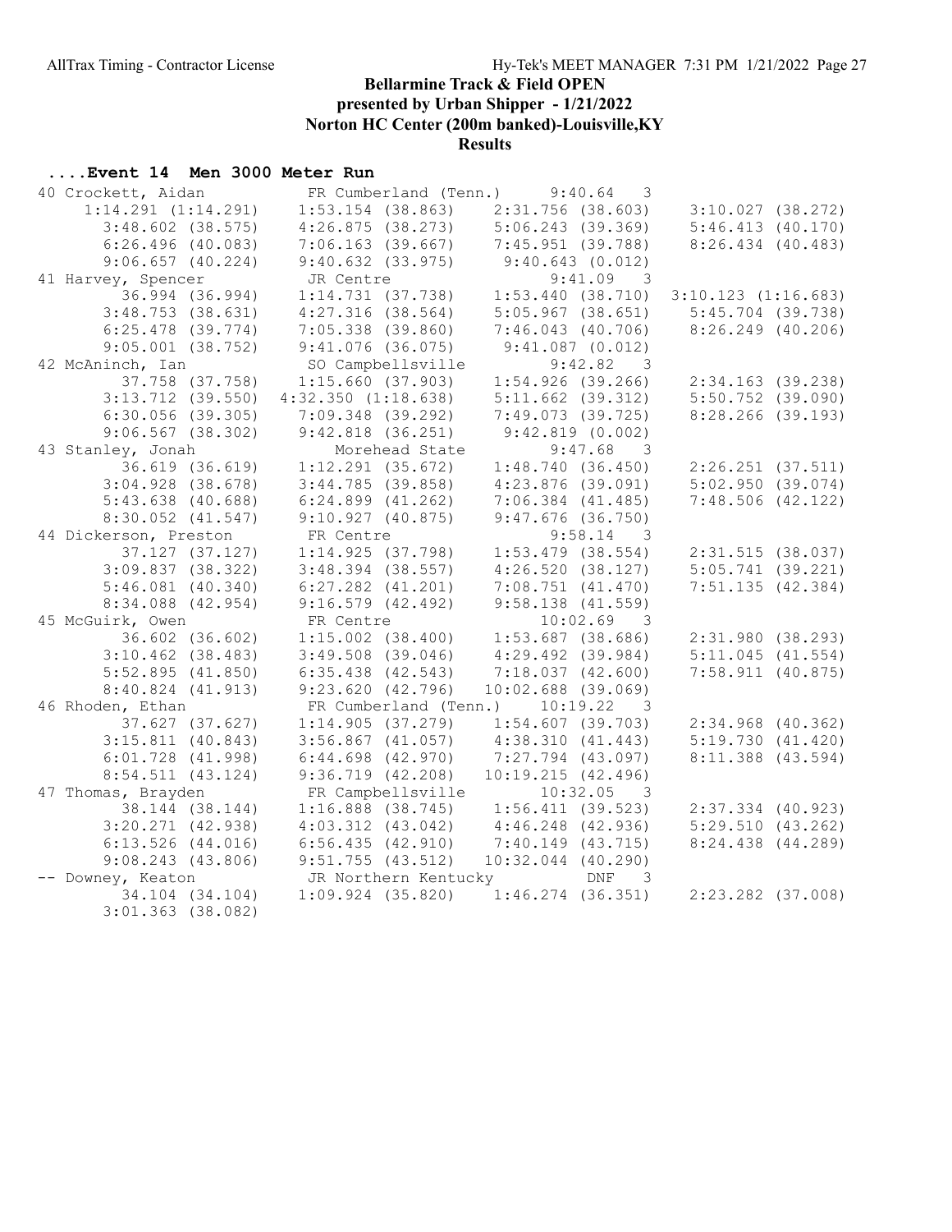# Bellarmine Track & Field OPEN

**presented by Urban Shipper - 1/21/2022**

**Norton HC Center (200m banked)-Louisville,KY**

**Results**

### ....Event 14 Men 3000 Meter Run

```
40 Crockett, Aidan           FR Cumberland (Tenn.)     9:40.64  3
     1:14.291 (1:14.291)   1:53.154 (38.863)   2:31.756 (38.603)   3:10.027 (38.272)
       3:48.602 (38.575)   4:26.875 (38.273)   5:06.243 (39.369)   5:46.413 (40.170)
       6:26.496 (40.083)   7:06.163 (39.667)   7:45.951 (39.788)   8:26.434 (40.483)
       9:06.657 (40.224)   9:40.632 (33.975)    9:40.643 (0.012)
41 Harvey, Spencer           JR Centre                 9:41.09  3
         36.994 (36.994)   1:14.731 (37.738)   1:53.440 (38.710)  3:10.123 (1:16.683)
       3:48.753 (38.631)   4:27.316 (38.564)   5:05.967 (38.651)   5:45.704 (39.738)
       6:25.478 (39.774)   7:05.338 (39.860)   7:46.043 (40.706)   8:26.249 (40.206)
       9:05.001 (38.752)   9:41.076 (36.075)    9:41.087 (0.012)
42 McAninch, Ian             SO Campbellsville         9:42.82  3
         37.758 (37.758)   1:15.660 (37.903)   1:54.926 (39.266)   2:34.163 (39.238)
       3:13.712 (39.550) 4:32.350 (1:18.638)   5:11.662 (39.312)   5:50.752 (39.090)
       6:30.056 (39.305)   7:09.348 (39.292)   7:49.073 (39.725)   8:28.266 (39.193)
       9:06.567 (38.302)   9:42.818 (36.251)    9:42.819 (0.002)
43 Stanley, Jonah               Morehead State         9:47.68  3
         36.619 (36.619)   1:12.291 (35.672)   1:48.740 (36.450)   2:26.251 (37.511)
       3:04.928 (38.678)   3:44.785 (39.858)   4:23.876 (39.091)   5:02.950 (39.074)
       5:43.638 (40.688)   6:24.899 (41.262)   7:06.384 (41.485)   7:48.506 (42.122)
       8:30.052 (41.547)   9:10.927 (40.875)   9:47.676 (36.750)
44 Dickerson, Preston        FR Centre                 9:58.14  3
         37.127 (37.127)   1:14.925 (37.798)   1:53.479 (38.554)   2:31.515 (38.037)
       3:09.837 (38.322)   3:48.394 (38.557)   4:26.520 (38.127)   5:05.741 (39.221)
       5:46.081 (40.340)   6:27.282 (41.201)   7:08.751 (41.470)   7:51.135 (42.384)
       8:34.088 (42.954)   9:16.579 (42.492)   9:58.138 (41.559)
45 McGuirk, Owen             FR Centre                10:02.69  3
         36.602 (36.602)   1:15.002 (38.400)   1:53.687 (38.686)   2:31.980 (38.293)
       3:10.462 (38.483)   3:49.508 (39.046)   4:29.492 (39.984)   5:11.045 (41.554)
       5:52.895 (41.850)   6:35.438 (42.543)   7:18.037 (42.600)   7:58.911 (40.875)
       8:40.824 (41.913)   9:23.620 (42.796)  10:02.688 (39.069)
46 Rhoden, Ethan             FR Cumberland (Tenn.)    10:19.22  3
         37.627 (37.627)   1:14.905 (37.279)   1:54.607 (39.703)   2:34.968 (40.362)
       3:15.811 (40.843)   3:56.867 (41.057)   4:38.310 (41.443)   5:19.730 (41.420)
       6:01.728 (41.998)   6:44.698 (42.970)   7:27.794 (43.097)   8:11.388 (43.594)
       8:54.511 (43.124)   9:36.719 (42.208)  10:19.215 (42.496)
47 Thomas, Brayden           FR Campbellsville        10:32.05  3
         38.144 (38.144)   1:16.888 (38.745)   1:56.411 (39.523)   2:37.334 (40.923)
       3:20.271 (42.938)   4:03.312 (43.042)   4:46.248 (42.936)   5:29.510 (43.262)
       6:13.526 (44.016)   6:56.435 (42.910)   7:40.149 (43.715)   8:24.438 (44.289)
       9:08.243 (43.806)   9:51.755 (43.512)  10:32.044 (40.290)
-- Downey, Keaton            JR Northern Kentucky          DNF  3
         34.104 (34.104)   1:09.924 (35.820)   1:46.274 (36.351)   2:23.282 (37.008)
       3:01.363 (38.082)
```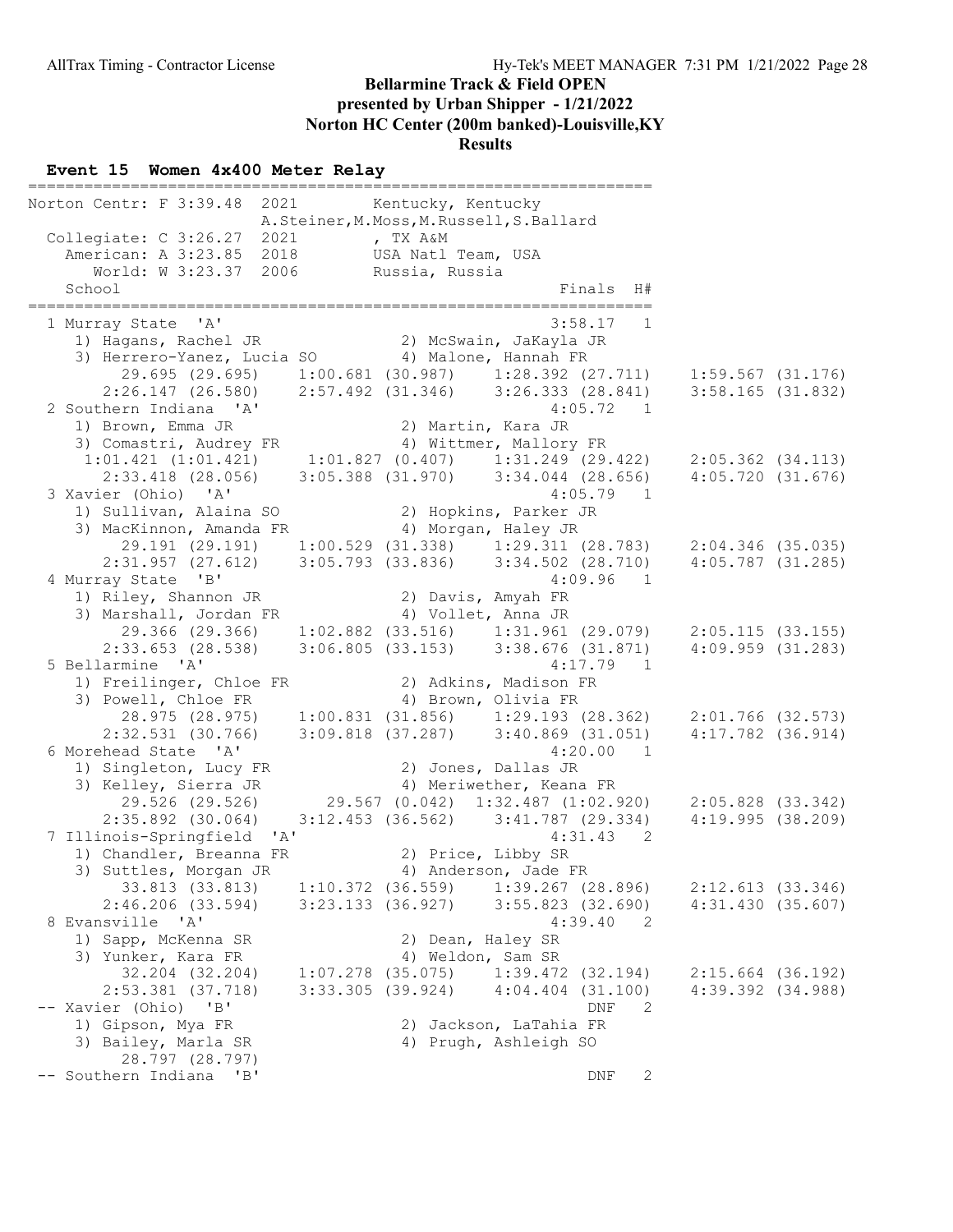## Bellarmine Track & Field OPEN
## presented by Urban Shipper - 1/21/2022
## Norton HC Center (200m banked)-Louisville,KY
## Results

### Event 15 Women 4x400 Meter Relay

```
===================================================================
Norton Centr: F 3:39.48  2021        Kentucky, Kentucky
                A.Steiner,M.Moss,M.Russell,S.Ballard
  Collegiate: C 3:26.27  2021        , TX A&M
    American: A 3:23.85  2018        USA Natl Team, USA
       World: W 3:23.37  2006        Russia, Russia
    School                                             Finals  H#
===================================================================
  1 Murray State  'A'                                 3:58.17   1
     1) Hagans, Rachel JR              2) McSwain, JaKayla JR
     3) Herrero-Yanez, Lucia SO        4) Malone, Hannah FR
          29.695 (29.695)     1:00.681 (30.987)     1:28.392 (27.711)     1:59.567 (31.176)
        2:26.147 (26.580)     2:57.492 (31.346)     3:26.333 (28.841)     3:58.165 (31.832)
  2 Southern Indiana  'A'                             4:05.72   1
     1) Brown, Emma JR                 2) Martin, Kara JR
     3) Comastri, Audrey FR            4) Wittmer, Mallory FR
      1:01.421 (1:01.421)     1:01.827 (0.407)     1:31.249 (29.422)     2:05.362 (34.113)
        2:33.418 (28.056)     3:05.388 (31.970)     3:34.044 (28.656)     4:05.720 (31.676)
  3 Xavier (Ohio)  'A'                                4:05.79   1
     1) Sullivan, Alaina SO            2) Hopkins, Parker JR
     3) MacKinnon, Amanda FR           4) Morgan, Haley JR
          29.191 (29.191)     1:00.529 (31.338)     1:29.311 (28.783)     2:04.346 (35.035)
        2:31.957 (27.612)     3:05.793 (33.836)     3:34.502 (28.710)     4:05.787 (31.285)
  4 Murray State  'B'                                 4:09.96   1
     1) Riley, Shannon JR              2) Davis, Amyah FR
     3) Marshall, Jordan FR            4) Vollet, Anna JR
          29.366 (29.366)     1:02.882 (33.516)     1:31.961 (29.079)     2:05.115 (33.155)
        2:33.653 (28.538)     3:06.805 (33.153)     3:38.676 (31.871)     4:09.959 (31.283)
  5 Bellarmine  'A'                                   4:17.79   1
     1) Freilinger, Chloe FR           2) Adkins, Madison FR
     3) Powell, Chloe FR               4) Brown, Olivia FR
          28.975 (28.975)     1:00.831 (31.856)     1:29.193 (28.362)     2:01.766 (32.573)
        2:32.531 (30.766)     3:09.818 (37.287)     3:40.869 (31.051)     4:17.782 (36.914)
  6 Morehead State  'A'                               4:20.00   1
     1) Singleton, Lucy FR             2) Jones, Dallas JR
     3) Kelley, Sierra JR              4) Meriwether, Keana FR
          29.526 (29.526)       29.567 (0.042)   1:32.487 (1:02.920)     2:05.828 (33.342)
        2:35.892 (30.064)     3:12.453 (36.562)     3:41.787 (29.334)     4:19.995 (38.209)
  7 Illinois-Springfield  'A'                         4:31.43   2
     1) Chandler, Breanna FR           2) Price, Libby SR
     3) Suttles, Morgan JR             4) Anderson, Jade FR
          33.813 (33.813)     1:10.372 (36.559)     1:39.267 (28.896)     2:12.613 (33.346)
        2:46.206 (33.594)     3:23.133 (36.927)     3:55.823 (32.690)     4:31.430 (35.607)
  8 Evansville  'A'                                   4:39.40   2
     1) Sapp, McKenna SR               2) Dean, Haley SR
     3) Yunker, Kara FR                4) Weldon, Sam SR
          32.204 (32.204)     1:07.278 (35.075)     1:39.472 (32.194)     2:15.664 (36.192)
        2:53.381 (37.718)     3:33.305 (39.924)     4:04.404 (31.100)     4:39.392 (34.988)
 -- Xavier (Ohio)  'B'                                    DNF   2
     1) Gipson, Mya FR                 2) Jackson, LaTahia FR
     3) Bailey, Marla SR               4) Prugh, Ashleigh SO
          28.797 (28.797)
 -- Southern Indiana  'B'                                 DNF   2
```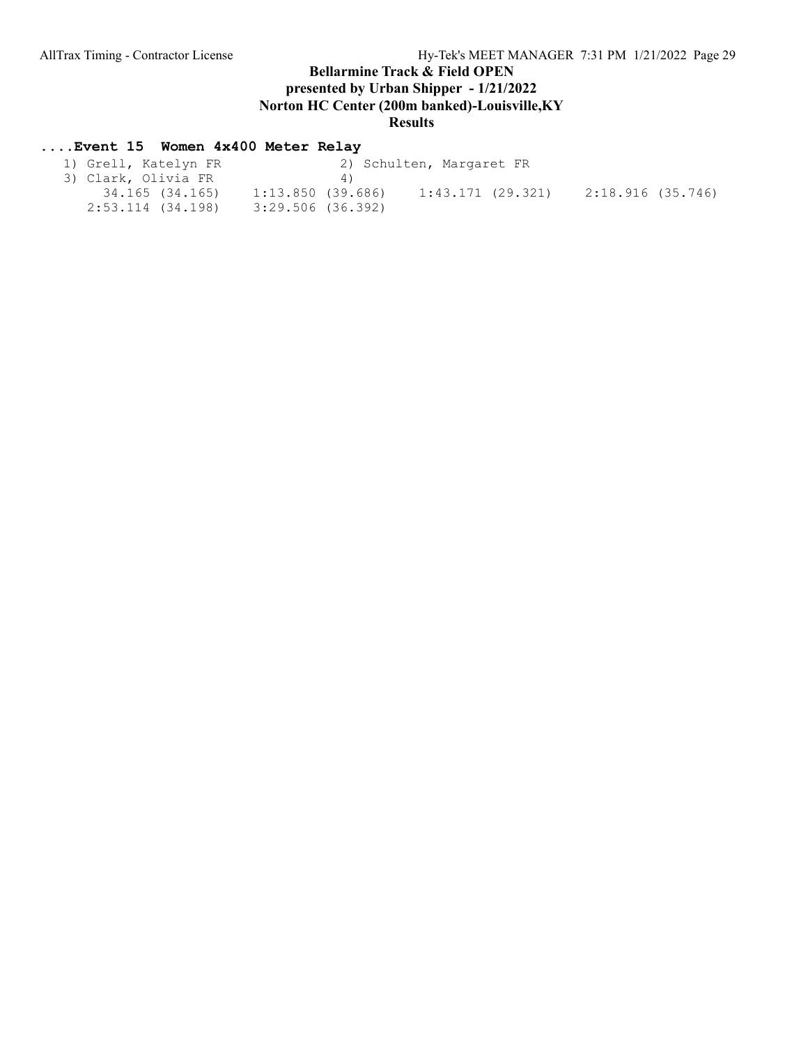## Bellarmine Track & Field OPEN
### presented by Urban Shipper - 1/21/2022
### Norton HC Center (200m banked)-Louisville,KY
### Results

**....Event 15 Women 4x400 Meter Relay**

```
   1) Grell, Katelyn FR               2) Schulten, Margaret FR
   3) Clark, Olivia FR                4)
        34.165 (34.165)     1:13.850 (39.686)     1:43.171 (29.321)     2:18.916 (35.746)
      2:53.114 (34.198)     3:29.506 (36.392)
```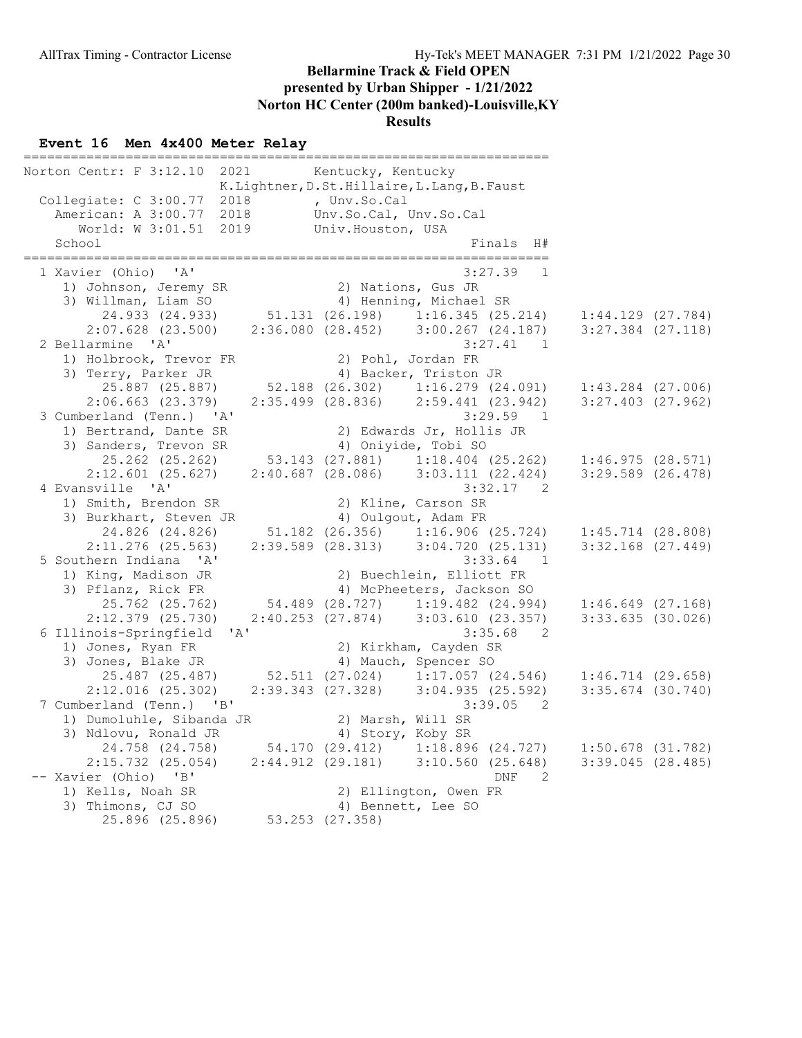AllTrax Timing - Contractor License

# Bellarmine Track & Field OPEN
## presented by Urban Shipper - 1/21/2022
## Norton HC Center (200m banked)-Louisville,KY
## Results

### Event 16 Men 4x400 Meter Relay

```
===================================================================
Norton Centr: F 3:12.10  2021        Kentucky, Kentucky
                         K.Lightner,D.St.Hillaire,L.Lang,B.Faust
  Collegiate: C 3:00.77  2018        , Unv.So.Cal
    American: A 3:00.77  2018        Unv.So.Cal, Unv.So.Cal
       World: W 3:01.51  2019        Univ.Houston, USA
    School                                            Finals  H#
===================================================================
  1 Xavier (Ohio)  'A'                                3:27.39   1
     1) Johnson, Jeremy SR              2) Nations, Gus JR
     3) Willman, Liam SO                4) Henning, Michael SR
          24.933 (24.933)      51.131 (26.198)    1:16.345 (25.214)    1:44.129 (27.784)
        2:07.628 (23.500)    2:36.080 (28.452)    3:00.267 (24.187)    3:27.384 (27.118)
  2 Bellarmine  'A'                                   3:27.41   1
     1) Holbrook, Trevor FR             2) Pohl, Jordan FR
     3) Terry, Parker JR                4) Backer, Triston JR
          25.887 (25.887)      52.188 (26.302)    1:16.279 (24.091)    1:43.284 (27.006)
        2:06.663 (23.379)    2:35.499 (28.836)    2:59.441 (23.942)    3:27.403 (27.962)
  3 Cumberland (Tenn.)  'A'                           3:29.59   1
     1) Bertrand, Dante SR              2) Edwards Jr, Hollis JR
     3) Sanders, Trevon SR              4) Oniyide, Tobi SO
          25.262 (25.262)      53.143 (27.881)    1:18.404 (25.262)    1:46.975 (28.571)
        2:12.601 (25.627)    2:40.687 (28.086)    3:03.111 (22.424)    3:29.589 (26.478)
  4 Evansville  'A'                                   3:32.17   2
     1) Smith, Brendon SR               2) Kline, Carson SR
     3) Burkhart, Steven JR             4) Oulgout, Adam FR
          24.826 (24.826)      51.182 (26.356)    1:16.906 (25.724)    1:45.714 (28.808)
        2:11.276 (25.563)    2:39.589 (28.313)    3:04.720 (25.131)    3:32.168 (27.449)
  5 Southern Indiana  'A'                             3:33.64   1
     1) King, Madison JR                2) Buechlein, Elliott FR
     3) Pflanz, Rick FR                 4) McPheeters, Jackson SO
          25.762 (25.762)      54.489 (28.727)    1:19.482 (24.994)    1:46.649 (27.168)
        2:12.379 (25.730)    2:40.253 (27.874)    3:03.610 (23.357)    3:33.635 (30.026)
  6 Illinois-Springfield  'A'                         3:35.68   2
     1) Jones, Ryan FR                  2) Kirkham, Cayden SR
     3) Jones, Blake JR                 4) Mauch, Spencer SO
          25.487 (25.487)      52.511 (27.024)    1:17.057 (24.546)    1:46.714 (29.658)
        2:12.016 (25.302)    2:39.343 (27.328)    3:04.935 (25.592)    3:35.674 (30.740)
  7 Cumberland (Tenn.)  'B'                           3:39.05   2
     1) Dumoluhle, Sibanda JR           2) Marsh, Will SR
     3) Ndlovu, Ronald JR               4) Story, Koby SR
          24.758 (24.758)      54.170 (29.412)    1:18.896 (24.727)    1:50.678 (31.782)
        2:15.732 (25.054)    2:44.912 (29.181)    3:10.560 (25.648)    3:39.045 (28.485)
 -- Xavier (Ohio)  'B'                                    DNF   2
     1) Kells, Noah SR                  2) Ellington, Owen FR
     3) Thimons, CJ SO                  4) Bennett, Lee SO
          25.896 (25.896)      53.253 (27.358)
```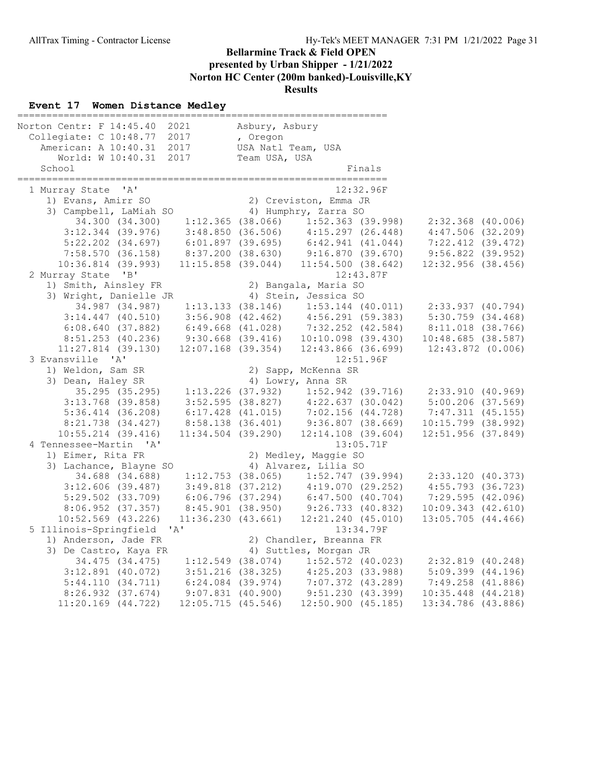# Bellarmine Track & Field OPEN

## presented by Urban Shipper - 1/21/2022

## Norton HC Center (200m banked)-Louisville,KY

## Results

### Event 17 Women Distance Medley

```
===============================================================
Norton Centr: F 14:45.40  2021        Asbury, Asbury            
  Collegiate: C 10:48.77  2017        , Oregon                  
    American: A 10:40.31  2017        USA Natl Team, USA        
       World: W 10:40.31  2017        Team USA, USA             
    School                                               Finals 
===============================================================
  1 Murray State  'A'                                 12:32.96F 
     1) Evans, Amirr SO                 2) Creviston, Emma JR             
     3) Campbell, LaMiah SO             4) Humphry, Zarra SO              
          34.300 (34.300)     1:12.365 (38.066)     1:52.363 (39.998)     2:32.368 (40.006)
        3:12.344 (39.976)     3:48.850 (36.506)     4:15.297 (26.448)     4:47.506 (32.209)
        5:22.202 (34.697)     6:01.897 (39.695)     6:42.941 (41.044)     7:22.412 (39.472)
        7:58.570 (36.158)     8:37.200 (38.630)     9:16.870 (39.670)     9:56.822 (39.952)
       10:36.814 (39.993)    11:15.858 (39.044)    11:54.500 (38.642)    12:32.956 (38.456)
  2 Murray State  'B'                                 12:43.87F 
     1) Smith, Ainsley FR               2) Bangala, Maria SO              
     3) Wright, Danielle JR             4) Stein, Jessica SO              
          34.987 (34.987)     1:13.133 (38.146)     1:53.144 (40.011)     2:33.937 (40.794)
        3:14.447 (40.510)     3:56.908 (42.462)     4:56.291 (59.383)     5:30.759 (34.468)
        6:08.640 (37.882)     6:49.668 (41.028)     7:32.252 (42.584)     8:11.018 (38.766)
        8:51.253 (40.236)     9:30.668 (39.416)    10:10.098 (39.430)    10:48.685 (38.587)
       11:27.814 (39.130)    12:07.168 (39.354)    12:43.866 (36.699)    12:43.872 (0.006)
  3 Evansville  'A'                                   12:51.96F 
     1) Weldon, Sam SR                  2) Sapp, McKenna SR               
     3) Dean, Haley SR                  4) Lowry, Anna SR                 
          35.295 (35.295)     1:13.226 (37.932)     1:52.942 (39.716)     2:33.910 (40.969)
        3:13.768 (39.858)     3:52.595 (38.827)     4:22.637 (30.042)     5:00.206 (37.569)
        5:36.414 (36.208)     6:17.428 (41.015)     7:02.156 (44.728)     7:47.311 (45.155)
        8:21.738 (34.427)     8:58.138 (36.401)     9:36.807 (38.669)    10:15.799 (38.992)
       10:55.214 (39.416)    11:34.504 (39.290)    12:14.108 (39.604)    12:51.956 (37.849)
  4 Tennessee-Martin  'A'                             13:05.71F 
     1) Eimer, Rita FR                  2) Medley, Maggie SO              
     3) Lachance, Blayne SO             4) Alvarez, Lilia SO              
          34.688 (34.688)     1:12.753 (38.065)     1:52.747 (39.994)     2:33.120 (40.373)
        3:12.606 (39.487)     3:49.818 (37.212)     4:19.070 (29.252)     4:55.793 (36.723)
        5:29.502 (33.709)     6:06.796 (37.294)     6:47.500 (40.704)     7:29.595 (42.096)
        8:06.952 (37.357)     8:45.901 (38.950)     9:26.733 (40.832)    10:09.343 (42.610)
       10:52.569 (43.226)    11:36.230 (43.661)    12:21.240 (45.010)    13:05.705 (44.466)
  5 Illinois-Springfield  'A'                         13:34.79F 
     1) Anderson, Jade FR               2) Chandler, Breanna FR           
     3) De Castro, Kaya FR              4) Suttles, Morgan JR             
          34.475 (34.475)     1:12.549 (38.074)     1:52.572 (40.023)     2:32.819 (40.248)
        3:12.891 (40.072)     3:51.216 (38.325)     4:25.203 (33.988)     5:09.399 (44.196)
        5:44.110 (34.711)     6:24.084 (39.974)     7:07.372 (43.289)     7:49.258 (41.886)
        8:26.932 (37.674)     9:07.831 (40.900)     9:51.230 (43.399)    10:35.448 (44.218)
       11:20.169 (44.722)    12:05.715 (45.546)    12:50.900 (45.185)    13:34.786 (43.886)
```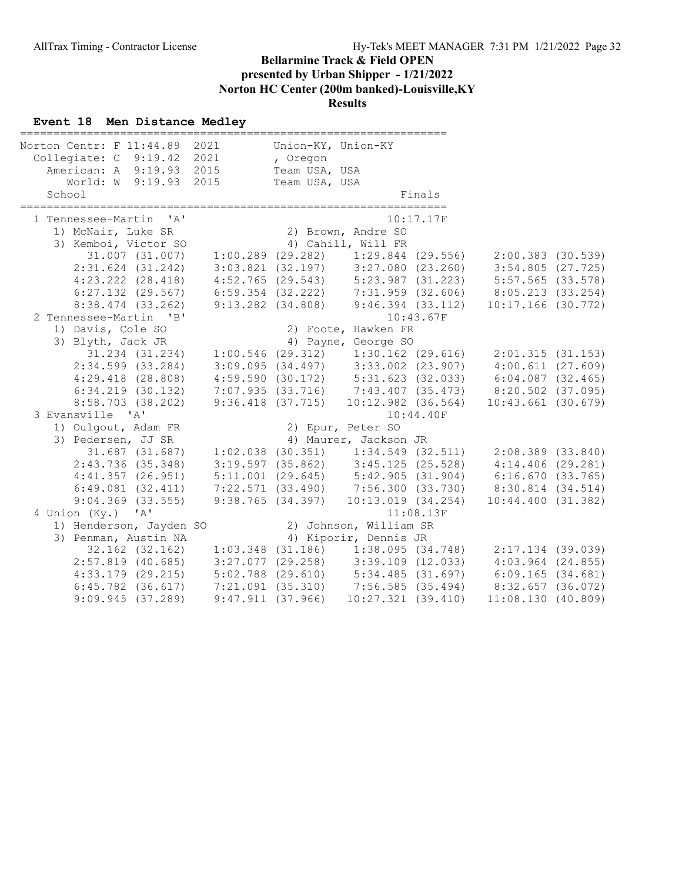# Bellarmine Track & Field OPEN

**presented by Urban Shipper - 1/21/2022**

**Norton HC Center (200m banked)-Louisville,KY**

**Results**

## Event 18 Men Distance Medley

| Record | Time | Year | Holder |
|---|---|---|---|
| Norton Centr: F | 11:44.89 | 2021 | Union-KY, Union-KY |
| Collegiate: C | 9:19.42 | 2021 | , Oregon |
| American: A | 9:19.93 | 2015 | Team USA, USA |
| World: W | 9:19.93 | 2015 | Team USA, USA |

| Place | School | Finals |
|---|---|---|
| 1 | Tennessee-Martin 'A' | 10:17.17F |
| 2 | Tennessee-Martin 'B' | 10:43.67F |
| 3 | Evansville 'A' | 10:44.40F |
| 4 | Union (Ky.) 'A' | 11:08.13F |

**1 Tennessee-Martin 'A'** — 10:17.17F

1) McNair, Luke SR 2) Brown, Andre SO 3) Kemboi, Victor SO 4) Cahill, Will FR

| | | | |
|---|---|---|---|
| 31.007 (31.007) | 1:00.289 (29.282) | 1:29.844 (29.556) | 2:00.383 (30.539) |
| 2:31.624 (31.242) | 3:03.821 (32.197) | 3:27.080 (23.260) | 3:54.805 (27.725) |
| 4:23.222 (28.418) | 4:52.765 (29.543) | 5:23.987 (31.223) | 5:57.565 (33.578) |
| 6:27.132 (29.567) | 6:59.354 (32.222) | 7:31.959 (32.606) | 8:05.213 (33.254) |
| 8:38.474 (33.262) | 9:13.282 (34.808) | 9:46.394 (33.112) | 10:17.166 (30.772) |

**2 Tennessee-Martin 'B'** — 10:43.67F

1) Davis, Cole SO 2) Foote, Hawken FR 3) Blyth, Jack JR 4) Payne, George SO

| | | | |
|---|---|---|---|
| 31.234 (31.234) | 1:00.546 (29.312) | 1:30.162 (29.616) | 2:01.315 (31.153) |
| 2:34.599 (33.284) | 3:09.095 (34.497) | 3:33.002 (23.907) | 4:00.611 (27.609) |
| 4:29.418 (28.808) | 4:59.590 (30.172) | 5:31.623 (32.033) | 6:04.087 (32.465) |
| 6:34.219 (30.132) | 7:07.935 (33.716) | 7:43.407 (35.473) | 8:20.502 (37.095) |
| 8:58.703 (38.202) | 9:36.418 (37.715) | 10:12.982 (36.564) | 10:43.661 (30.679) |

**3 Evansville 'A'** — 10:44.40F

1) Oulgout, Adam FR 2) Epur, Peter SO 3) Pedersen, JJ SR 4) Maurer, Jackson JR

| | | | |
|---|---|---|---|
| 31.687 (31.687) | 1:02.038 (30.351) | 1:34.549 (32.511) | 2:08.389 (33.840) |
| 2:43.736 (35.348) | 3:19.597 (35.862) | 3:45.125 (25.528) | 4:14.406 (29.281) |
| 4:41.357 (26.951) | 5:11.001 (29.645) | 5:42.905 (31.904) | 6:16.670 (33.765) |
| 6:49.081 (32.411) | 7:22.571 (33.490) | 7:56.300 (33.730) | 8:30.814 (34.514) |
| 9:04.369 (33.555) | 9:38.765 (34.397) | 10:13.019 (34.254) | 10:44.400 (31.382) |

**4 Union (Ky.) 'A'** — 11:08.13F

1) Henderson, Jayden SO 2) Johnson, William SR 3) Penman, Austin NA 4) Kiporir, Dennis JR

| | | | |
|---|---|---|---|
| 32.162 (32.162) | 1:03.348 (31.186) | 1:38.095 (34.748) | 2:17.134 (39.039) |
| 2:57.819 (40.685) | 3:27.077 (29.258) | 3:39.109 (12.033) | 4:03.964 (24.855) |
| 4:33.179 (29.215) | 5:02.788 (29.610) | 5:34.485 (31.697) | 6:09.165 (34.681) |
| 6:45.782 (36.617) | 7:21.091 (35.310) | 7:56.585 (35.494) | 8:32.657 (36.072) |
| 9:09.945 (37.289) | 9:47.911 (37.966) | 10:27.321 (39.410) | 11:08.130 (40.809) |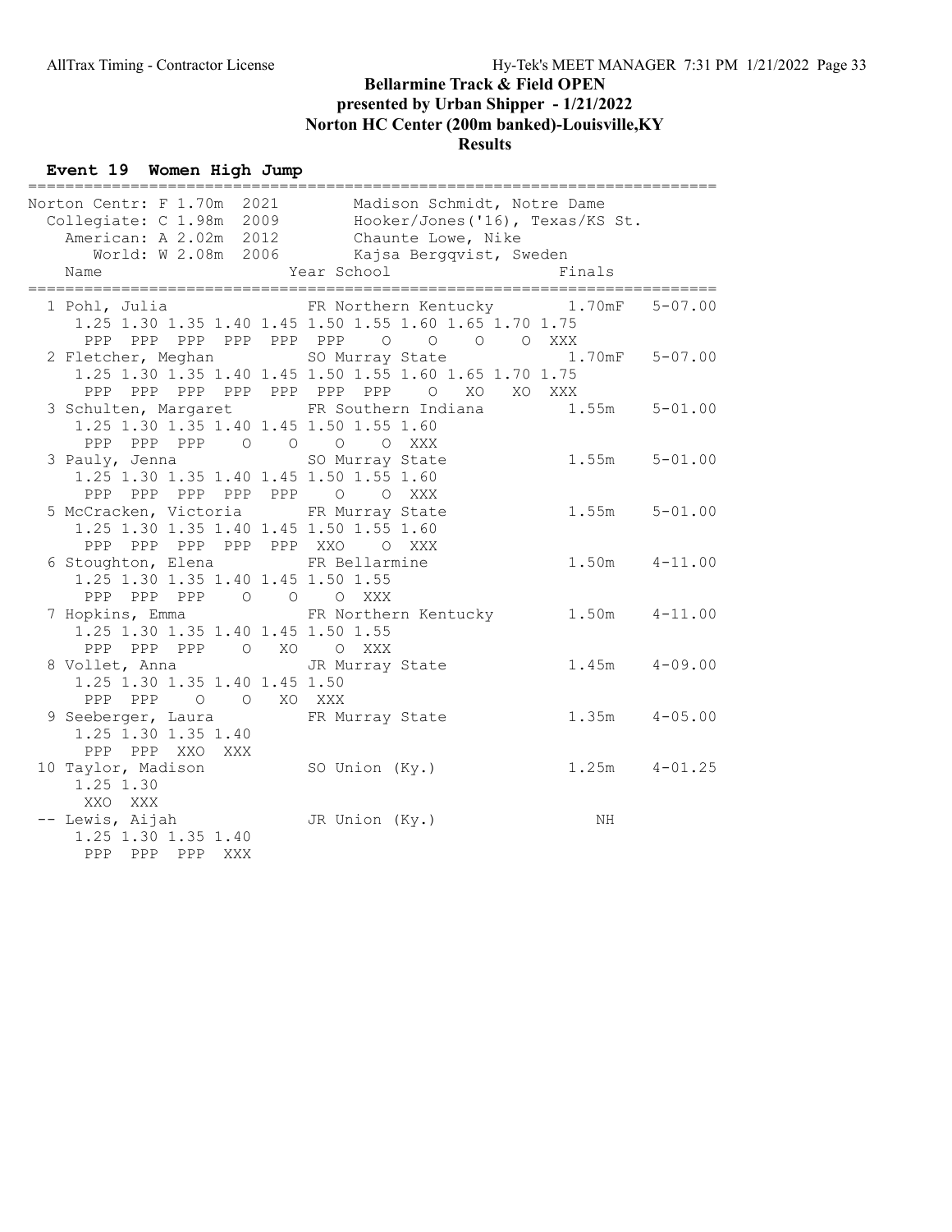# Bellarmine Track & Field OPEN

**presented by Urban Shipper - 1/21/2022**

**Norton HC Center (200m banked)-Louisville,KY**

**Results**

## Event 19 Women High Jump

```
=========================================================================
Norton Centr: F 1.70m  2021        Madison Schmidt, Notre Dame
  Collegiate: C 1.98m  2009        Hooker/Jones('16), Texas/KS St.
    American: A 2.02m  2012        Chaunte Lowe, Nike
       World: W 2.08m  2006        Kajsa Bergqvist, Sweden
    Name                    Year School                  Finals
=========================================================================
  1 Pohl, Julia              FR Northern Kentucky      1.70mF    5-07.00
     1.25 1.30 1.35 1.40 1.45 1.50 1.55 1.60 1.65 1.70 1.75
      PPP  PPP  PPP  PPP  PPP  PPP    O    O    O    O  XXX
  2 Fletcher, Meghan         SO Murray State           1.70mF    5-07.00
     1.25 1.30 1.35 1.40 1.45 1.50 1.55 1.60 1.65 1.70 1.75
      PPP  PPP  PPP  PPP  PPP  PPP  PPP    O   XO   XO  XXX
  3 Schulten, Margaret       FR Southern Indiana       1.55m     5-01.00
     1.25 1.30 1.35 1.40 1.45 1.50 1.55 1.60
      PPP  PPP  PPP    O    O    O    O  XXX
  3 Pauly, Jenna             SO Murray State           1.55m     5-01.00
     1.25 1.30 1.35 1.40 1.45 1.50 1.55 1.60
      PPP  PPP  PPP  PPP  PPP    O    O  XXX
  5 McCracken, Victoria      FR Murray State           1.55m     5-01.00
     1.25 1.30 1.35 1.40 1.45 1.50 1.55 1.60
      PPP  PPP  PPP  PPP  PPP  XXO    O  XXX
  6 Stoughton, Elena         FR Bellarmine             1.50m     4-11.00
     1.25 1.30 1.35 1.40 1.45 1.50 1.55
      PPP  PPP  PPP    O    O    O  XXX
  7 Hopkins, Emma            FR Northern Kentucky      1.50m     4-11.00
     1.25 1.30 1.35 1.40 1.45 1.50 1.55
      PPP  PPP  PPP    O   XO    O  XXX
  8 Vollet, Anna             JR Murray State           1.45m     4-09.00
     1.25 1.30 1.35 1.40 1.45 1.50
      PPP  PPP    O    O   XO  XXX
  9 Seeberger, Laura         FR Murray State           1.35m     4-05.00
     1.25 1.30 1.35 1.40
      PPP  PPP  XXO  XXX
 10 Taylor, Madison          SO Union (Ky.)            1.25m     4-01.25
     1.25 1.30
      XXO  XXX
 -- Lewis, Aijah             JR Union (Ky.)               NH
     1.25 1.30 1.35 1.40
      PPP  PPP  PPP  XXX
```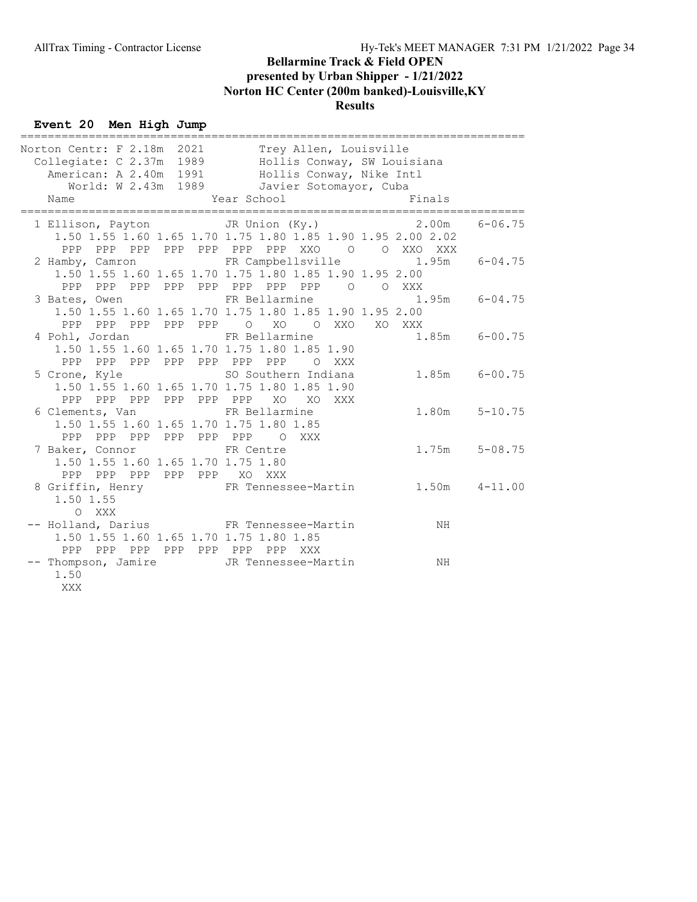# Bellarmine Track & Field OPEN

## presented by Urban Shipper - 1/21/2022

## Norton HC Center (200m banked)-Louisville,KY

## Results

### Event 20 Men High Jump

```
=========================================================================
Norton Centr: F 2.18m  2021        Trey Allen, Louisville               
  Collegiate: C 2.37m  1989        Hollis Conway, SW Louisiana          
    American: A 2.40m  1991        Hollis Conway, Nike Intl             
       World: W 2.43m  1989        Javier Sotomayor, Cuba               
    Name                    Year School                  Finals         
=========================================================================
  1 Ellison, Payton          JR Union (Ky.)              2.00m    6-06.75 
     1.50 1.55 1.60 1.65 1.70 1.75 1.80 1.85 1.90 1.95 2.00 2.02 
      PPP  PPP  PPP  PPP  PPP  PPP  PPP  XXO    O    O  XXO  XXX 
  2 Hamby, Camron            FR Campbellsville           1.95m    6-04.75 
     1.50 1.55 1.60 1.65 1.70 1.75 1.80 1.85 1.90 1.95 2.00 
      PPP  PPP  PPP  PPP  PPP  PPP  PPP  PPP    O    O  XXX 
  3 Bates, Owen              FR Bellarmine               1.95m    6-04.75 
     1.50 1.55 1.60 1.65 1.70 1.75 1.80 1.85 1.90 1.95 2.00 
      PPP  PPP  PPP  PPP  PPP    O   XO    O  XXO   XO  XXX 
  4 Pohl, Jordan             FR Bellarmine               1.85m    6-00.75 
     1.50 1.55 1.60 1.65 1.70 1.75 1.80 1.85 1.90 
      PPP  PPP  PPP  PPP  PPP  PPP  PPP    O  XXX 
  5 Crone, Kyle              SO Southern Indiana         1.85m    6-00.75 
     1.50 1.55 1.60 1.65 1.70 1.75 1.80 1.85 1.90 
      PPP  PPP  PPP  PPP  PPP  PPP   XO   XO  XXX 
  6 Clements, Van            FR Bellarmine               1.80m    5-10.75 
     1.50 1.55 1.60 1.65 1.70 1.75 1.80 1.85 
      PPP  PPP  PPP  PPP  PPP  PPP    O  XXX 
  7 Baker, Connor            FR Centre                   1.75m    5-08.75 
     1.50 1.55 1.60 1.65 1.70 1.75 1.80 
      PPP  PPP  PPP  PPP  PPP   XO  XXX 
  8 Griffin, Henry           FR Tennessee-Martin         1.50m    4-11.00 
     1.50 1.55 
        O  XXX 
 -- Holland, Darius          FR Tennessee-Martin            NH            
     1.50 1.55 1.60 1.65 1.70 1.75 1.80 1.85 
      PPP  PPP  PPP  PPP  PPP  PPP  PPP  XXX 
 -- Thompson, Jamire         JR Tennessee-Martin            NH            
     1.50 
      XXX 
```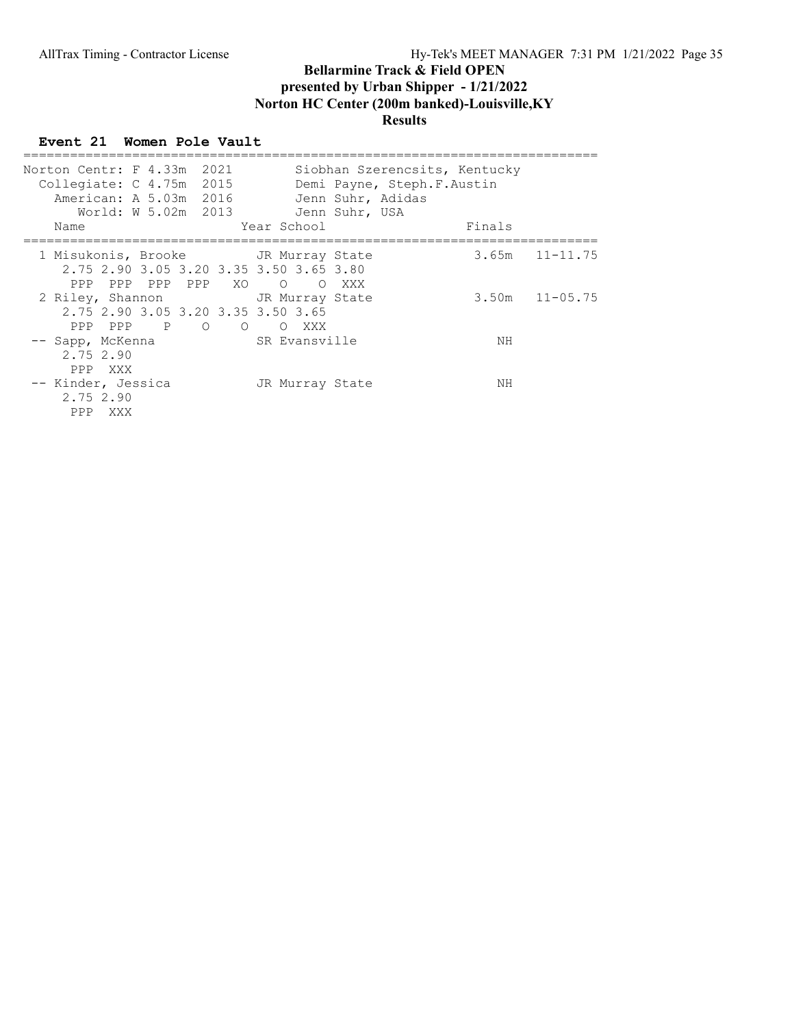# Bellarmine Track & Field OPEN
## presented by Urban Shipper - 1/21/2022
## Norton HC Center (200m banked)-Louisville,KY
## Results

### Event 21 Women Pole Vault

```
==========================================================================
Norton Centr: F 4.33m  2021        Siobhan Szerencsits, Kentucky
  Collegiate: C 4.75m  2015        Demi Payne, Steph.F.Austin
    American: A 5.03m  2016        Jenn Suhr, Adidas
       World: W 5.02m  2013        Jenn Suhr, USA
    Name                    Year School                  Finals
==========================================================================
  1 Misukonis, Brooke        JR Murray State              3.65m   11-11.75
     2.75 2.90 3.05 3.20 3.35 3.50 3.65 3.80
      PPP  PPP  PPP  PPP   XO    O    O  XXX
  2 Riley, Shannon           JR Murray State              3.50m   11-05.75
     2.75 2.90 3.05 3.20 3.35 3.50 3.65
      PPP  PPP    P    O    O    O  XXX
 -- Sapp, McKenna            SR Evansville                   NH
     2.75 2.90
      PPP  XXX
 -- Kinder, Jessica          JR Murray State                 NH
     2.75 2.90
      PPP  XXX
```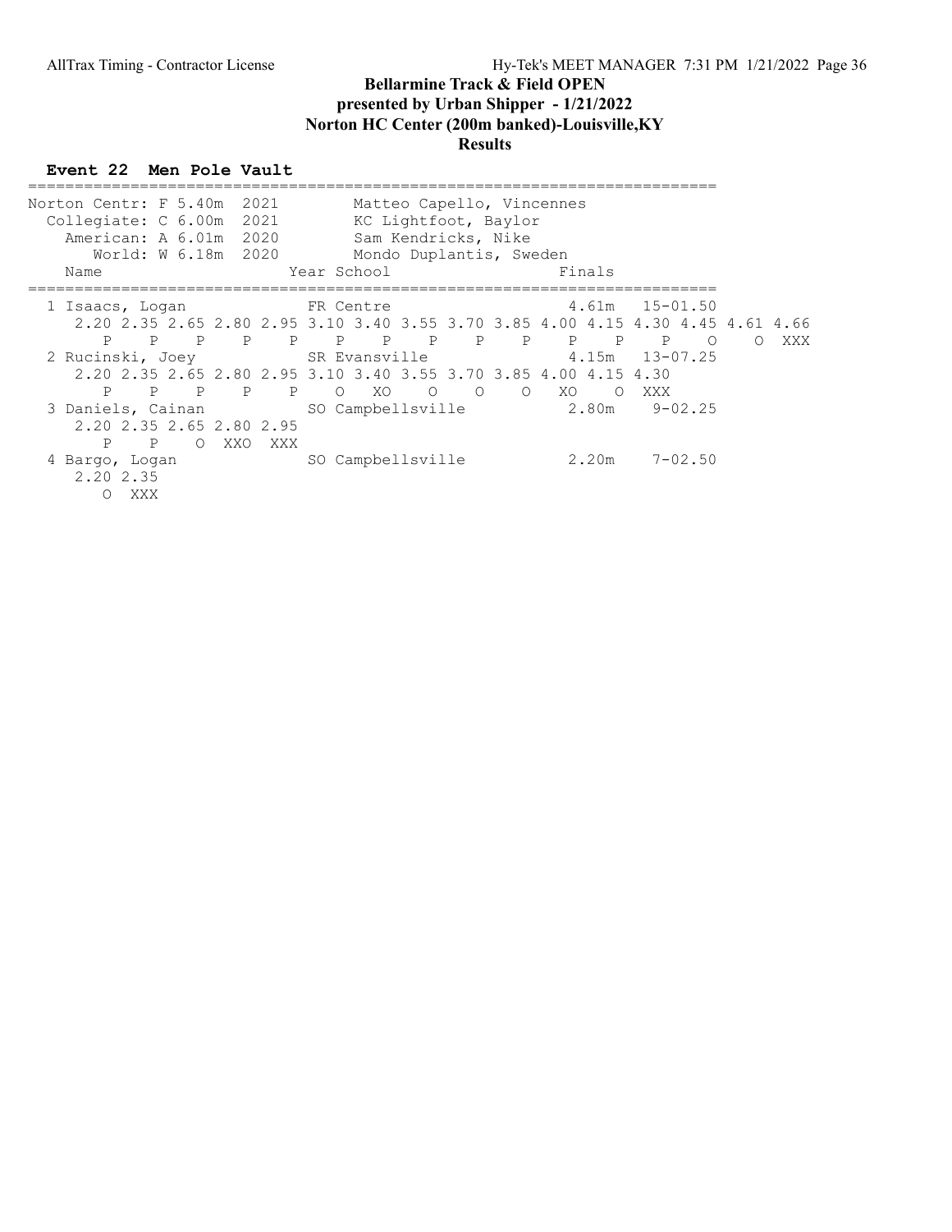# Bellarmine Track & Field OPEN

## presented by Urban Shipper - 1/21/2022

## Norton HC Center (200m banked)-Louisville,KY

## Results

### Event 22 Men Pole Vault

```
==========================================================================
Norton Centr: F 5.40m  2021        Matteo Capello, Vincennes
  Collegiate: C 6.00m  2021        KC Lightfoot, Baylor
    American: A 6.01m  2020        Sam Kendricks, Nike
       World: W 6.18m  2020        Mondo Duplantis, Sweden
    Name                    Year School                 Finals
==========================================================================
  1 Isaacs, Logan           FR Centre                  4.61m   15-01.50
     2.20 2.35 2.65 2.80 2.95 3.10 3.40 3.55 3.70 3.85 4.00 4.15 4.30 4.45 4.61 4.66
        P    P    P    P    P    P    P    P    P    P    P    P    P    O    O  XXX
  2 Rucinski, Joey          SR Evansville              4.15m   13-07.25
     2.20 2.35 2.65 2.80 2.95 3.10 3.40 3.55 3.70 3.85 4.00 4.15 4.30
        P    P    P    P    P    O   XO    O    O    O   XO    O  XXX
  3 Daniels, Cainan         SO Campbellsville          2.80m    9-02.25
     2.20 2.35 2.65 2.80 2.95
        P    P    O  XXO  XXX
  4 Bargo, Logan            SO Campbellsville          2.20m    7-02.50
     2.20 2.35
        O  XXX
```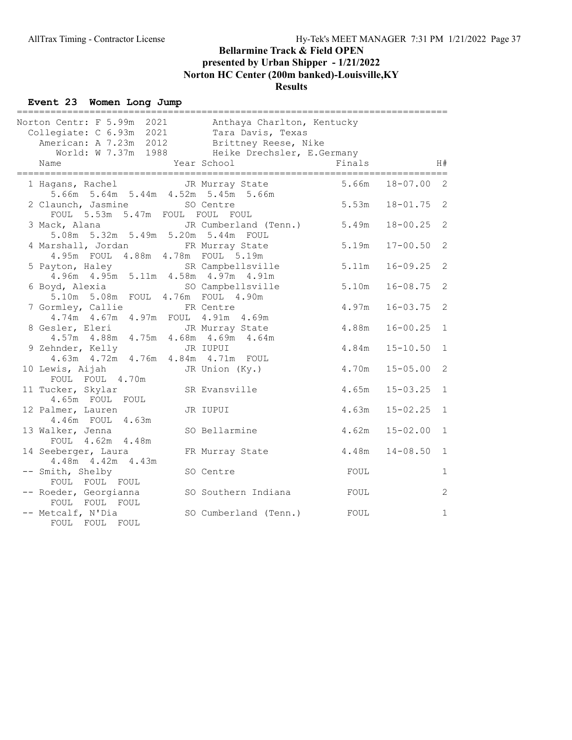# Bellarmine Track & Field OPEN

**presented by Urban Shipper - 1/21/2022**

**Norton HC Center (200m banked)-Louisville,KY**

**Results**

## Event 23 Women Long Jump

| Record | Mark | Year | Holder |
|---|---|---|---|
| Norton Centr: F | 5.99m | 2021 | Anthaya Charlton, Kentucky |
| Collegiate: C | 6.93m | 2021 | Tara Davis, Texas |
| American: A | 7.23m | 2012 | Brittney Reese, Nike |
| World: W | 7.37m | 1988 | Heike Drechsler, E.Germany |

| Place | Name | Year | School | Finals | Imperial | H# | Series |
|---|---|---|---|---|---|---|---|
| 1 | Hagans, Rachel | JR | Murray State | 5.66m | 18-07.00 | 2 | 5.66m 5.64m 5.44m 4.52m 5.45m 5.66m |
| 2 | Claunch, Jasmine | SO | Centre | 5.53m | 18-01.75 | 2 | FOUL 5.53m 5.47m FOUL FOUL FOUL |
| 3 | Mack, Alana | JR | Cumberland (Tenn.) | 5.49m | 18-00.25 | 2 | 5.08m 5.32m 5.49m 5.20m 5.44m FOUL |
| 4 | Marshall, Jordan | FR | Murray State | 5.19m | 17-00.50 | 2 | 4.95m FOUL 4.88m 4.78m FOUL 5.19m |
| 5 | Payton, Haley | SR | Campbellsville | 5.11m | 16-09.25 | 2 | 4.96m 4.95m 5.11m 4.58m 4.97m 4.91m |
| 6 | Boyd, Alexia | SO | Campbellsville | 5.10m | 16-08.75 | 2 | 5.10m 5.08m FOUL 4.76m FOUL 4.90m |
| 7 | Gormley, Callie | FR | Centre | 4.97m | 16-03.75 | 2 | 4.74m 4.67m 4.97m FOUL 4.91m 4.69m |
| 8 | Gesler, Eleri | JR | Murray State | 4.88m | 16-00.25 | 1 | 4.57m 4.88m 4.75m 4.68m 4.69m 4.64m |
| 9 | Zehnder, Kelly | JR | IUPUI | 4.84m | 15-10.50 | 1 | 4.63m 4.72m 4.76m 4.84m 4.71m FOUL |
| 10 | Lewis, Aijah | JR | Union (Ky.) | 4.70m | 15-05.00 | 2 | FOUL FOUL 4.70m |
| 11 | Tucker, Skylar | SR | Evansville | 4.65m | 15-03.25 | 1 | 4.65m FOUL FOUL |
| 12 | Palmer, Lauren | JR | IUPUI | 4.63m | 15-02.25 | 1 | 4.46m FOUL 4.63m |
| 13 | Walker, Jenna | SO | Bellarmine | 4.62m | 15-02.00 | 1 | FOUL 4.62m 4.48m |
| 14 | Seeberger, Laura | FR | Murray State | 4.48m | 14-08.50 | 1 | 4.48m 4.42m 4.43m |
| -- | Smith, Shelby | SO | Centre | FOUL | | 1 | FOUL FOUL FOUL |
| -- | Roeder, Georgianna | SO | Southern Indiana | FOUL | | 2 | FOUL FOUL FOUL |
| -- | Metcalf, N'Dia | SO | Cumberland (Tenn.) | FOUL | | 1 | FOUL FOUL FOUL |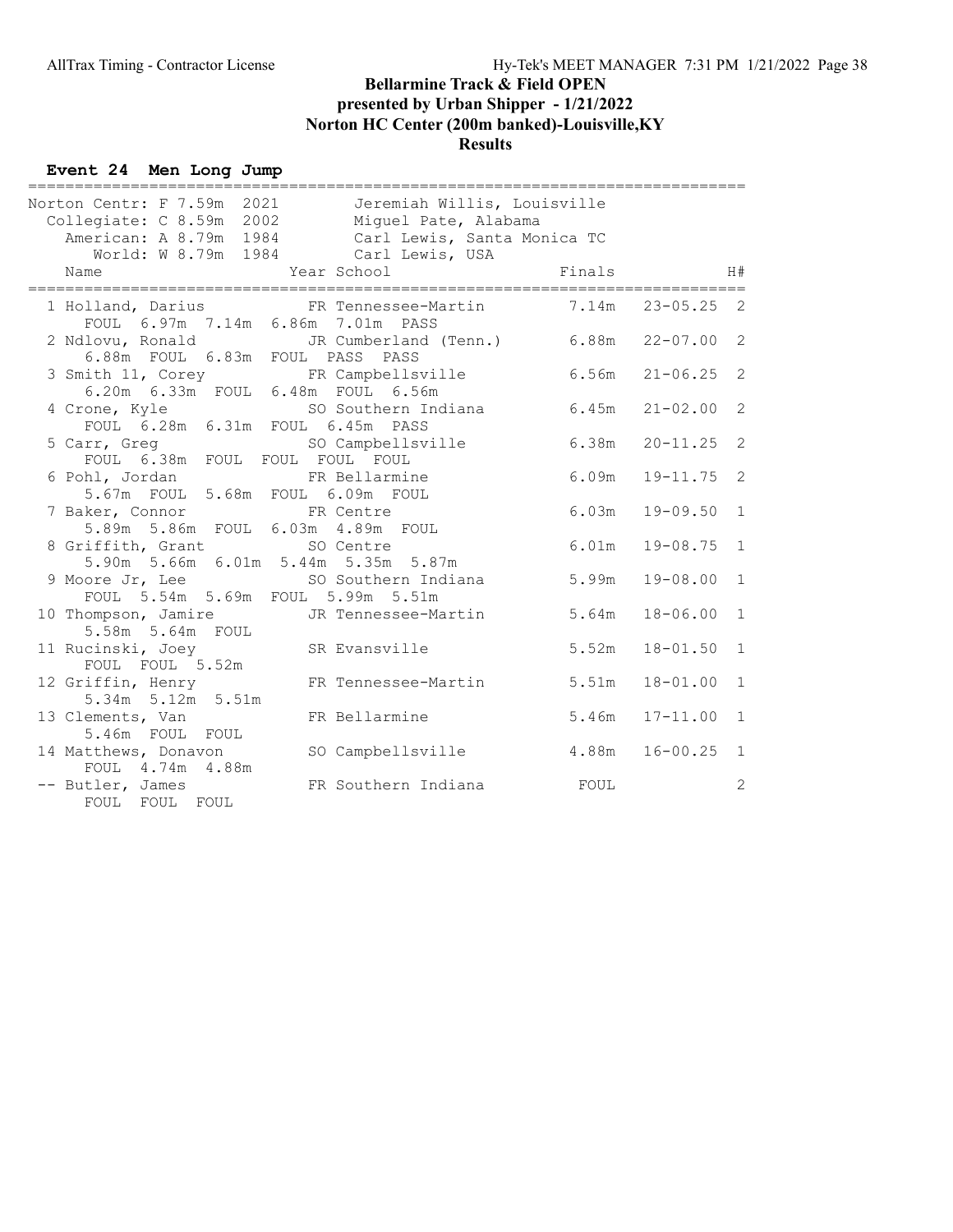# Bellarmine Track & Field OPEN

**presented by Urban Shipper - 1/21/2022**

**Norton HC Center (200m banked)-Louisville,KY**

**Results**

## Event 24 Men Long Jump

| Record | Mark | Year | Holder |
|---|---|---|---|
| Norton Centr: F | 7.59m | 2021 | Jeremiah Willis, Louisville |
| Collegiate: C | 8.59m | 2002 | Miguel Pate, Alabama |
| American: A | 8.79m | 1984 | Carl Lewis, Santa Monica TC |
| World: W | 8.79m | 1984 | Carl Lewis, USA |

| Place | Name | Year | School | Finals | | H# |
|---|---|---|---|---|---|---|
| 1 | Holland, Darius | FR | Tennessee-Martin | 7.14m | 23-05.25 | 2 |
| | FOUL 6.97m 7.14m 6.86m 7.01m PASS | | | | | |
| 2 | Ndlovu, Ronald | JR | Cumberland (Tenn.) | 6.88m | 22-07.00 | 2 |
| | 6.88m FOUL 6.83m FOUL PASS PASS | | | | | |
| 3 | Smith 11, Corey | FR | Campbellsville | 6.56m | 21-06.25 | 2 |
| | 6.20m 6.33m FOUL 6.48m FOUL 6.56m | | | | | |
| 4 | Crone, Kyle | SO | Southern Indiana | 6.45m | 21-02.00 | 2 |
| | FOUL 6.28m 6.31m FOUL 6.45m PASS | | | | | |
| 5 | Carr, Greg | SO | Campbellsville | 6.38m | 20-11.25 | 2 |
| | FOUL 6.38m FOUL FOUL FOUL FOUL | | | | | |
| 6 | Pohl, Jordan | FR | Bellarmine | 6.09m | 19-11.75 | 2 |
| | 5.67m FOUL 5.68m FOUL 6.09m FOUL | | | | | |
| 7 | Baker, Connor | FR | Centre | 6.03m | 19-09.50 | 1 |
| | 5.89m 5.86m FOUL 6.03m 4.89m FOUL | | | | | |
| 8 | Griffith, Grant | SO | Centre | 6.01m | 19-08.75 | 1 |
| | 5.90m 5.66m 6.01m 5.44m 5.35m 5.87m | | | | | |
| 9 | Moore Jr, Lee | SO | Southern Indiana | 5.99m | 19-08.00 | 1 |
| | FOUL 5.54m 5.69m FOUL 5.99m 5.51m | | | | | |
| 10 | Thompson, Jamire | JR | Tennessee-Martin | 5.64m | 18-06.00 | 1 |
| | 5.58m 5.64m FOUL | | | | | |
| 11 | Rucinski, Joey | SR | Evansville | 5.52m | 18-01.50 | 1 |
| | FOUL FOUL 5.52m | | | | | |
| 12 | Griffin, Henry | FR | Tennessee-Martin | 5.51m | 18-01.00 | 1 |
| | 5.34m 5.12m 5.51m | | | | | |
| 13 | Clements, Van | FR | Bellarmine | 5.46m | 17-11.00 | 1 |
| | 5.46m FOUL FOUL | | | | | |
| 14 | Matthews, Donavon | SO | Campbellsville | 4.88m | 16-00.25 | 1 |
| | FOUL 4.74m 4.88m | | | | | |
| -- | Butler, James | FR | Southern Indiana | FOUL | | 2 |
| | FOUL FOUL FOUL | | | | | |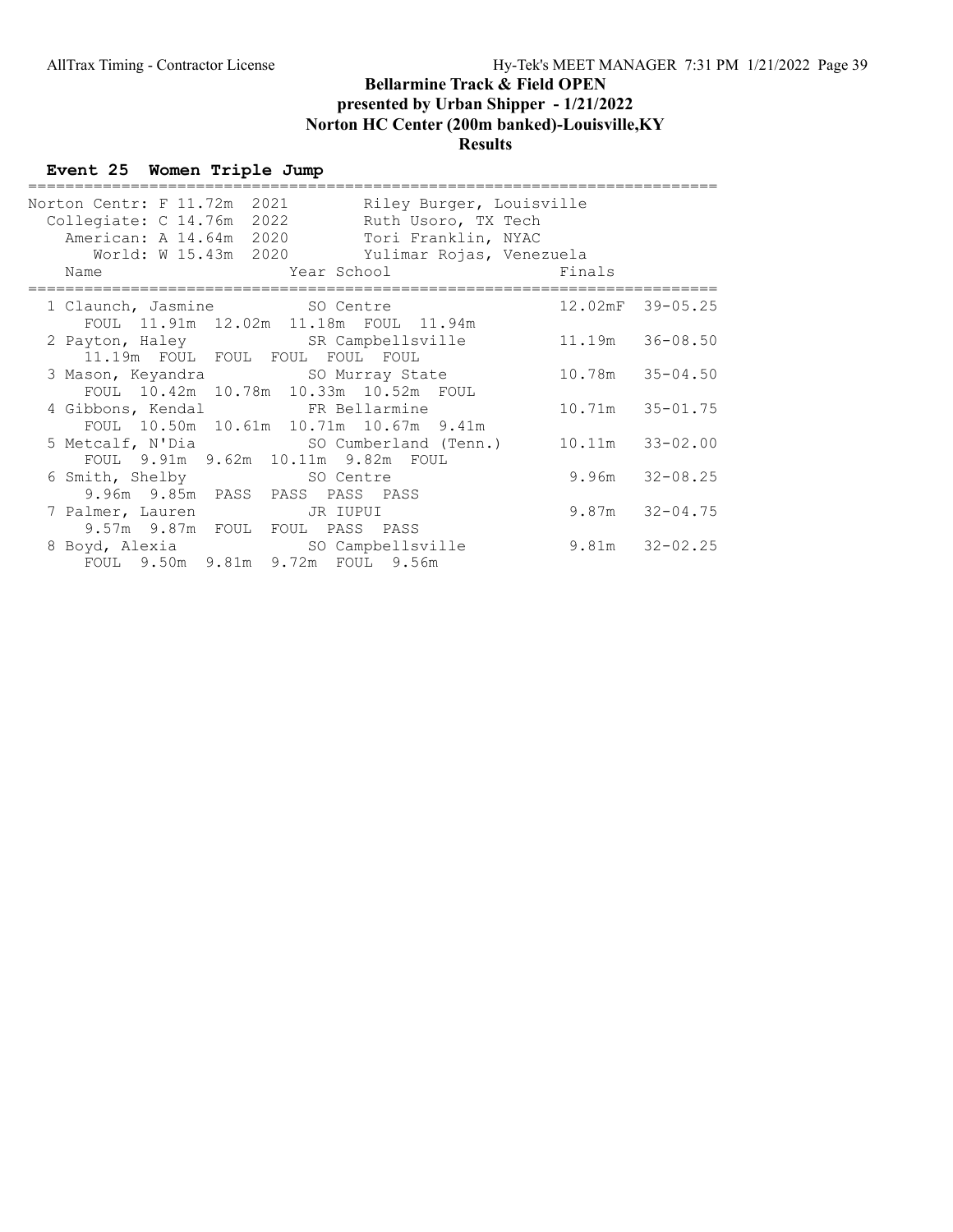# Bellarmine Track & Field OPEN
## presented by Urban Shipper - 1/21/2022
## Norton HC Center (200m banked)-Louisville,KY
## Results

### Event 25 Women Triple Jump

| Record | Mark | Year | Holder |
|---|---|---|---|
| Norton Centr: F | 11.72m | 2021 | Riley Burger, Louisville |
| Collegiate: C | 14.76m | 2022 | Ruth Usoro, TX Tech |
| American: A | 14.64m | 2020 | Tori Franklin, NYAC |
| World: W | 15.43m | 2020 | Yulimar Rojas, Venezuela |

| Place | Name | Year | School | Finals | |
|---|---|---|---|---|---|
| 1 | Claunch, Jasmine | SO | Centre | 12.02mF | 39-05.25 |
| | FOUL 11.91m 12.02m 11.18m FOUL 11.94m | | | | |
| 2 | Payton, Haley | SR | Campbellsville | 11.19m | 36-08.50 |
| | 11.19m FOUL FOUL FOUL FOUL FOUL | | | | |
| 3 | Mason, Keyandra | SO | Murray State | 10.78m | 35-04.50 |
| | FOUL 10.42m 10.78m 10.33m 10.52m FOUL | | | | |
| 4 | Gibbons, Kendal | FR | Bellarmine | 10.71m | 35-01.75 |
| | FOUL 10.50m 10.61m 10.71m 10.67m 9.41m | | | | |
| 5 | Metcalf, N'Dia | SO | Cumberland (Tenn.) | 10.11m | 33-02.00 |
| | FOUL 9.91m 9.62m 10.11m 9.82m FOUL | | | | |
| 6 | Smith, Shelby | SO | Centre | 9.96m | 32-08.25 |
| | 9.96m 9.85m PASS PASS PASS PASS | | | | |
| 7 | Palmer, Lauren | JR | IUPUI | 9.87m | 32-04.75 |
| | 9.57m 9.87m FOUL FOUL PASS PASS | | | | |
| 8 | Boyd, Alexia | SO | Campbellsville | 9.81m | 32-02.25 |
| | FOUL 9.50m 9.81m 9.72m FOUL 9.56m | | | | |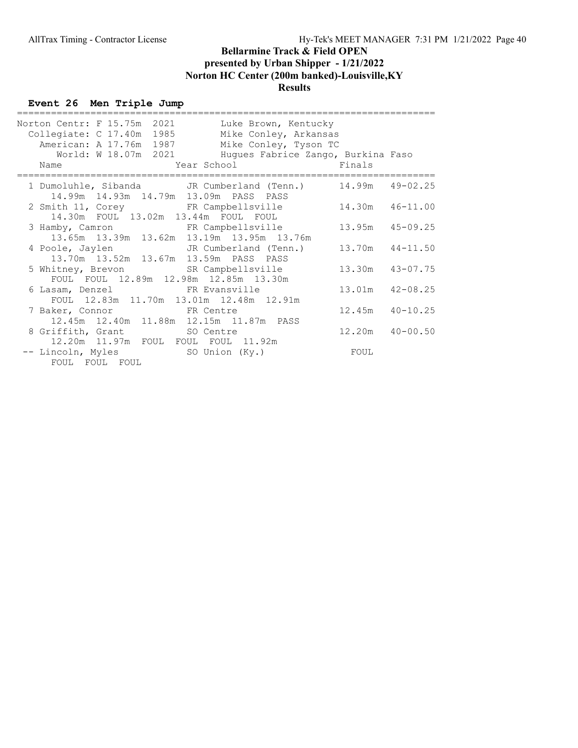# Bellarmine Track & Field OPEN

## presented by Urban Shipper - 1/21/2022

## Norton HC Center (200m banked)-Louisville,KY

## Results

### Event 26 Men Triple Jump

| Record | Mark | Year | Holder |
|---|---|---|---|
| Norton Centr: F | 15.75m | 2021 | Luke Brown, Kentucky |
| Collegiate: C | 17.40m | 1985 | Mike Conley, Arkansas |
| American: A | 17.76m | 1987 | Mike Conley, Tyson TC |
| World: W | 18.07m | 2021 | Hugues Fabrice Zango, Burkina Faso |

| Place | Name | Year | School | Finals | |
|---|---|---|---|---|---|
| 1 | Dumoluhle, Sibanda | JR | Cumberland (Tenn.) | 14.99m | 49-02.25 |
| | 14.99m 14.93m 14.79m 13.09m PASS PASS | | | | |
| 2 | Smith 11, Corey | FR | Campbellsville | 14.30m | 46-11.00 |
| | 14.30m FOUL 13.02m 13.44m FOUL FOUL | | | | |
| 3 | Hamby, Camron | FR | Campbellsville | 13.95m | 45-09.25 |
| | 13.65m 13.39m 13.62m 13.19m 13.95m 13.76m | | | | |
| 4 | Poole, Jaylen | JR | Cumberland (Tenn.) | 13.70m | 44-11.50 |
| | 13.70m 13.52m 13.67m 13.59m PASS PASS | | | | |
| 5 | Whitney, Brevon | SR | Campbellsville | 13.30m | 43-07.75 |
| | FOUL FOUL 12.89m 12.98m 12.85m 13.30m | | | | |
| 6 | Lasam, Denzel | FR | Evansville | 13.01m | 42-08.25 |
| | FOUL 12.83m 11.70m 13.01m 12.48m 12.91m | | | | |
| 7 | Baker, Connor | FR | Centre | 12.45m | 40-10.25 |
| | 12.45m 12.40m 11.88m 12.15m 11.87m PASS | | | | |
| 8 | Griffith, Grant | SO | Centre | 12.20m | 40-00.50 |
| | 12.20m 11.97m FOUL FOUL FOUL 11.92m | | | | |
| -- | Lincoln, Myles | SO | Union (Ky.) | FOUL | |
| | FOUL FOUL FOUL | | | | |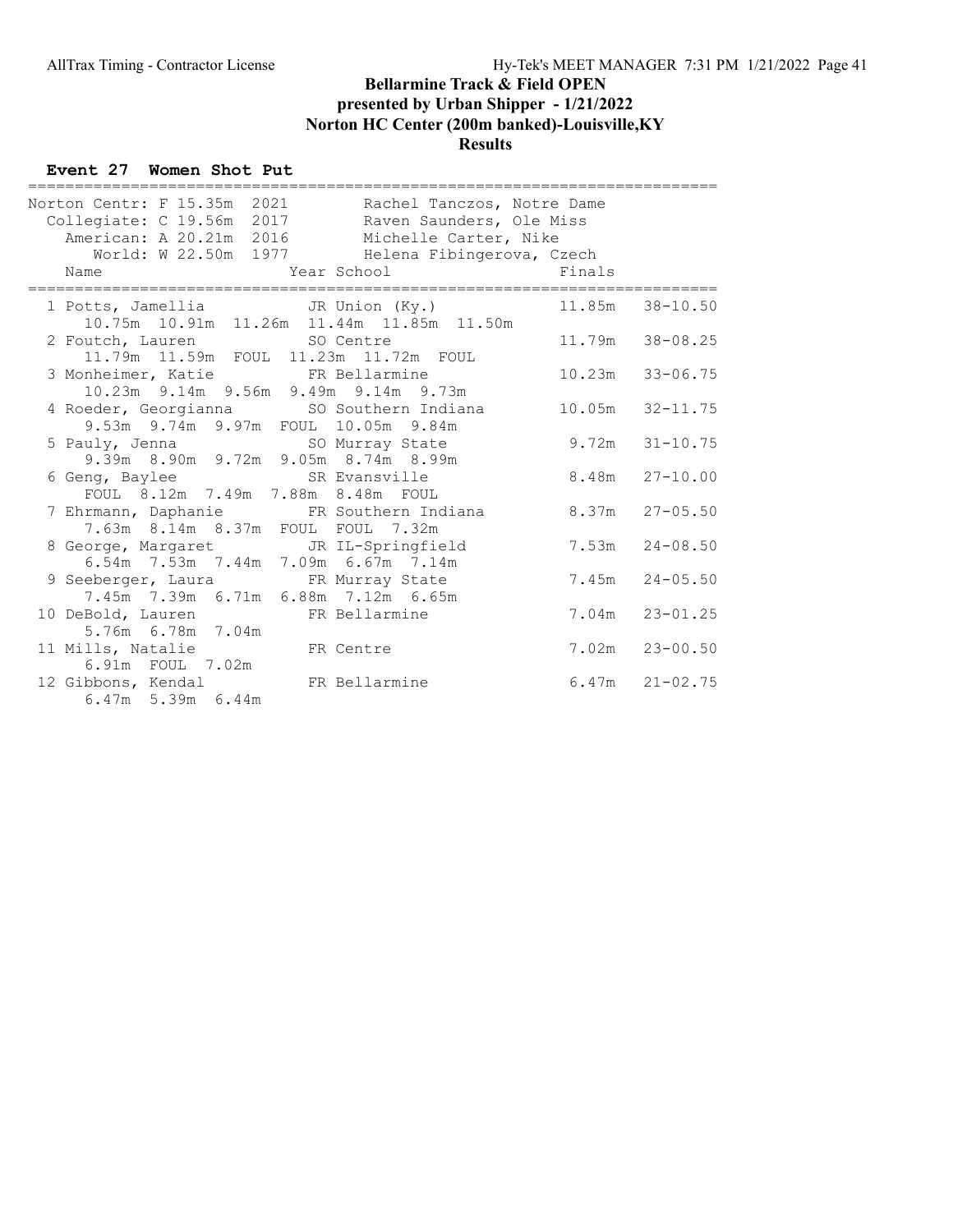# Bellarmine Track & Field OPEN
## presented by Urban Shipper - 1/21/2022
## Norton HC Center (200m banked)-Louisville,KY
## Results

### Event 27 Women Shot Put

| Record | Mark | Year | Holder |
|---|---|---|---|
| Norton Centr: F | 15.35m | 2021 | Rachel Tanczos, Notre Dame |
| Collegiate: C | 19.56m | 2017 | Raven Saunders, Ole Miss |
| American: A | 20.21m | 2016 | Michelle Carter, Nike |
| World: W | 22.50m | 1977 | Helena Fibingerova, Czech |

| Place | Name | Year | School | Finals | |
|---|---|---|---|---|---|
| 1 | Potts, Jamellia | JR | Union (Ky.) | 11.85m | 38-10.50 |
| | 10.75m 10.91m 11.26m 11.44m 11.85m 11.50m | | | | |
| 2 | Foutch, Lauren | SO | Centre | 11.79m | 38-08.25 |
| | 11.79m 11.59m FOUL 11.23m 11.72m FOUL | | | | |
| 3 | Monheimer, Katie | FR | Bellarmine | 10.23m | 33-06.75 |
| | 10.23m 9.14m 9.56m 9.49m 9.14m 9.73m | | | | |
| 4 | Roeder, Georgianna | SO | Southern Indiana | 10.05m | 32-11.75 |
| | 9.53m 9.74m 9.97m FOUL 10.05m 9.84m | | | | |
| 5 | Pauly, Jenna | SO | Murray State | 9.72m | 31-10.75 |
| | 9.39m 8.90m 9.72m 9.05m 8.74m 8.99m | | | | |
| 6 | Geng, Baylee | SR | Evansville | 8.48m | 27-10.00 |
| | FOUL 8.12m 7.49m 7.88m 8.48m FOUL | | | | |
| 7 | Ehrmann, Daphanie | FR | Southern Indiana | 8.37m | 27-05.50 |
| | 7.63m 8.14m 8.37m FOUL FOUL 7.32m | | | | |
| 8 | George, Margaret | JR | IL-Springfield | 7.53m | 24-08.50 |
| | 6.54m 7.53m 7.44m 7.09m 6.67m 7.14m | | | | |
| 9 | Seeberger, Laura | FR | Murray State | 7.45m | 24-05.50 |
| | 7.45m 7.39m 6.71m 6.88m 7.12m 6.65m | | | | |
| 10 | DeBold, Lauren | FR | Bellarmine | 7.04m | 23-01.25 |
| | 5.76m 6.78m 7.04m | | | | |
| 11 | Mills, Natalie | FR | Centre | 7.02m | 23-00.50 |
| | 6.91m FOUL 7.02m | | | | |
| 12 | Gibbons, Kendal | FR | Bellarmine | 6.47m | 21-02.75 |
| | 6.47m 5.39m 6.44m | | | | |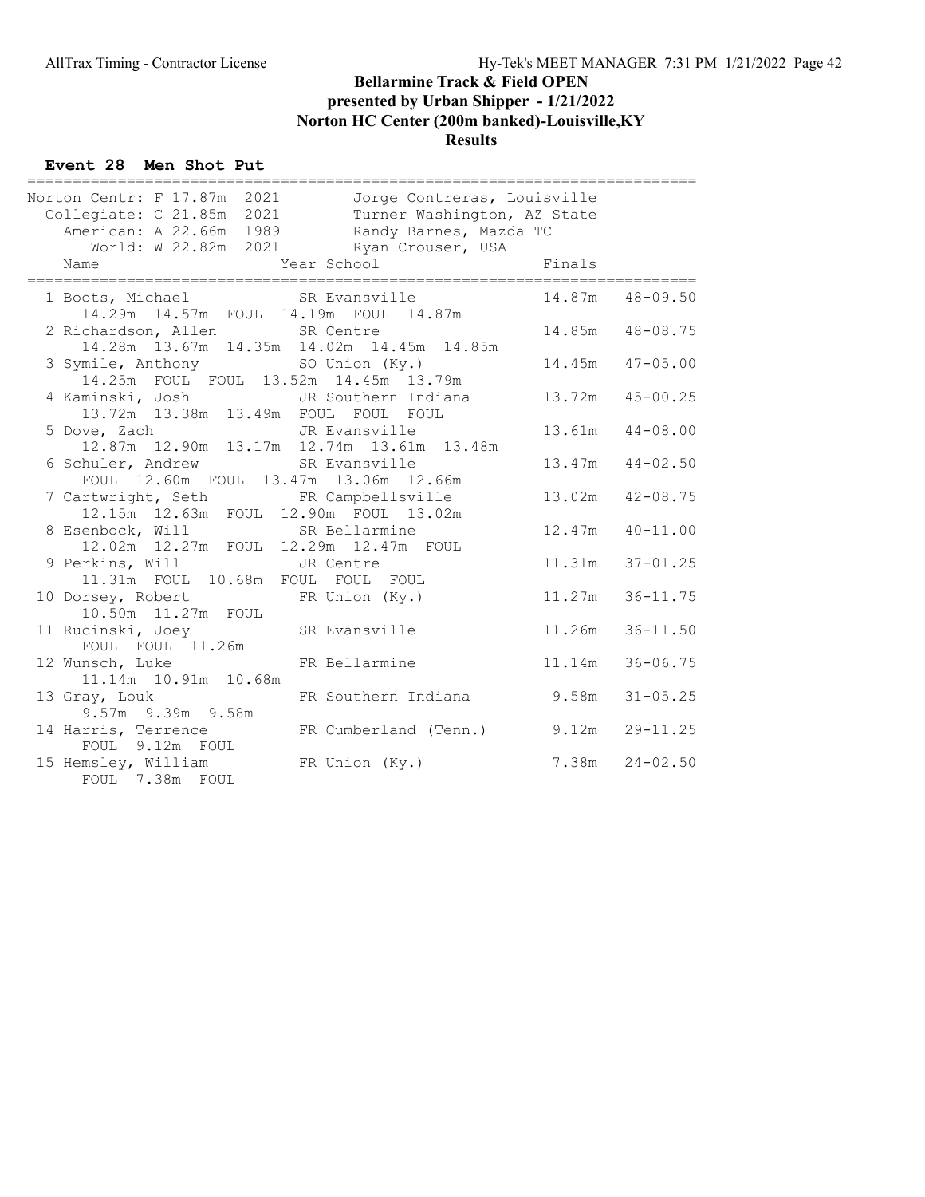# Bellarmine Track & Field OPEN

## presented by Urban Shipper - 1/21/2022

## Norton HC Center (200m banked)-Louisville,KY

## Results

### Event 28 Men Shot Put

| Record | Mark | Year | Holder |
|---|---|---|---|
| Norton Centr: F | 17.87m | 2021 | Jorge Contreras, Louisville |
| Collegiate: C | 21.85m | 2021 | Turner Washington, AZ State |
| American: A | 22.66m | 1989 | Randy Barnes, Mazda TC |
| World: W | 22.82m | 2021 | Ryan Crouser, USA |

| Place | Name | Year | School | Finals | |
|---|---|---|---|---|---|
| 1 | Boots, Michael | SR | Evansville | 14.87m | 48-09.50 |
| | 14.29m 14.57m FOUL 14.19m FOUL 14.87m | | | | |
| 2 | Richardson, Allen | SR | Centre | 14.85m | 48-08.75 |
| | 14.28m 13.67m 14.35m 14.02m 14.45m 14.85m | | | | |
| 3 | Symile, Anthony | SO | Union (Ky.) | 14.45m | 47-05.00 |
| | 14.25m FOUL FOUL 13.52m 14.45m 13.79m | | | | |
| 4 | Kaminski, Josh | JR | Southern Indiana | 13.72m | 45-00.25 |
| | 13.72m 13.38m 13.49m FOUL FOUL FOUL | | | | |
| 5 | Dove, Zach | JR | Evansville | 13.61m | 44-08.00 |
| | 12.87m 12.90m 13.17m 12.74m 13.61m 13.48m | | | | |
| 6 | Schuler, Andrew | SR | Evansville | 13.47m | 44-02.50 |
| | FOUL 12.60m FOUL 13.47m 13.06m 12.66m | | | | |
| 7 | Cartwright, Seth | FR | Campbellsville | 13.02m | 42-08.75 |
| | 12.15m 12.63m FOUL 12.90m FOUL 13.02m | | | | |
| 8 | Esenbock, Will | SR | Bellarmine | 12.47m | 40-11.00 |
| | 12.02m 12.27m FOUL 12.29m 12.47m FOUL | | | | |
| 9 | Perkins, Will | JR | Centre | 11.31m | 37-01.25 |
| | 11.31m FOUL 10.68m FOUL FOUL FOUL | | | | |
| 10 | Dorsey, Robert | FR | Union (Ky.) | 11.27m | 36-11.75 |
| | 10.50m 11.27m FOUL | | | | |
| 11 | Rucinski, Joey | SR | Evansville | 11.26m | 36-11.50 |
| | FOUL FOUL 11.26m | | | | |
| 12 | Wunsch, Luke | FR | Bellarmine | 11.14m | 36-06.75 |
| | 11.14m 10.91m 10.68m | | | | |
| 13 | Gray, Louk | FR | Southern Indiana | 9.58m | 31-05.25 |
| | 9.57m 9.39m 9.58m | | | | |
| 14 | Harris, Terrence | FR | Cumberland (Tenn.) | 9.12m | 29-11.25 |
| | FOUL 9.12m FOUL | | | | |
| 15 | Hemsley, William | FR | Union (Ky.) | 7.38m | 24-02.50 |
| | FOUL 7.38m FOUL | | | | |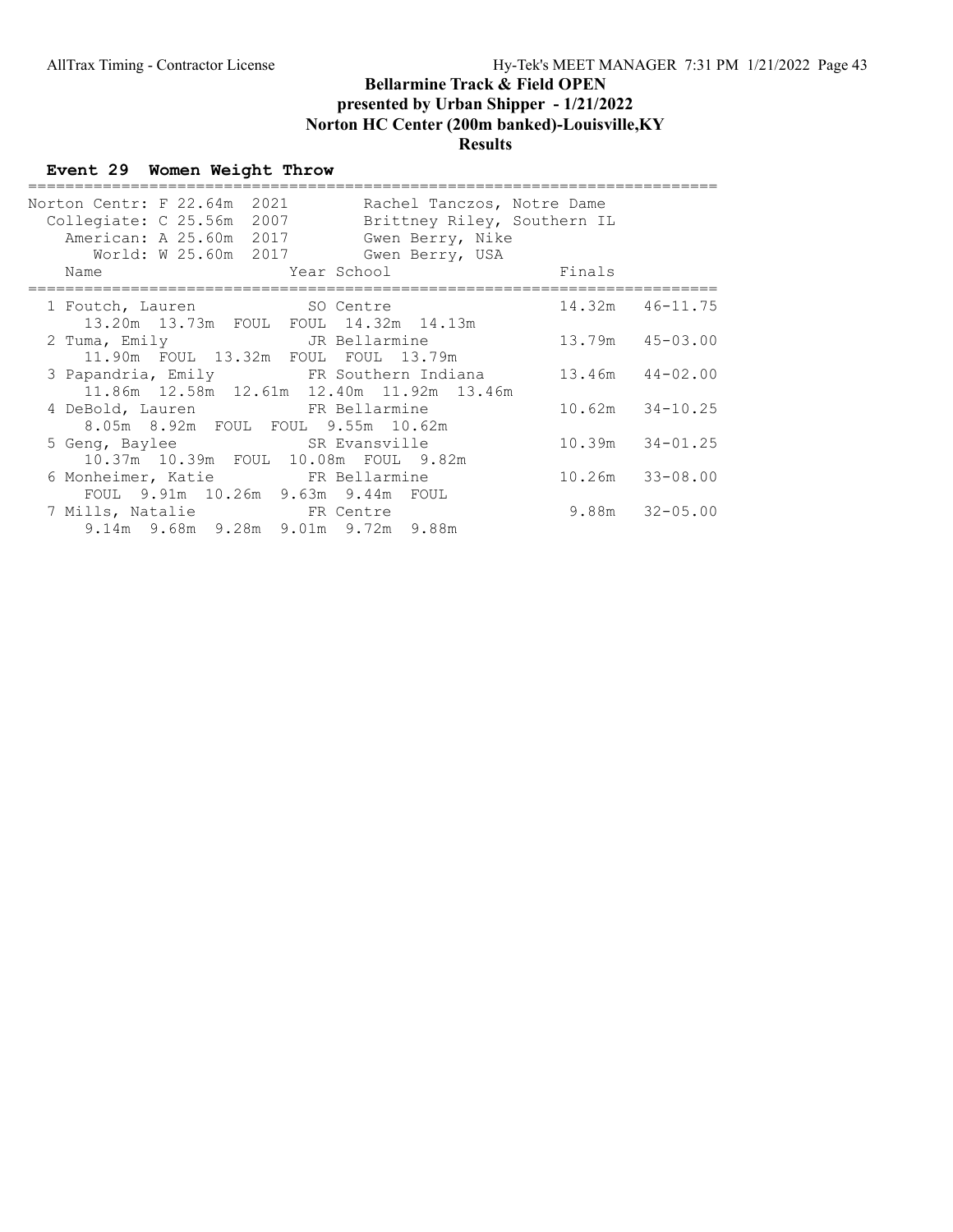# Bellarmine Track & Field OPEN

## presented by Urban Shipper - 1/21/2022

## Norton HC Center (200m banked)-Louisville,KY

## Results

### Event 29 Women Weight Throw

| Record | Mark | Year | Holder |
|---|---|---|---|
| Norton Centr: F | 22.64m | 2021 | Rachel Tanczos, Notre Dame |
| Collegiate: C | 25.56m | 2007 | Brittney Riley, Southern IL |
| American: A | 25.60m | 2017 | Gwen Berry, Nike |
| World: W | 25.60m | 2017 | Gwen Berry, USA |

| Place | Name | Year | School | Finals | |
|---|---|---|---|---|---|
| 1 | Foutch, Lauren | SO | Centre | 14.32m | 46-11.75 |
| | 13.20m 13.73m FOUL FOUL 14.32m 14.13m | | | | |
| 2 | Tuma, Emily | JR | Bellarmine | 13.79m | 45-03.00 |
| | 11.90m FOUL 13.32m FOUL FOUL 13.79m | | | | |
| 3 | Papandria, Emily | FR | Southern Indiana | 13.46m | 44-02.00 |
| | 11.86m 12.58m 12.61m 12.40m 11.92m 13.46m | | | | |
| 4 | DeBold, Lauren | FR | Bellarmine | 10.62m | 34-10.25 |
| | 8.05m 8.92m FOUL FOUL 9.55m 10.62m | | | | |
| 5 | Geng, Baylee | SR | Evansville | 10.39m | 34-01.25 |
| | 10.37m 10.39m FOUL 10.08m FOUL 9.82m | | | | |
| 6 | Monheimer, Katie | FR | Bellarmine | 10.26m | 33-08.00 |
| | FOUL 9.91m 10.26m 9.63m 9.44m FOUL | | | | |
| 7 | Mills, Natalie | FR | Centre | 9.88m | 32-05.00 |
| | 9.14m 9.68m 9.28m 9.01m 9.72m 9.88m | | | | |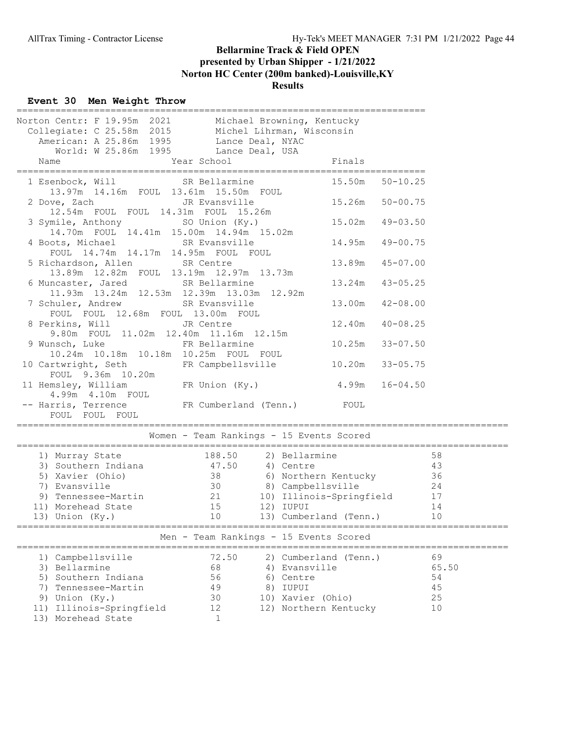# Bellarmine Track & Field OPEN
## presented by Urban Shipper - 1/21/2022
## Norton HC Center (200m banked)-Louisville,KY
## Results

### Event 30 Men Weight Throw

| | | | |
|---|---|---|---|
| Norton Centr: F 19.95m | 2021 | Michael Browning, Kentucky | |
| Collegiate: C 25.58m | 2015 | Michel Lihrman, Wisconsin | |
| American: A 25.86m | 1995 | Lance Deal, NYAC | |
| World: W 25.86m | 1995 | Lance Deal, USA | |

| Place | Name | Year | School | Finals | |
|---|---|---|---|---|---|
| 1 | Esenbock, Will | SR | Bellarmine | 15.50m | 50-10.25 |
| | 13.97m 14.16m FOUL 13.61m 15.50m FOUL | | | | |
| 2 | Dove, Zach | JR | Evansville | 15.26m | 50-00.75 |
| | 12.54m FOUL FOUL 14.31m FOUL 15.26m | | | | |
| 3 | Symile, Anthony | SO | Union (Ky.) | 15.02m | 49-03.50 |
| | 14.70m FOUL 14.41m 15.00m 14.94m 15.02m | | | | |
| 4 | Boots, Michael | SR | Evansville | 14.95m | 49-00.75 |
| | FOUL 14.74m 14.17m 14.95m FOUL FOUL | | | | |
| 5 | Richardson, Allen | SR | Centre | 13.89m | 45-07.00 |
| | 13.89m 12.82m FOUL 13.19m 12.97m 13.73m | | | | |
| 6 | Muncaster, Jared | SR | Bellarmine | 13.24m | 43-05.25 |
| | 11.93m 13.24m 12.53m 12.39m 13.03m 12.92m | | | | |
| 7 | Schuler, Andrew | SR | Evansville | 13.00m | 42-08.00 |
| | FOUL FOUL 12.68m FOUL 13.00m FOUL | | | | |
| 8 | Perkins, Will | JR | Centre | 12.40m | 40-08.25 |
| | 9.80m FOUL 11.02m 12.40m 11.16m 12.15m | | | | |
| 9 | Wunsch, Luke | FR | Bellarmine | 10.25m | 33-07.50 |
| | 10.24m 10.18m 10.18m 10.25m FOUL FOUL | | | | |
| 10 | Cartwright, Seth | FR | Campbellsville | 10.20m | 33-05.75 |
| | FOUL 9.36m 10.20m | | | | |
| 11 | Hemsley, William | FR | Union (Ky.) | 4.99m | 16-04.50 |
| | 4.99m 4.10m FOUL | | | | |
| -- | Harris, Terrence | FR | Cumberland (Tenn.) | FOUL | |
| | FOUL FOUL FOUL | | | | |

### Women - Team Rankings - 15 Events Scored

| Rank | Team | Points | Rank | Team | Points |
|---|---|---|---|---|---|
| 1) | Murray State | 188.50 | 2) | Bellarmine | 58 |
| 3) | Southern Indiana | 47.50 | 4) | Centre | 43 |
| 5) | Xavier (Ohio) | 38 | 6) | Northern Kentucky | 36 |
| 7) | Evansville | 30 | 8) | Campbellsville | 24 |
| 9) | Tennessee-Martin | 21 | 10) | Illinois-Springfield | 17 |
| 11) | Morehead State | 15 | 12) | IUPUI | 14 |
| 13) | Union (Ky.) | 10 | 13) | Cumberland (Tenn.) | 10 |

### Men - Team Rankings - 15 Events Scored

| Rank | Team | Points | Rank | Team | Points |
|---|---|---|---|---|---|
| 1) | Campbellsville | 72.50 | 2) | Cumberland (Tenn.) | 69 |
| 3) | Bellarmine | 68 | 4) | Evansville | 65.50 |
| 5) | Southern Indiana | 56 | 6) | Centre | 54 |
| 7) | Tennessee-Martin | 49 | 8) | IUPUI | 45 |
| 9) | Union (Ky.) | 30 | 10) | Xavier (Ohio) | 25 |
| 11) | Illinois-Springfield | 12 | 12) | Northern Kentucky | 10 |
| 13) | Morehead State | 1 | | | |